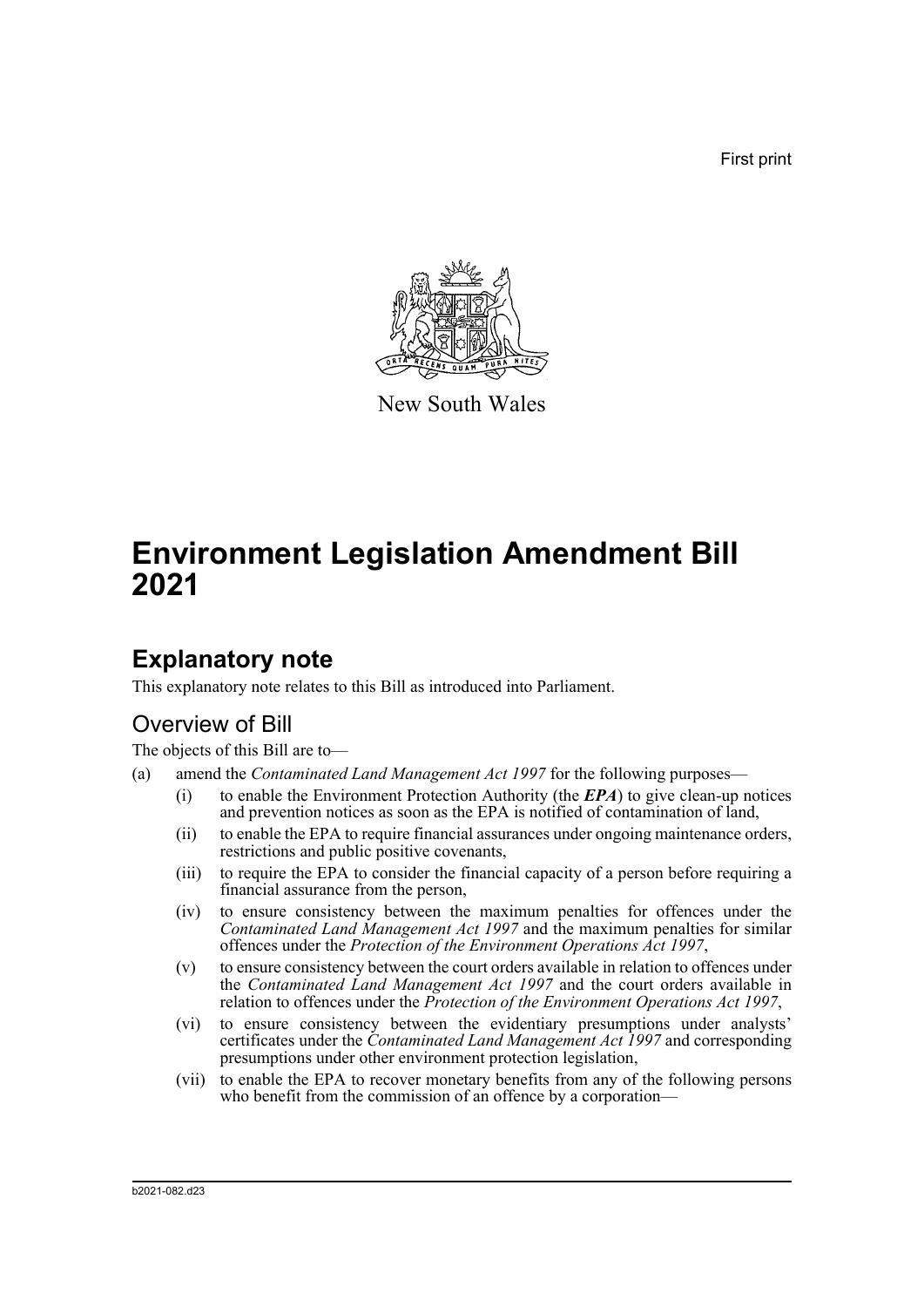First print

New South Wales

# Environment Legislation Amendment Bill 2021

## Explanatory note

This explanatory note relates to this Bill as introduced into Parliament.

### Overview of Bill

The objects of this Bill are to—

(a) amend the *Contaminated Land Management Act 1997* for the following purposes—

 (i) to enable the Environment Protection Authority (the ***EPA***) to give clean-up notices and prevention notices as soon as the EPA is notified of contamination of land,

 (ii) to enable the EPA to require financial assurances under ongoing maintenance orders, restrictions and public positive covenants,

 (iii) to require the EPA to consider the financial capacity of a person before requiring a financial assurance from the person,

 (iv) to ensure consistency between the maximum penalties for offences under the *Contaminated Land Management Act 1997* and the maximum penalties for similar offences under the *Protection of the Environment Operations Act 1997*,

 (v) to ensure consistency between the court orders available in relation to offences under the *Contaminated Land Management Act 1997* and the court orders available in relation to offences under the *Protection of the Environment Operations Act 1997*,

 (vi) to ensure consistency between the evidentiary presumptions under analysts' certificates under the *Contaminated Land Management Act 1997* and corresponding presumptions under other environment protection legislation,

 (vii) to enable the EPA to recover monetary benefits from any of the following persons who benefit from the commission of an offence by a corporation—

b2021-082.d23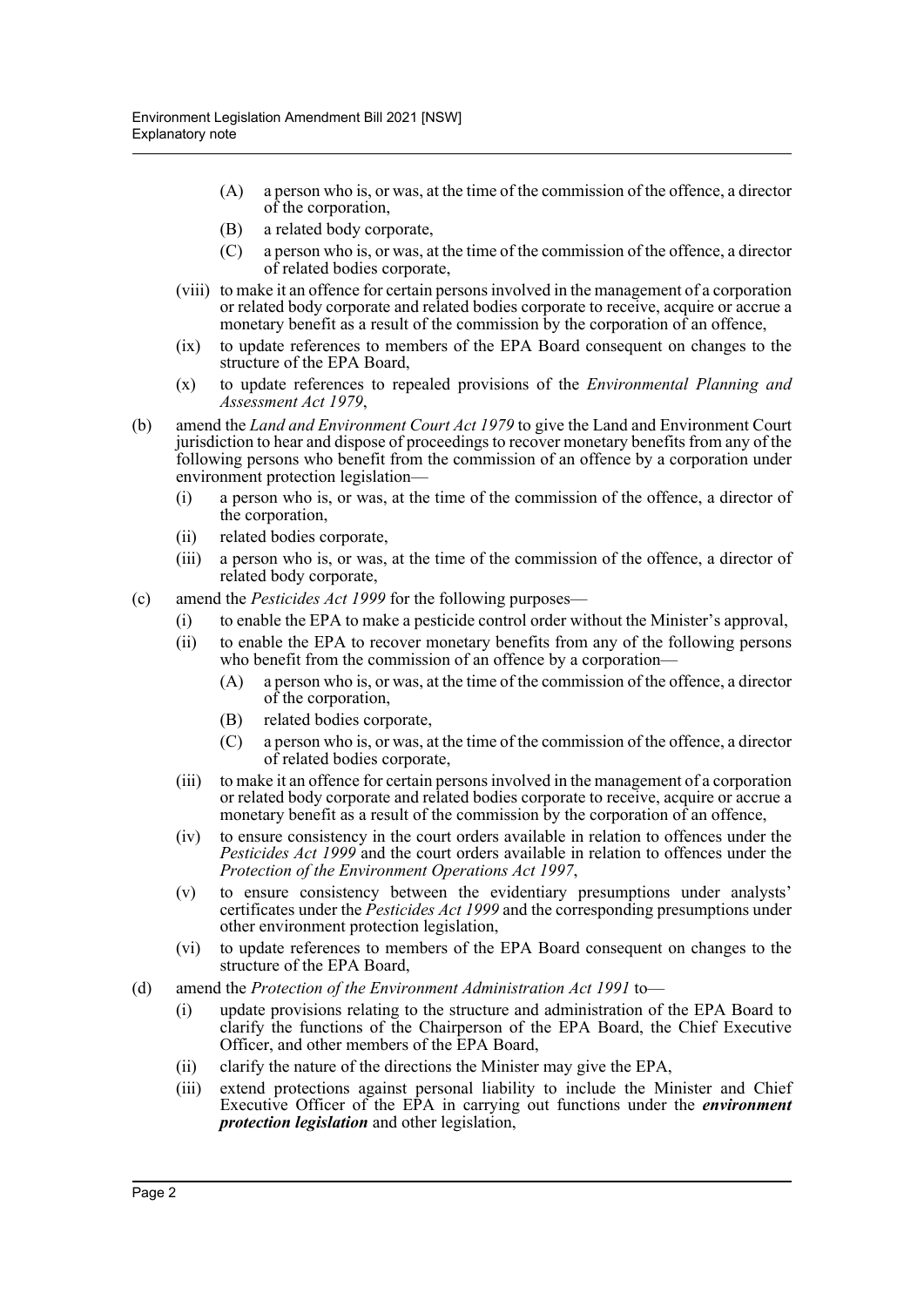(A) a person who is, or was, at the time of the commission of the offence, a director of the corporation,

(B) a related body corporate,

(C) a person who is, or was, at the time of the commission of the offence, a director of related bodies corporate,

(viii) to make it an offence for certain persons involved in the management of a corporation or related body corporate and related bodies corporate to receive, acquire or accrue a monetary benefit as a result of the commission by the corporation of an offence,

(ix) to update references to members of the EPA Board consequent on changes to the structure of the EPA Board,

(x) to update references to repealed provisions of the *Environmental Planning and Assessment Act 1979*,

(b) amend the *Land and Environment Court Act 1979* to give the Land and Environment Court jurisdiction to hear and dispose of proceedings to recover monetary benefits from any of the following persons who benefit from the commission of an offence by a corporation under environment protection legislation—

(i) a person who is, or was, at the time of the commission of the offence, a director of the corporation,

(ii) related bodies corporate,

(iii) a person who is, or was, at the time of the commission of the offence, a director of related body corporate,

(c) amend the *Pesticides Act 1999* for the following purposes—

(i) to enable the EPA to make a pesticide control order without the Minister's approval,

(ii) to enable the EPA to recover monetary benefits from any of the following persons who benefit from the commission of an offence by a corporation—

(A) a person who is, or was, at the time of the commission of the offence, a director of the corporation,

(B) related bodies corporate,

(C) a person who is, or was, at the time of the commission of the offence, a director of related bodies corporate,

(iii) to make it an offence for certain persons involved in the management of a corporation or related body corporate and related bodies corporate to receive, acquire or accrue a monetary benefit as a result of the commission by the corporation of an offence,

(iv) to ensure consistency in the court orders available in relation to offences under the *Pesticides Act 1999* and the court orders available in relation to offences under the *Protection of the Environment Operations Act 1997*,

(v) to ensure consistency between the evidentiary presumptions under analysts' certificates under the *Pesticides Act 1999* and the corresponding presumptions under other environment protection legislation,

(vi) to update references to members of the EPA Board consequent on changes to the structure of the EPA Board,

(d) amend the *Protection of the Environment Administration Act 1991* to—

(i) update provisions relating to the structure and administration of the EPA Board to clarify the functions of the Chairperson of the EPA Board, the Chief Executive Officer, and other members of the EPA Board,

(ii) clarify the nature of the directions the Minister may give the EPA,

(iii) extend protections against personal liability to include the Minister and Chief Executive Officer of the EPA in carrying out functions under the ***environment protection legislation*** and other legislation,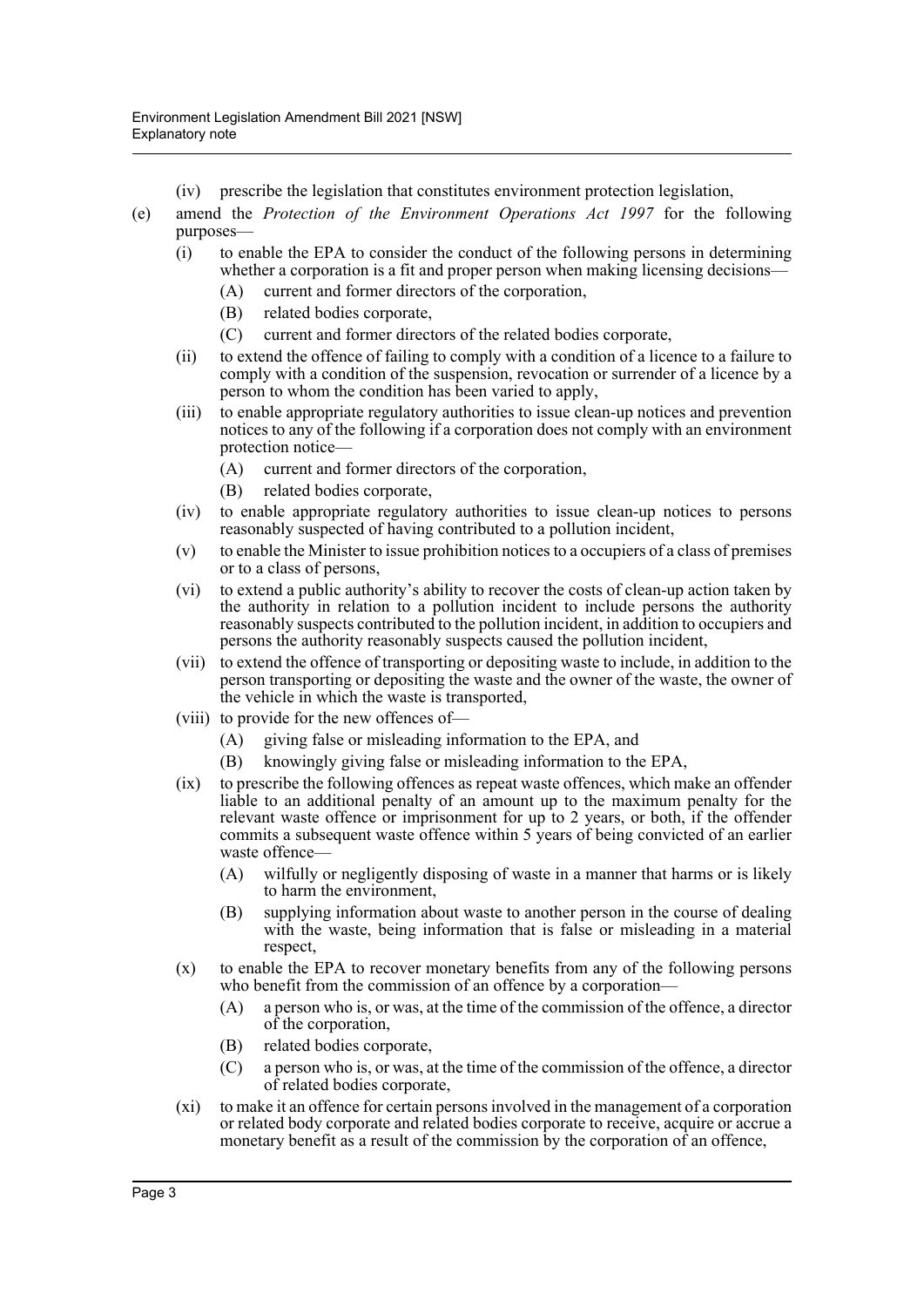- (iv) prescribe the legislation that constitutes environment protection legislation,

(e) amend the *Protection of the Environment Operations Act 1997* for the following purposes—

- (i) to enable the EPA to consider the conduct of the following persons in determining whether a corporation is a fit and proper person when making licensing decisions—
  - (A) current and former directors of the corporation,
  - (B) related bodies corporate,
  - (C) current and former directors of the related bodies corporate,
- (ii) to extend the offence of failing to comply with a condition of a licence to a failure to comply with a condition of the suspension, revocation or surrender of a licence by a person to whom the condition has been varied to apply,
- (iii) to enable appropriate regulatory authorities to issue clean-up notices and prevention notices to any of the following if a corporation does not comply with an environment protection notice—
  - (A) current and former directors of the corporation,
  - (B) related bodies corporate,
- (iv) to enable appropriate regulatory authorities to issue clean-up notices to persons reasonably suspected of having contributed to a pollution incident,
- (v) to enable the Minister to issue prohibition notices to a occupiers of a class of premises or to a class of persons,
- (vi) to extend a public authority's ability to recover the costs of clean-up action taken by the authority in relation to a pollution incident to include persons the authority reasonably suspects contributed to the pollution incident, in addition to occupiers and persons the authority reasonably suspects caused the pollution incident,
- (vii) to extend the offence of transporting or depositing waste to include, in addition to the person transporting or depositing the waste and the owner of the waste, the owner of the vehicle in which the waste is transported,
- (viii) to provide for the new offences of—
  - (A) giving false or misleading information to the EPA, and
  - (B) knowingly giving false or misleading information to the EPA,
- (ix) to prescribe the following offences as repeat waste offences, which make an offender liable to an additional penalty of an amount up to the maximum penalty for the relevant waste offence or imprisonment for up to 2 years, or both, if the offender commits a subsequent waste offence within 5 years of being convicted of an earlier waste offence—
  - (A) wilfully or negligently disposing of waste in a manner that harms or is likely to harm the environment,
  - (B) supplying information about waste to another person in the course of dealing with the waste, being information that is false or misleading in a material respect,
- (x) to enable the EPA to recover monetary benefits from any of the following persons who benefit from the commission of an offence by a corporation—
  - (A) a person who is, or was, at the time of the commission of the offence, a director of the corporation,
  - (B) related bodies corporate,
  - (C) a person who is, or was, at the time of the commission of the offence, a director of related bodies corporate,
- (xi) to make it an offence for certain persons involved in the management of a corporation or related body corporate and related bodies corporate to receive, acquire or accrue a monetary benefit as a result of the commission by the corporation of an offence,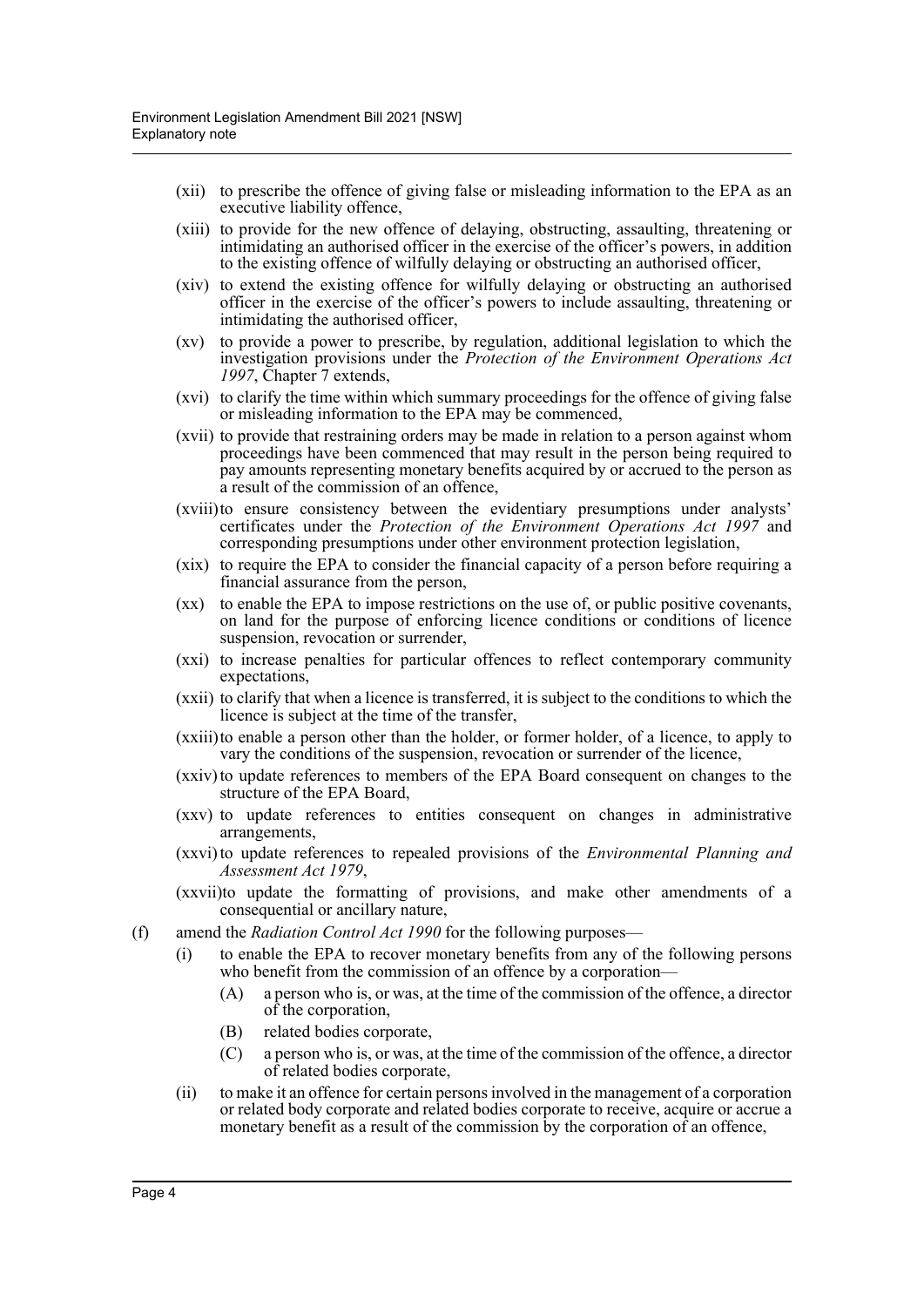- (xii) to prescribe the offence of giving false or misleading information to the EPA as an executive liability offence,
- (xiii) to provide for the new offence of delaying, obstructing, assaulting, threatening or intimidating an authorised officer in the exercise of the officer's powers, in addition to the existing offence of wilfully delaying or obstructing an authorised officer,
- (xiv) to extend the existing offence for wilfully delaying or obstructing an authorised officer in the exercise of the officer's powers to include assaulting, threatening or intimidating the authorised officer,
- (xv) to provide a power to prescribe, by regulation, additional legislation to which the investigation provisions under the *Protection of the Environment Operations Act 1997*, Chapter 7 extends,
- (xvi) to clarify the time within which summary proceedings for the offence of giving false or misleading information to the EPA may be commenced,
- (xvii) to provide that restraining orders may be made in relation to a person against whom proceedings have been commenced that may result in the person being required to pay amounts representing monetary benefits acquired by or accrued to the person as a result of the commission of an offence,
- (xviii) to ensure consistency between the evidentiary presumptions under analysts' certificates under the *Protection of the Environment Operations Act 1997* and corresponding presumptions under other environment protection legislation,
- (xix) to require the EPA to consider the financial capacity of a person before requiring a financial assurance from the person,
- (xx) to enable the EPA to impose restrictions on the use of, or public positive covenants, on land for the purpose of enforcing licence conditions or conditions of licence suspension, revocation or surrender,
- (xxi) to increase penalties for particular offences to reflect contemporary community expectations,
- (xxii) to clarify that when a licence is transferred, it is subject to the conditions to which the licence is subject at the time of the transfer,
- (xxiii) to enable a person other than the holder, or former holder, of a licence, to apply to vary the conditions of the suspension, revocation or surrender of the licence,
- (xxiv) to update references to members of the EPA Board consequent on changes to the structure of the EPA Board,
- (xxv) to update references to entities consequent on changes in administrative arrangements,
- (xxvi) to update references to repealed provisions of the *Environmental Planning and Assessment Act 1979*,
- (xxvii) to update the formatting of provisions, and make other amendments of a consequential or ancillary nature,

(f) amend the *Radiation Control Act 1990* for the following purposes—

- (i) to enable the EPA to recover monetary benefits from any of the following persons who benefit from the commission of an offence by a corporation—
  - (A) a person who is, or was, at the time of the commission of the offence, a director of the corporation,
  - (B) related bodies corporate,
  - (C) a person who is, or was, at the time of the commission of the offence, a director of related bodies corporate,
- (ii) to make it an offence for certain persons involved in the management of a corporation or related body corporate and related bodies corporate to receive, acquire or accrue a monetary benefit as a result of the commission by the corporation of an offence,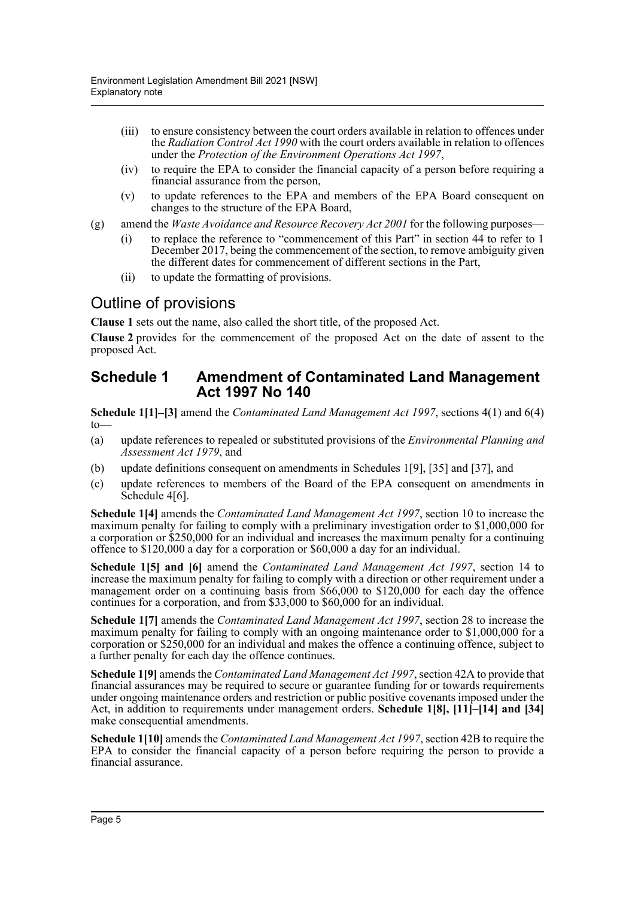(iii) to ensure consistency between the court orders available in relation to offences under the *Radiation Control Act 1990* with the court orders available in relation to offences under the *Protection of the Environment Operations Act 1997*,

(iv) to require the EPA to consider the financial capacity of a person before requiring a financial assurance from the person,

(v) to update references to the EPA and members of the EPA Board consequent on changes to the structure of the EPA Board,

(g) amend the *Waste Avoidance and Resource Recovery Act 2001* for the following purposes—

(i) to replace the reference to "commencement of this Part" in section 44 to refer to 1 December 2017, being the commencement of the section, to remove ambiguity given the different dates for commencement of different sections in the Part,

(ii) to update the formatting of provisions.

## Outline of provisions

**Clause 1** sets out the name, also called the short title, of the proposed Act.

**Clause 2** provides for the commencement of the proposed Act on the date of assent to the proposed Act.

## Schedule 1 Amendment of Contaminated Land Management Act 1997 No 140

**Schedule 1[1]–[3]** amend the *Contaminated Land Management Act 1997*, sections 4(1) and 6(4) to—

(a) update references to repealed or substituted provisions of the *Environmental Planning and Assessment Act 1979*, and

(b) update definitions consequent on amendments in Schedules 1[9], [35] and [37], and

(c) update references to members of the Board of the EPA consequent on amendments in Schedule 4[6].

**Schedule 1[4]** amends the *Contaminated Land Management Act 1997*, section 10 to increase the maximum penalty for failing to comply with a preliminary investigation order to $1,000,000 for a corporation or $250,000 for an individual and increases the maximum penalty for a continuing offence to $120,000 a day for a corporation or $60,000 a day for an individual.

**Schedule 1[5] and [6]** amend the *Contaminated Land Management Act 1997*, section 14 to increase the maximum penalty for failing to comply with a direction or other requirement under a management order on a continuing basis from $66,000 to $120,000 for each day the offence continues for a corporation, and from $33,000 to $60,000 for an individual.

**Schedule 1[7]** amends the *Contaminated Land Management Act 1997*, section 28 to increase the maximum penalty for failing to comply with an ongoing maintenance order to $1,000,000 for a corporation or $250,000 for an individual and makes the offence a continuing offence, subject to a further penalty for each day the offence continues.

**Schedule 1[9]** amends the *Contaminated Land Management Act 1997*, section 42A to provide that financial assurances may be required to secure or guarantee funding for or towards requirements under ongoing maintenance orders and restriction or public positive covenants imposed under the Act, in addition to requirements under management orders. **Schedule 1[8], [11]–[14] and [34]** make consequential amendments.

**Schedule 1[10]** amends the *Contaminated Land Management Act 1997*, section 42B to require the EPA to consider the financial capacity of a person before requiring the person to provide a financial assurance.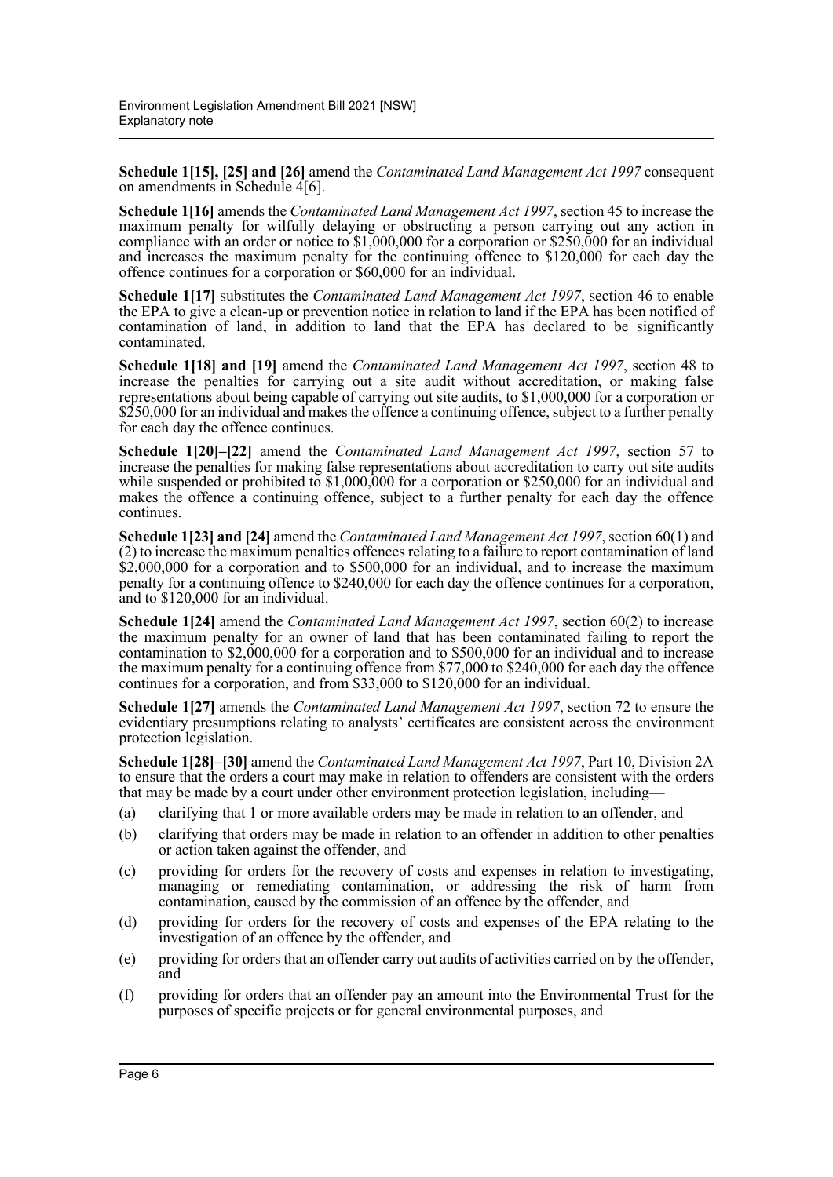**Schedule 1[15], [25] and [26]** amend the *Contaminated Land Management Act 1997* consequent on amendments in Schedule 4[6].

**Schedule 1[16]** amends the *Contaminated Land Management Act 1997*, section 45 to increase the maximum penalty for wilfully delaying or obstructing a person carrying out any action in compliance with an order or notice to $1,000,000 for a corporation or $250,000 for an individual and increases the maximum penalty for the continuing offence to $120,000 for each day the offence continues for a corporation or $60,000 for an individual.

**Schedule 1[17]** substitutes the *Contaminated Land Management Act 1997*, section 46 to enable the EPA to give a clean-up or prevention notice in relation to land if the EPA has been notified of contamination of land, in addition to land that the EPA has declared to be significantly contaminated.

**Schedule 1[18] and [19]** amend the *Contaminated Land Management Act 1997*, section 48 to increase the penalties for carrying out a site audit without accreditation, or making false representations about being capable of carrying out site audits, to $1,000,000 for a corporation or $250,000 for an individual and makes the offence a continuing offence, subject to a further penalty for each day the offence continues.

**Schedule 1[20]–[22]** amend the *Contaminated Land Management Act 1997*, section 57 to increase the penalties for making false representations about accreditation to carry out site audits while suspended or prohibited to $1,000,000 for a corporation or $250,000 for an individual and makes the offence a continuing offence, subject to a further penalty for each day the offence continues.

**Schedule 1[23] and [24]** amend the *Contaminated Land Management Act 1997*, section 60(1) and (2) to increase the maximum penalties offences relating to a failure to report contamination of land $2,000,000 for a corporation and to $500,000 for an individual, and to increase the maximum penalty for a continuing offence to $240,000 for each day the offence continues for a corporation, and to $120,000 for an individual.

**Schedule 1[24]** amend the *Contaminated Land Management Act 1997*, section 60(2) to increase the maximum penalty for an owner of land that has been contaminated failing to report the contamination to $2,000,000 for a corporation and to $500,000 for an individual and to increase the maximum penalty for a continuing offence from $77,000 to $240,000 for each day the offence continues for a corporation, and from $33,000 to $120,000 for an individual.

**Schedule 1[27]** amends the *Contaminated Land Management Act 1997*, section 72 to ensure the evidentiary presumptions relating to analysts' certificates are consistent across the environment protection legislation.

**Schedule 1[28]–[30]** amend the *Contaminated Land Management Act 1997*, Part 10, Division 2A to ensure that the orders a court may make in relation to offenders are consistent with the orders that may be made by a court under other environment protection legislation, including—

(a) clarifying that 1 or more available orders may be made in relation to an offender, and

(b) clarifying that orders may be made in relation to an offender in addition to other penalties or action taken against the offender, and

(c) providing for orders for the recovery of costs and expenses in relation to investigating, managing or remediating contamination, or addressing the risk of harm from contamination, caused by the commission of an offence by the offender, and

(d) providing for orders for the recovery of costs and expenses of the EPA relating to the investigation of an offence by the offender, and

(e) providing for orders that an offender carry out audits of activities carried on by the offender, and

(f) providing for orders that an offender pay an amount into the Environmental Trust for the purposes of specific projects or for general environmental purposes, and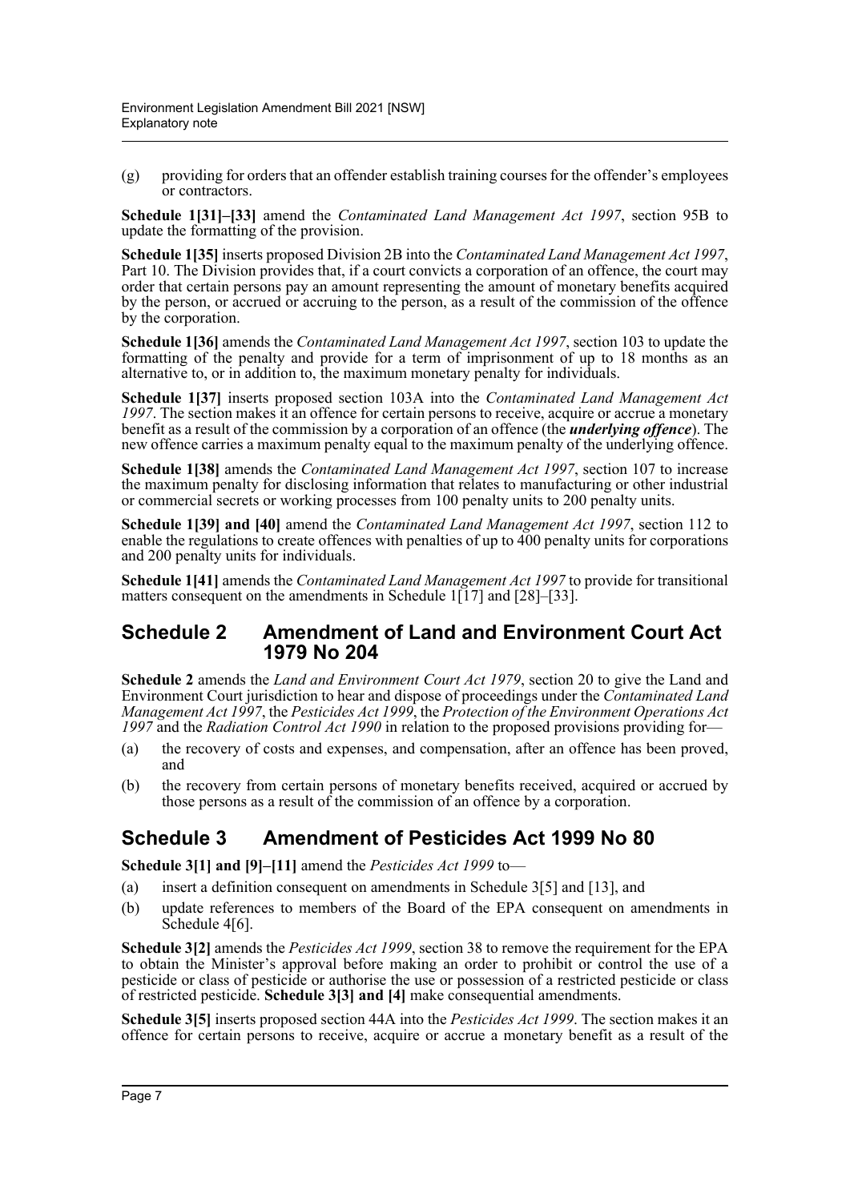(g) providing for orders that an offender establish training courses for the offender's employees or contractors.

**Schedule 1[31]–[33]** amend the *Contaminated Land Management Act 1997*, section 95B to update the formatting of the provision.

**Schedule 1[35]** inserts proposed Division 2B into the *Contaminated Land Management Act 1997*, Part 10. The Division provides that, if a court convicts a corporation of an offence, the court may order that certain persons pay an amount representing the amount of monetary benefits acquired by the person, or accrued or accruing to the person, as a result of the commission of the offence by the corporation.

**Schedule 1[36]** amends the *Contaminated Land Management Act 1997*, section 103 to update the formatting of the penalty and provide for a term of imprisonment of up to 18 months as an alternative to, or in addition to, the maximum monetary penalty for individuals.

**Schedule 1[37]** inserts proposed section 103A into the *Contaminated Land Management Act 1997*. The section makes it an offence for certain persons to receive, acquire or accrue a monetary benefit as a result of the commission by a corporation of an offence (the ***underlying offence***). The new offence carries a maximum penalty equal to the maximum penalty of the underlying offence.

**Schedule 1[38]** amends the *Contaminated Land Management Act 1997*, section 107 to increase the maximum penalty for disclosing information that relates to manufacturing or other industrial or commercial secrets or working processes from 100 penalty units to 200 penalty units.

**Schedule 1[39] and [40]** amend the *Contaminated Land Management Act 1997*, section 112 to enable the regulations to create offences with penalties of up to 400 penalty units for corporations and 200 penalty units for individuals.

**Schedule 1[41]** amends the *Contaminated Land Management Act 1997* to provide for transitional matters consequent on the amendments in Schedule 1[17] and [28]–[33].

## Schedule 2 Amendment of Land and Environment Court Act 1979 No 204

**Schedule 2** amends the *Land and Environment Court Act 1979*, section 20 to give the Land and Environment Court jurisdiction to hear and dispose of proceedings under the *Contaminated Land Management Act 1997*, the *Pesticides Act 1999*, the *Protection of the Environment Operations Act 1997* and the *Radiation Control Act 1990* in relation to the proposed provisions providing for—

(a) the recovery of costs and expenses, and compensation, after an offence has been proved, and

(b) the recovery from certain persons of monetary benefits received, acquired or accrued by those persons as a result of the commission of an offence by a corporation.

## Schedule 3 Amendment of Pesticides Act 1999 No 80

**Schedule 3[1] and [9]–[11]** amend the *Pesticides Act 1999* to—

(a) insert a definition consequent on amendments in Schedule 3[5] and [13], and

(b) update references to members of the Board of the EPA consequent on amendments in Schedule 4[6].

**Schedule 3[2]** amends the *Pesticides Act 1999*, section 38 to remove the requirement for the EPA to obtain the Minister's approval before making an order to prohibit or control the use of a pesticide or class of pesticide or authorise the use or possession of a restricted pesticide or class of restricted pesticide. **Schedule 3[3] and [4]** make consequential amendments.

**Schedule 3[5]** inserts proposed section 44A into the *Pesticides Act 1999*. The section makes it an offence for certain persons to receive, acquire or accrue a monetary benefit as a result of the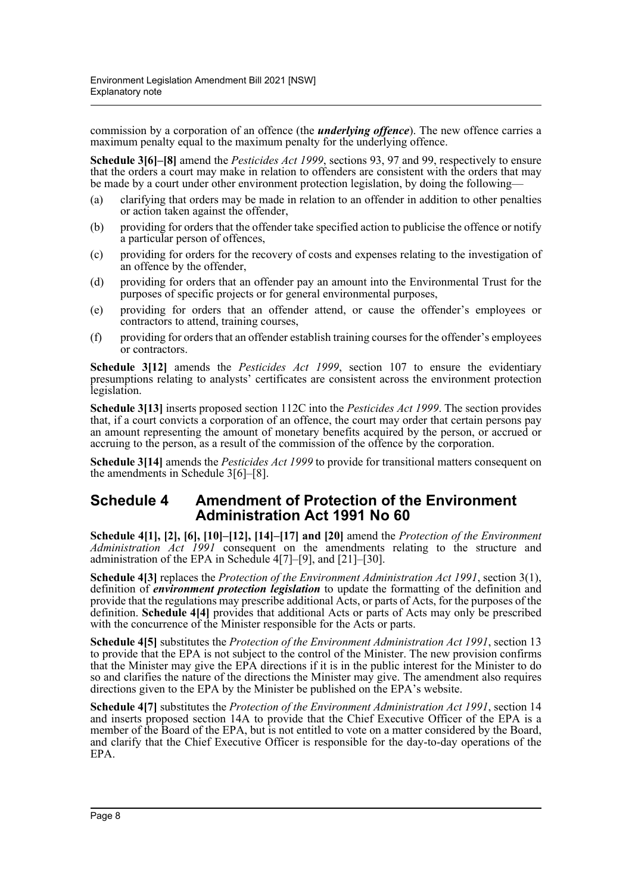commission by a corporation of an offence (the ***underlying offence***). The new offence carries a maximum penalty equal to the maximum penalty for the underlying offence.

**Schedule 3[6]–[8]** amend the *Pesticides Act 1999*, sections 93, 97 and 99, respectively to ensure that the orders a court may make in relation to offenders are consistent with the orders that may be made by a court under other environment protection legislation, by doing the following—

(a) clarifying that orders may be made in relation to an offender in addition to other penalties or action taken against the offender,

(b) providing for orders that the offender take specified action to publicise the offence or notify a particular person of offences,

(c) providing for orders for the recovery of costs and expenses relating to the investigation of an offence by the offender,

(d) providing for orders that an offender pay an amount into the Environmental Trust for the purposes of specific projects or for general environmental purposes,

(e) providing for orders that an offender attend, or cause the offender's employees or contractors to attend, training courses,

(f) providing for orders that an offender establish training courses for the offender's employees or contractors.

**Schedule 3[12]** amends the *Pesticides Act 1999*, section 107 to ensure the evidentiary presumptions relating to analysts' certificates are consistent across the environment protection legislation.

**Schedule 3[13]** inserts proposed section 112C into the *Pesticides Act 1999*. The section provides that, if a court convicts a corporation of an offence, the court may order that certain persons pay an amount representing the amount of monetary benefits acquired by the person, or accrued or accruing to the person, as a result of the commission of the offence by the corporation.

**Schedule 3[14]** amends the *Pesticides Act 1999* to provide for transitional matters consequent on the amendments in Schedule 3[6]–[8].

## Schedule 4 Amendment of Protection of the Environment Administration Act 1991 No 60

**Schedule 4[1], [2], [6], [10]–[12], [14]–[17] and [20]** amend the *Protection of the Environment Administration Act 1991* consequent on the amendments relating to the structure and administration of the EPA in Schedule 4[7]–[9], and [21]–[30].

**Schedule 4[3]** replaces the *Protection of the Environment Administration Act 1991*, section 3(1), definition of ***environment protection legislation*** to update the formatting of the definition and provide that the regulations may prescribe additional Acts, or parts of Acts, for the purposes of the definition. **Schedule 4[4]** provides that additional Acts or parts of Acts may only be prescribed with the concurrence of the Minister responsible for the Acts or parts.

**Schedule 4[5]** substitutes the *Protection of the Environment Administration Act 1991*, section 13 to provide that the EPA is not subject to the control of the Minister. The new provision confirms that the Minister may give the EPA directions if it is in the public interest for the Minister to do so and clarifies the nature of the directions the Minister may give. The amendment also requires directions given to the EPA by the Minister be published on the EPA's website.

**Schedule 4[7]** substitutes the *Protection of the Environment Administration Act 1991*, section 14 and inserts proposed section 14A to provide that the Chief Executive Officer of the EPA is a member of the Board of the EPA, but is not entitled to vote on a matter considered by the Board, and clarify that the Chief Executive Officer is responsible for the day-to-day operations of the EPA.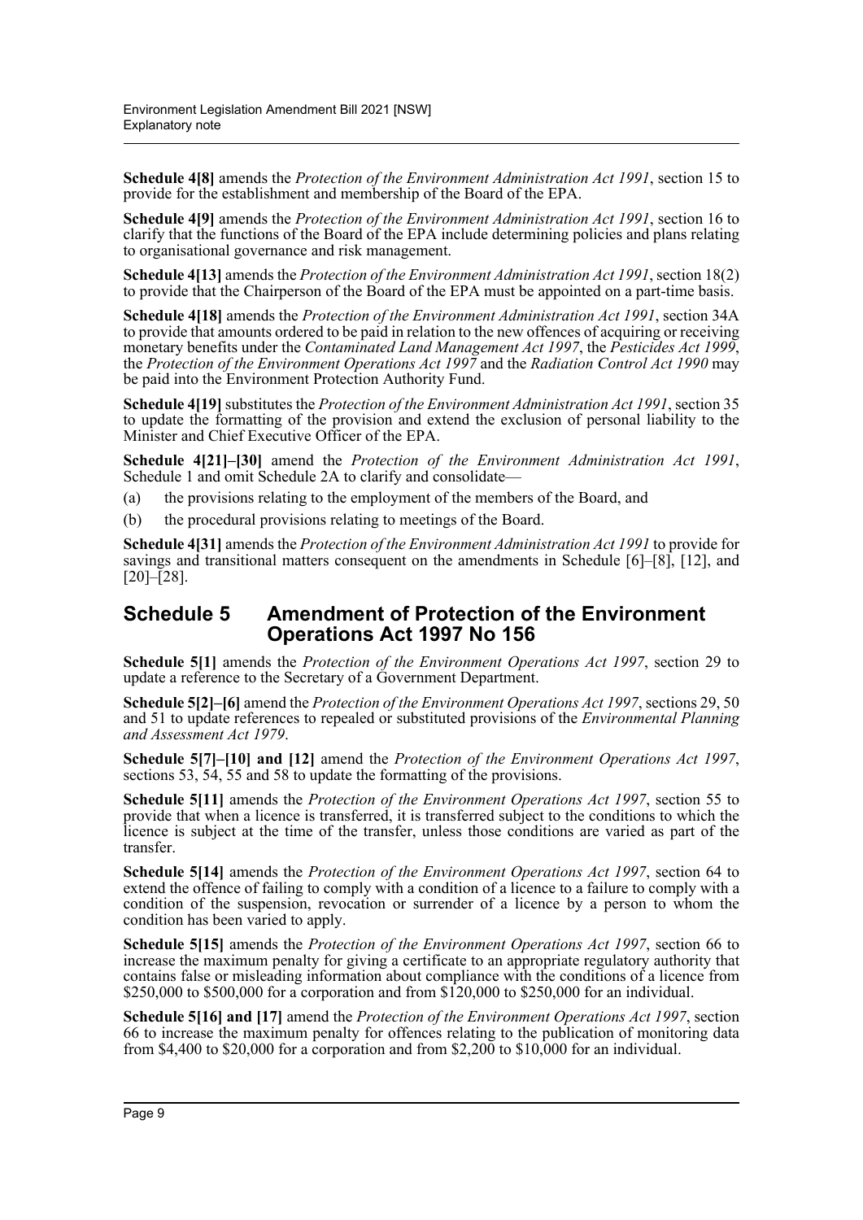**Schedule 4[8]** amends the *Protection of the Environment Administration Act 1991*, section 15 to provide for the establishment and membership of the Board of the EPA.

**Schedule 4[9]** amends the *Protection of the Environment Administration Act 1991*, section 16 to clarify that the functions of the Board of the EPA include determining policies and plans relating to organisational governance and risk management.

**Schedule 4[13]** amends the *Protection of the Environment Administration Act 1991*, section 18(2) to provide that the Chairperson of the Board of the EPA must be appointed on a part-time basis.

**Schedule 4[18]** amends the *Protection of the Environment Administration Act 1991*, section 34A to provide that amounts ordered to be paid in relation to the new offences of acquiring or receiving monetary benefits under the *Contaminated Land Management Act 1997*, the *Pesticides Act 1999*, the *Protection of the Environment Operations Act 1997* and the *Radiation Control Act 1990* may be paid into the Environment Protection Authority Fund.

**Schedule 4[19]** substitutes the *Protection of the Environment Administration Act 1991*, section 35 to update the formatting of the provision and extend the exclusion of personal liability to the Minister and Chief Executive Officer of the EPA.

**Schedule 4[21]–[30]** amend the *Protection of the Environment Administration Act 1991*, Schedule 1 and omit Schedule 2A to clarify and consolidate—

(a) the provisions relating to the employment of the members of the Board, and

(b) the procedural provisions relating to meetings of the Board.

**Schedule 4[31]** amends the *Protection of the Environment Administration Act 1991* to provide for savings and transitional matters consequent on the amendments in Schedule [6]–[8], [12], and [20]–[28].

## Schedule 5 Amendment of Protection of the Environment Operations Act 1997 No 156

**Schedule 5[1]** amends the *Protection of the Environment Operations Act 1997*, section 29 to update a reference to the Secretary of a Government Department.

**Schedule 5[2]–[6]** amend the *Protection of the Environment Operations Act 1997*, sections 29, 50 and 51 to update references to repealed or substituted provisions of the *Environmental Planning and Assessment Act 1979*.

**Schedule 5[7]–[10] and [12]** amend the *Protection of the Environment Operations Act 1997*, sections 53, 54, 55 and 58 to update the formatting of the provisions.

**Schedule 5[11]** amends the *Protection of the Environment Operations Act 1997*, section 55 to provide that when a licence is transferred, it is transferred subject to the conditions to which the licence is subject at the time of the transfer, unless those conditions are varied as part of the transfer.

**Schedule 5[14]** amends the *Protection of the Environment Operations Act 1997*, section 64 to extend the offence of failing to comply with a condition of a licence to a failure to comply with a condition of the suspension, revocation or surrender of a licence by a person to whom the condition has been varied to apply.

**Schedule 5[15]** amends the *Protection of the Environment Operations Act 1997*, section 66 to increase the maximum penalty for giving a certificate to an appropriate regulatory authority that contains false or misleading information about compliance with the conditions of a licence from $250,000 to $500,000 for a corporation and from $120,000 to $250,000 for an individual.

**Schedule 5[16] and [17]** amend the *Protection of the Environment Operations Act 1997*, section 66 to increase the maximum penalty for offences relating to the publication of monitoring data from $4,400 to $20,000 for a corporation and from $2,200 to $10,000 for an individual.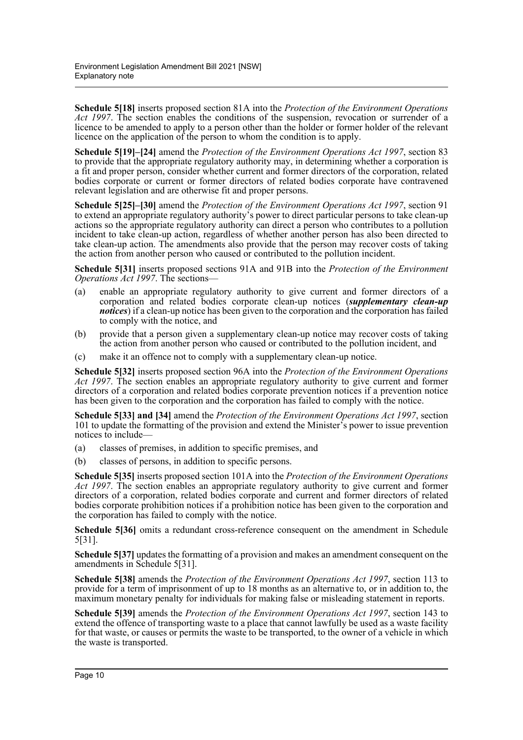**Schedule 5[18]** inserts proposed section 81A into the *Protection of the Environment Operations Act 1997*. The section enables the conditions of the suspension, revocation or surrender of a licence to be amended to apply to a person other than the holder or former holder of the relevant licence on the application of the person to whom the condition is to apply.

**Schedule 5[19]–[24]** amend the *Protection of the Environment Operations Act 1997*, section 83 to provide that the appropriate regulatory authority may, in determining whether a corporation is a fit and proper person, consider whether current and former directors of the corporation, related bodies corporate or current or former directors of related bodies corporate have contravened relevant legislation and are otherwise fit and proper persons.

**Schedule 5[25]–[30]** amend the *Protection of the Environment Operations Act 1997*, section 91 to extend an appropriate regulatory authority's power to direct particular persons to take clean-up actions so the appropriate regulatory authority can direct a person who contributes to a pollution incident to take clean-up action, regardless of whether another person has also been directed to take clean-up action. The amendments also provide that the person may recover costs of taking the action from another person who caused or contributed to the pollution incident.

**Schedule 5[31]** inserts proposed sections 91A and 91B into the *Protection of the Environment Operations Act 1997*. The sections—

(a) enable an appropriate regulatory authority to give current and former directors of a corporation and related bodies corporate clean-up notices (***supplementary clean-up notices***) if a clean-up notice has been given to the corporation and the corporation has failed to comply with the notice, and

(b) provide that a person given a supplementary clean-up notice may recover costs of taking the action from another person who caused or contributed to the pollution incident, and

(c) make it an offence not to comply with a supplementary clean-up notice.

**Schedule 5[32]** inserts proposed section 96A into the *Protection of the Environment Operations Act 1997*. The section enables an appropriate regulatory authority to give current and former directors of a corporation and related bodies corporate prevention notices if a prevention notice has been given to the corporation and the corporation has failed to comply with the notice.

**Schedule 5[33] and [34]** amend the *Protection of the Environment Operations Act 1997*, section 101 to update the formatting of the provision and extend the Minister's power to issue prevention notices to include—

(a) classes of premises, in addition to specific premises, and

(b) classes of persons, in addition to specific persons.

**Schedule 5[35]** inserts proposed section 101A into the *Protection of the Environment Operations Act 1997*. The section enables an appropriate regulatory authority to give current and former directors of a corporation, related bodies corporate and current and former directors of related bodies corporate prohibition notices if a prohibition notice has been given to the corporation and the corporation has failed to comply with the notice.

**Schedule 5[36]** omits a redundant cross-reference consequent on the amendment in Schedule 5[31].

**Schedule 5[37]** updates the formatting of a provision and makes an amendment consequent on the amendments in Schedule 5[31].

**Schedule 5[38]** amends the *Protection of the Environment Operations Act 1997*, section 113 to provide for a term of imprisonment of up to 18 months as an alternative to, or in addition to, the maximum monetary penalty for individuals for making false or misleading statement in reports.

**Schedule 5[39]** amends the *Protection of the Environment Operations Act 1997*, section 143 to extend the offence of transporting waste to a place that cannot lawfully be used as a waste facility for that waste, or causes or permits the waste to be transported, to the owner of a vehicle in which the waste is transported.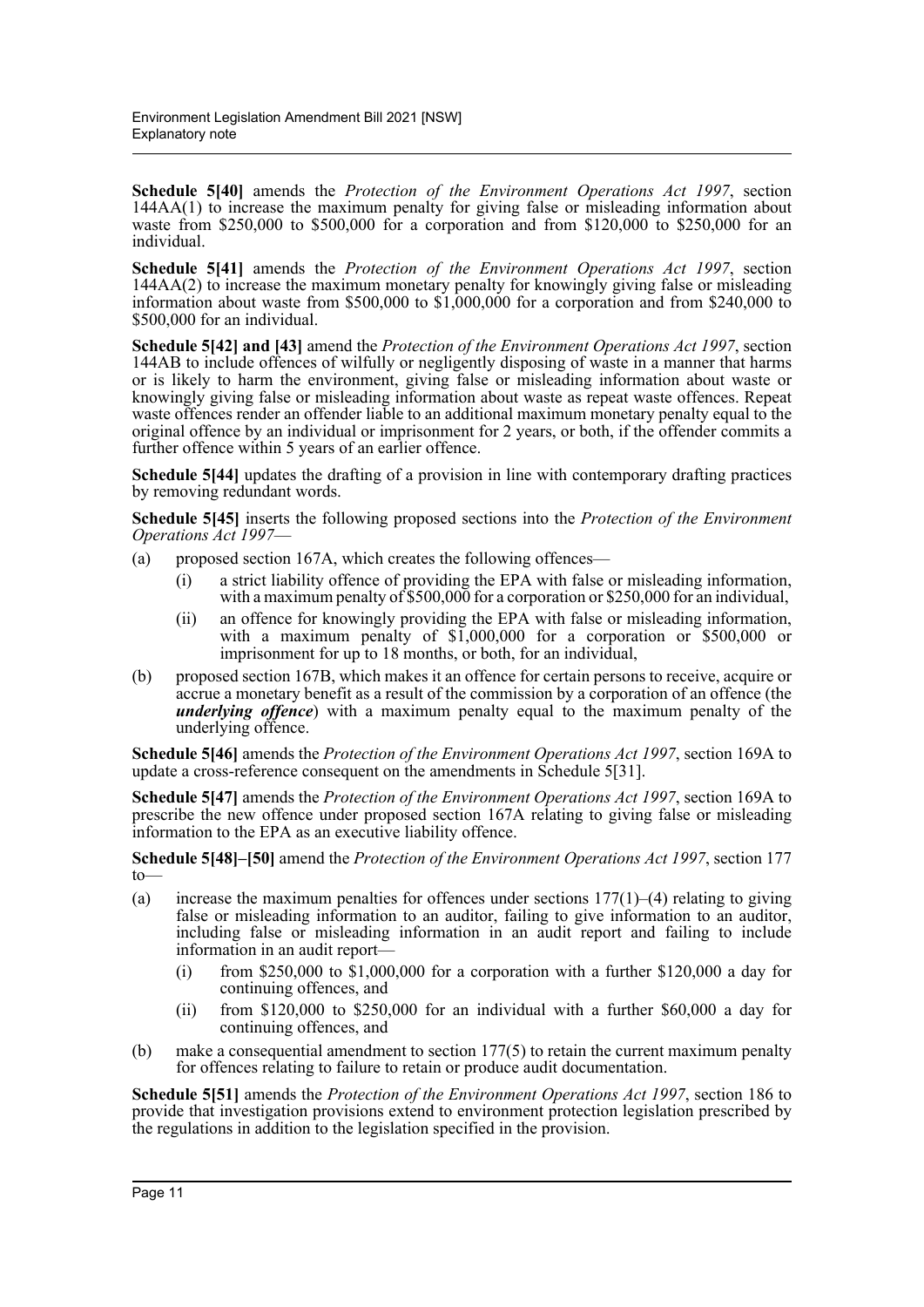**Schedule 5[40]** amends the *Protection of the Environment Operations Act 1997*, section 144AA(1) to increase the maximum penalty for giving false or misleading information about waste from $250,000 to $500,000 for a corporation and from $120,000 to $250,000 for an individual.

**Schedule 5[41]** amends the *Protection of the Environment Operations Act 1997*, section 144AA(2) to increase the maximum monetary penalty for knowingly giving false or misleading information about waste from $500,000 to $1,000,000 for a corporation and from $240,000 to $500,000 for an individual.

**Schedule 5[42] and [43]** amend the *Protection of the Environment Operations Act 1997*, section 144AB to include offences of wilfully or negligently disposing of waste in a manner that harms or is likely to harm the environment, giving false or misleading information about waste or knowingly giving false or misleading information about waste as repeat waste offences. Repeat waste offences render an offender liable to an additional maximum monetary penalty equal to the original offence by an individual or imprisonment for 2 years, or both, if the offender commits a further offence within 5 years of an earlier offence.

**Schedule 5[44]** updates the drafting of a provision in line with contemporary drafting practices by removing redundant words.

**Schedule 5[45]** inserts the following proposed sections into the *Protection of the Environment Operations Act 1997*—

(a) proposed section 167A, which creates the following offences—
  - (i) a strict liability offence of providing the EPA with false or misleading information, with a maximum penalty of $500,000 for a corporation or $250,000 for an individual,
  - (ii) an offence for knowingly providing the EPA with false or misleading information, with a maximum penalty of $1,000,000 for a corporation or $500,000 or imprisonment for up to 18 months, or both, for an individual,

(b) proposed section 167B, which makes it an offence for certain persons to receive, acquire or accrue a monetary benefit as a result of the commission by a corporation of an offence (the ***underlying offence***) with a maximum penalty equal to the maximum penalty of the underlying offence.

**Schedule 5[46]** amends the *Protection of the Environment Operations Act 1997*, section 169A to update a cross-reference consequent on the amendments in Schedule 5[31].

**Schedule 5[47]** amends the *Protection of the Environment Operations Act 1997*, section 169A to prescribe the new offence under proposed section 167A relating to giving false or misleading information to the EPA as an executive liability offence.

**Schedule 5[48]–[50]** amend the *Protection of the Environment Operations Act 1997*, section 177 to—

(a) increase the maximum penalties for offences under sections 177(1)–(4) relating to giving false or misleading information to an auditor, failing to give information to an auditor, including false or misleading information in an audit report and failing to include information in an audit report—
  - (i) from $250,000 to $1,000,000 for a corporation with a further $120,000 a day for continuing offences, and
  - (ii) from $120,000 to $250,000 for an individual with a further $60,000 a day for continuing offences, and

(b) make a consequential amendment to section 177(5) to retain the current maximum penalty for offences relating to failure to retain or produce audit documentation.

**Schedule 5[51]** amends the *Protection of the Environment Operations Act 1997*, section 186 to provide that investigation provisions extend to environment protection legislation prescribed by the regulations in addition to the legislation specified in the provision.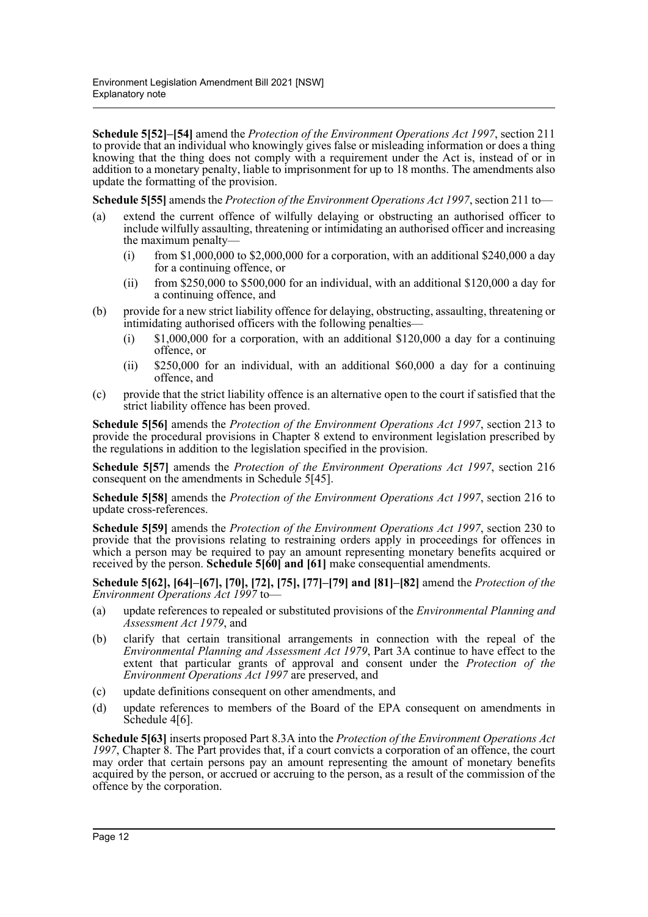**Schedule 5[52]–[54]** amend the *Protection of the Environment Operations Act 1997*, section 211 to provide that an individual who knowingly gives false or misleading information or does a thing knowing that the thing does not comply with a requirement under the Act is, instead of or in addition to a monetary penalty, liable to imprisonment for up to 18 months. The amendments also update the formatting of the provision.

**Schedule 5[55]** amends the *Protection of the Environment Operations Act 1997*, section 211 to—

(a) extend the current offence of wilfully delaying or obstructing an authorised officer to include wilfully assaulting, threatening or intimidating an authorised officer and increasing the maximum penalty—

   (i) from \$1,000,000 to \$2,000,000 for a corporation, with an additional \$240,000 a day for a continuing offence, or

   (ii) from \$250,000 to \$500,000 for an individual, with an additional \$120,000 a day for a continuing offence, and

(b) provide for a new strict liability offence for delaying, obstructing, assaulting, threatening or intimidating authorised officers with the following penalties—

   (i) \$1,000,000 for a corporation, with an additional \$120,000 a day for a continuing offence, or

   (ii) \$250,000 for an individual, with an additional \$60,000 a day for a continuing offence, and

(c) provide that the strict liability offence is an alternative open to the court if satisfied that the strict liability offence has been proved.

**Schedule 5[56]** amends the *Protection of the Environment Operations Act 1997*, section 213 to provide the procedural provisions in Chapter 8 extend to environment legislation prescribed by the regulations in addition to the legislation specified in the provision.

**Schedule 5[57]** amends the *Protection of the Environment Operations Act 1997*, section 216 consequent on the amendments in Schedule 5[45].

**Schedule 5[58]** amends the *Protection of the Environment Operations Act 1997*, section 216 to update cross-references.

**Schedule 5[59]** amends the *Protection of the Environment Operations Act 1997*, section 230 to provide that the provisions relating to restraining orders apply in proceedings for offences in which a person may be required to pay an amount representing monetary benefits acquired or received by the person. **Schedule 5[60] and [61]** make consequential amendments.

**Schedule 5[62], [64]–[67], [70], [72], [75], [77]–[79] and [81]–[82]** amend the *Protection of the Environment Operations Act 1997* to—

(a) update references to repealed or substituted provisions of the *Environmental Planning and Assessment Act 1979*, and

(b) clarify that certain transitional arrangements in connection with the repeal of the *Environmental Planning and Assessment Act 1979*, Part 3A continue to have effect to the extent that particular grants of approval and consent under the *Protection of the Environment Operations Act 1997* are preserved, and

(c) update definitions consequent on other amendments, and

(d) update references to members of the Board of the EPA consequent on amendments in Schedule 4[6].

**Schedule 5[63]** inserts proposed Part 8.3A into the *Protection of the Environment Operations Act 1997*, Chapter 8. The Part provides that, if a court convicts a corporation of an offence, the court may order that certain persons pay an amount representing the amount of monetary benefits acquired by the person, or accrued or accruing to the person, as a result of the commission of the offence by the corporation.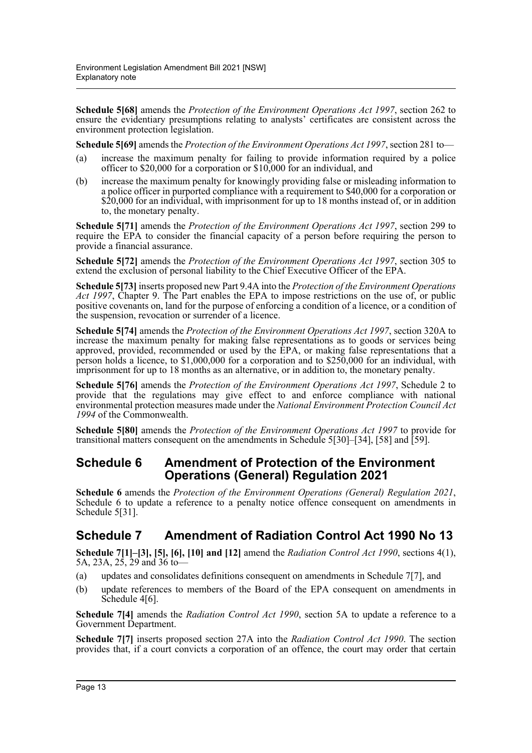**Schedule 5[68]** amends the *Protection of the Environment Operations Act 1997*, section 262 to ensure the evidentiary presumptions relating to analysts' certificates are consistent across the environment protection legislation.

**Schedule 5[69]** amends the *Protection of the Environment Operations Act 1997*, section 281 to—

(a) increase the maximum penalty for failing to provide information required by a police officer to $20,000 for a corporation or $10,000 for an individual, and

(b) increase the maximum penalty for knowingly providing false or misleading information to a police officer in purported compliance with a requirement to $40,000 for a corporation or $20,000 for an individual, with imprisonment for up to 18 months instead of, or in addition to, the monetary penalty.

**Schedule 5[71]** amends the *Protection of the Environment Operations Act 1997*, section 299 to require the EPA to consider the financial capacity of a person before requiring the person to provide a financial assurance.

**Schedule 5[72]** amends the *Protection of the Environment Operations Act 1997*, section 305 to extend the exclusion of personal liability to the Chief Executive Officer of the EPA.

**Schedule 5[73]** inserts proposed new Part 9.4A into the *Protection of the Environment Operations Act 1997*, Chapter 9. The Part enables the EPA to impose restrictions on the use of, or public positive covenants on, land for the purpose of enforcing a condition of a licence, or a condition of the suspension, revocation or surrender of a licence.

**Schedule 5[74]** amends the *Protection of the Environment Operations Act 1997*, section 320A to increase the maximum penalty for making false representations as to goods or services being approved, provided, recommended or used by the EPA, or making false representations that a person holds a licence, to $1,000,000 for a corporation and to $250,000 for an individual, with imprisonment for up to 18 months as an alternative, or in addition to, the monetary penalty.

**Schedule 5[76]** amends the *Protection of the Environment Operations Act 1997*, Schedule 2 to provide that the regulations may give effect to and enforce compliance with national environmental protection measures made under the *National Environment Protection Council Act 1994* of the Commonwealth.

**Schedule 5[80]** amends the *Protection of the Environment Operations Act 1997* to provide for transitional matters consequent on the amendments in Schedule 5[30]–[34], [58] and [59].

## Schedule 6 Amendment of Protection of the Environment Operations (General) Regulation 2021

**Schedule 6** amends the *Protection of the Environment Operations (General) Regulation 2021*, Schedule 6 to update a reference to a penalty notice offence consequent on amendments in Schedule 5[31].

## Schedule 7 Amendment of Radiation Control Act 1990 No 13

**Schedule 7[1]–[3], [5], [6], [10] and [12]** amend the *Radiation Control Act 1990*, sections 4(1), 5A, 23A, 25, 29 and 36 to—

(a) updates and consolidates definitions consequent on amendments in Schedule 7[7], and

(b) update references to members of the Board of the EPA consequent on amendments in Schedule 4[6].

**Schedule 7[4]** amends the *Radiation Control Act 1990*, section 5A to update a reference to a Government Department.

**Schedule 7[7]** inserts proposed section 27A into the *Radiation Control Act 1990*. The section provides that, if a court convicts a corporation of an offence, the court may order that certain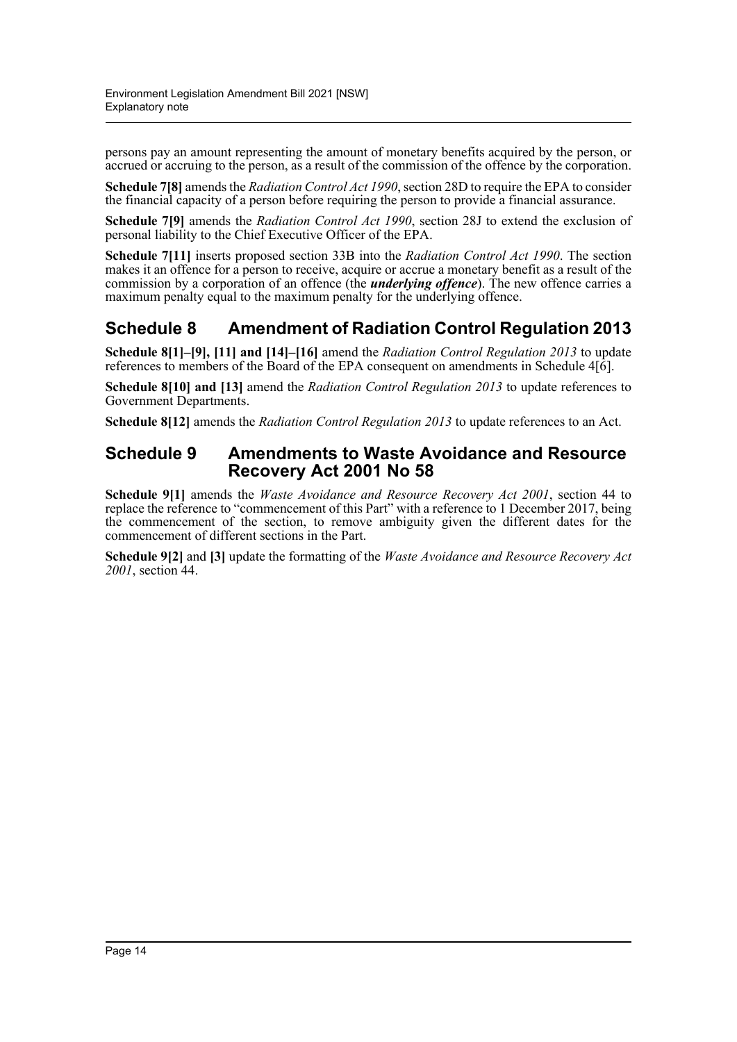persons pay an amount representing the amount of monetary benefits acquired by the person, or accrued or accruing to the person, as a result of the commission of the offence by the corporation.

**Schedule 7[8]** amends the *Radiation Control Act 1990*, section 28D to require the EPA to consider the financial capacity of a person before requiring the person to provide a financial assurance.

**Schedule 7[9]** amends the *Radiation Control Act 1990*, section 28J to extend the exclusion of personal liability to the Chief Executive Officer of the EPA.

**Schedule 7[11]** inserts proposed section 33B into the *Radiation Control Act 1990*. The section makes it an offence for a person to receive, acquire or accrue a monetary benefit as a result of the commission by a corporation of an offence (the ***underlying offence***). The new offence carries a maximum penalty equal to the maximum penalty for the underlying offence.

## Schedule 8 Amendment of Radiation Control Regulation 2013

**Schedule 8[1]–[9], [11] and [14]–[16]** amend the *Radiation Control Regulation 2013* to update references to members of the Board of the EPA consequent on amendments in Schedule 4[6].

**Schedule 8[10] and [13]** amend the *Radiation Control Regulation 2013* to update references to Government Departments.

**Schedule 8[12]** amends the *Radiation Control Regulation 2013* to update references to an Act.

## Schedule 9 Amendments to Waste Avoidance and Resource Recovery Act 2001 No 58

**Schedule 9[1]** amends the *Waste Avoidance and Resource Recovery Act 2001*, section 44 to replace the reference to "commencement of this Part" with a reference to 1 December 2017, being the commencement of the section, to remove ambiguity given the different dates for the commencement of different sections in the Part.

**Schedule 9[2]** and **[3]** update the formatting of the *Waste Avoidance and Resource Recovery Act 2001*, section 44.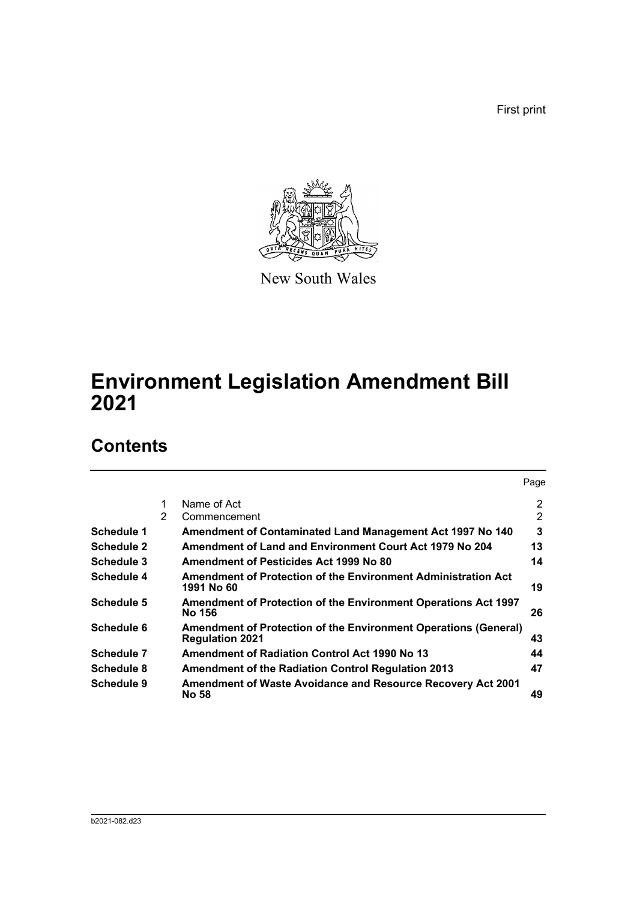First print

New South Wales

# Environment Legislation Amendment Bill 2021

## Contents

| | | | Page |
|---|---|---|---|
| | 1 | Name of Act | 2 |
| | 2 | Commencement | 2 |
| **Schedule 1** | | **Amendment of Contaminated Land Management Act 1997 No 140** | **3** |
| **Schedule 2** | | **Amendment of Land and Environment Court Act 1979 No 204** | **13** |
| **Schedule 3** | | **Amendment of Pesticides Act 1999 No 80** | **14** |
| **Schedule 4** | | **Amendment of Protection of the Environment Administration Act 1991 No 60** | **19** |
| **Schedule 5** | | **Amendment of Protection of the Environment Operations Act 1997 No 156** | **26** |
| **Schedule 6** | | **Amendment of Protection of the Environment Operations (General) Regulation 2021** | **43** |
| **Schedule 7** | | **Amendment of Radiation Control Act 1990 No 13** | **44** |
| **Schedule 8** | | **Amendment of the Radiation Control Regulation 2013** | **47** |
| **Schedule 9** | | **Amendment of Waste Avoidance and Resource Recovery Act 2001 No 58** | **49** |

b2021-082.d23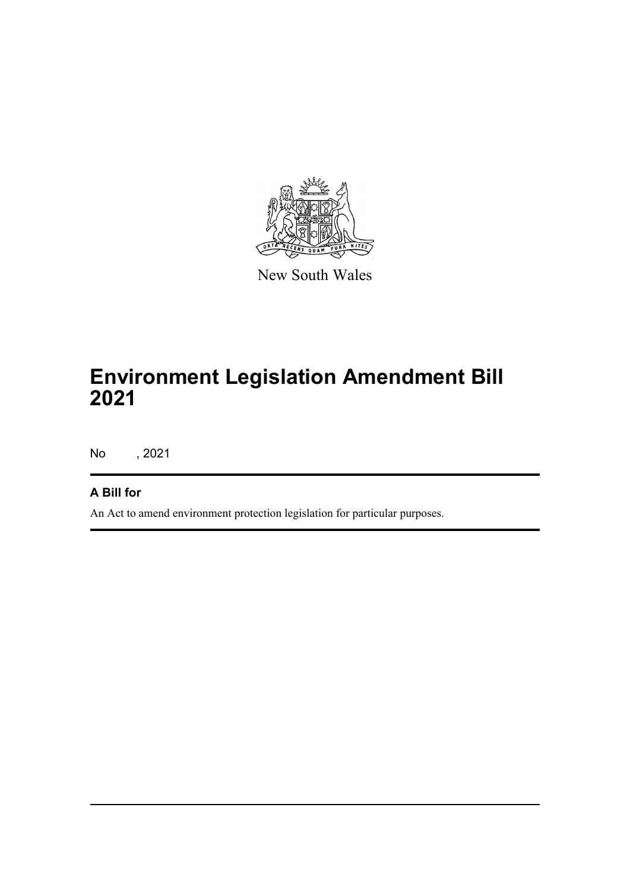New South Wales

# Environment Legislation Amendment Bill 2021

No , 2021

**A Bill for**

An Act to amend environment protection legislation for particular purposes.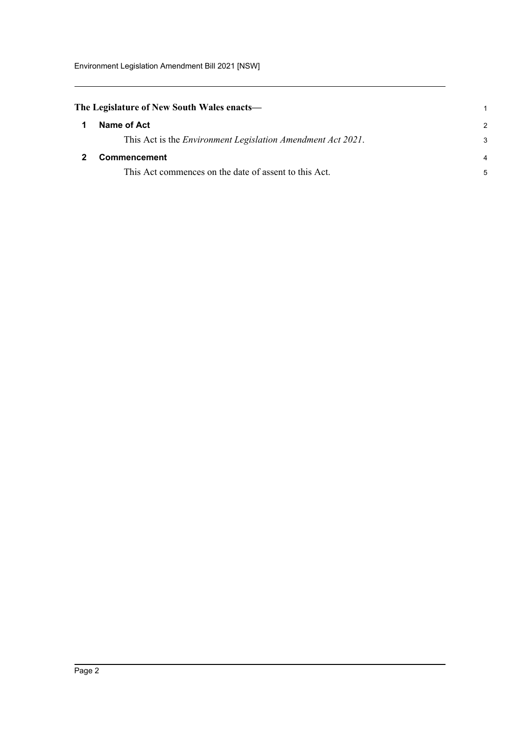**The Legislature of New South Wales enacts—**

## 1 Name of Act

This Act is the *Environment Legislation Amendment Act 2021*.

## 2 Commencement

This Act commences on the date of assent to this Act.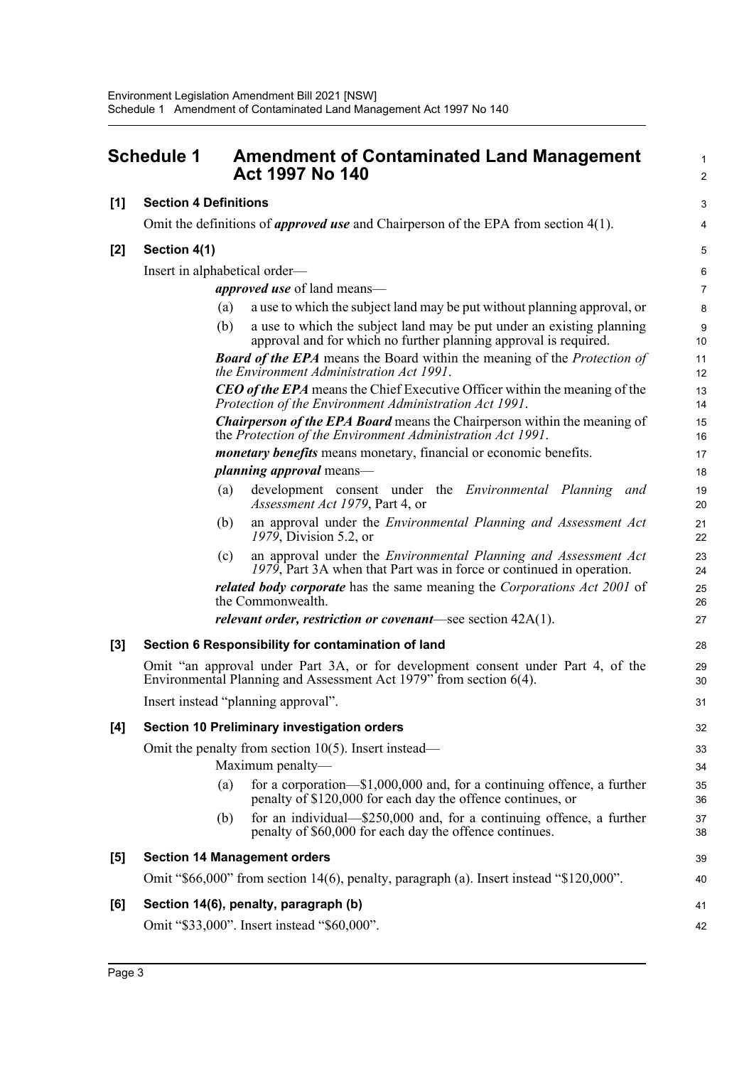# Schedule 1 Amendment of Contaminated Land Management Act 1997 No 140

## [1] Section 4 Definitions

Omit the definitions of ***approved use*** and Chairperson of the EPA from section 4(1).

## [2] Section 4(1)

Insert in alphabetical order—

> ***approved use*** of land means—
>
> (a) a use to which the subject land may be put without planning approval, or
>
> (b) a use to which the subject land may be put under an existing planning approval and for which no further planning approval is required.
>
> ***Board of the EPA*** means the Board within the meaning of the *Protection of the Environment Administration Act 1991*.
>
> ***CEO of the EPA*** means the Chief Executive Officer within the meaning of the *Protection of the Environment Administration Act 1991*.
>
> ***Chairperson of the EPA Board*** means the Chairperson within the meaning of the *Protection of the Environment Administration Act 1991*.
>
> ***monetary benefits*** means monetary, financial or economic benefits.
>
> ***planning approval*** means—
>
> (a) development consent under the *Environmental Planning and Assessment Act 1979*, Part 4, or
>
> (b) an approval under the *Environmental Planning and Assessment Act 1979*, Division 5.2, or
>
> (c) an approval under the *Environmental Planning and Assessment Act 1979*, Part 3A when that Part was in force or continued in operation.
>
> ***related body corporate*** has the same meaning the *Corporations Act 2001* of the Commonwealth.
>
> ***relevant order, restriction or covenant***—see section 42A(1).

## [3] Section 6 Responsibility for contamination of land

Omit "an approval under Part 3A, or for development consent under Part 4, of the Environmental Planning and Assessment Act 1979" from section 6(4).

Insert instead "planning approval".

## [4] Section 10 Preliminary investigation orders

Omit the penalty from section 10(5). Insert instead—

> Maximum penalty—
>
> (a) for a corporation—$1,000,000 and, for a continuing offence, a further penalty of $120,000 for each day the offence continues, or
>
> (b) for an individual—$250,000 and, for a continuing offence, a further penalty of $60,000 for each day the offence continues.

## [5] Section 14 Management orders

Omit "$66,000" from section 14(6), penalty, paragraph (a). Insert instead "$120,000".

## [6] Section 14(6), penalty, paragraph (b)

Omit "$33,000". Insert instead "$60,000".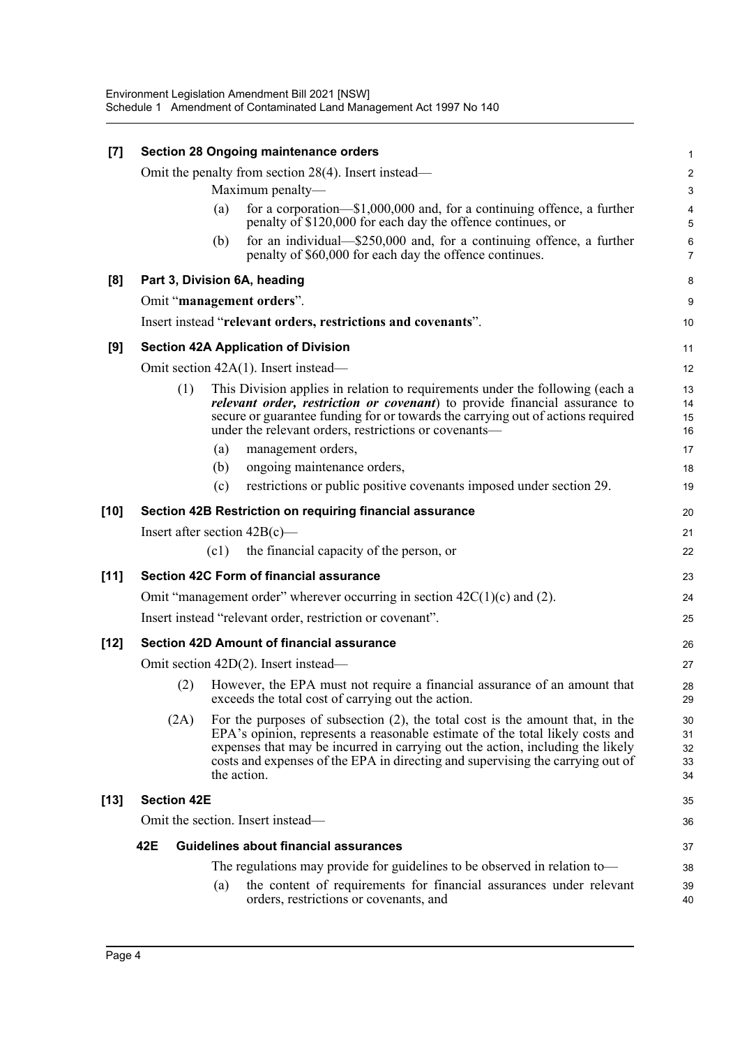**[7] Section 28 Ongoing maintenance orders**

Omit the penalty from section 28(4). Insert instead—

Maximum penalty—

(a) for a corporation—$1,000,000 and, for a continuing offence, a further penalty of $120,000 for each day the offence continues, or

(b) for an individual—$250,000 and, for a continuing offence, a further penalty of $60,000 for each day the offence continues.

**[8] Part 3, Division 6A, heading**

Omit "**management orders**".

Insert instead "**relevant orders, restrictions and covenants**".

**[9] Section 42A Application of Division**

Omit section 42A(1). Insert instead—

(1) This Division applies in relation to requirements under the following (each a ***relevant order, restriction or covenant***) to provide financial assurance to secure or guarantee funding for or towards the carrying out of actions required under the relevant orders, restrictions or covenants—

(a) management orders,

(b) ongoing maintenance orders,

(c) restrictions or public positive covenants imposed under section 29.

**[10] Section 42B Restriction on requiring financial assurance**

Insert after section 42B(c)—

(c1) the financial capacity of the person, or

**[11] Section 42C Form of financial assurance**

Omit "management order" wherever occurring in section 42C(1)(c) and (2).

Insert instead "relevant order, restriction or covenant".

**[12] Section 42D Amount of financial assurance**

Omit section 42D(2). Insert instead—

(2) However, the EPA must not require a financial assurance of an amount that exceeds the total cost of carrying out the action.

(2A) For the purposes of subsection (2), the total cost is the amount that, in the EPA's opinion, represents a reasonable estimate of the total likely costs and expenses that may be incurred in carrying out the action, including the likely costs and expenses of the EPA in directing and supervising the carrying out of the action.

**[13] Section 42E**

Omit the section. Insert instead—

**42E Guidelines about financial assurances**

The regulations may provide for guidelines to be observed in relation to—

(a) the content of requirements for financial assurances under relevant orders, restrictions or covenants, and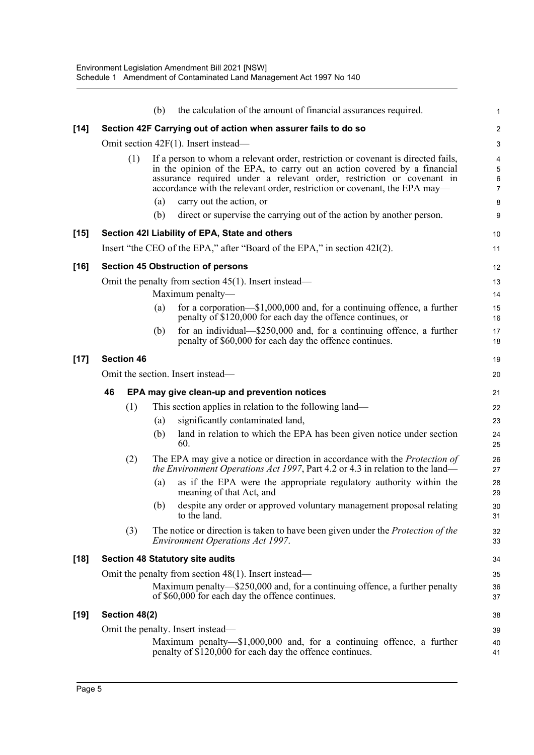(b) the calculation of the amount of financial assurances required.

**[14] Section 42F Carrying out of action when assurer fails to do so**

Omit section 42F(1). Insert instead—

(1) If a person to whom a relevant order, restriction or covenant is directed fails, in the opinion of the EPA, to carry out an action covered by a financial assurance required under a relevant order, restriction or covenant in accordance with the relevant order, restriction or covenant, the EPA may—

(a) carry out the action, or

(b) direct or supervise the carrying out of the action by another person.

**[15] Section 42I Liability of EPA, State and others**

Insert "the CEO of the EPA," after "Board of the EPA," in section 42I(2).

**[16] Section 45 Obstruction of persons**

Omit the penalty from section 45(1). Insert instead—

Maximum penalty—

(a) for a corporation—$1,000,000 and, for a continuing offence, a further penalty of $120,000 for each day the offence continues, or

(b) for an individual—$250,000 and, for a continuing offence, a further penalty of $60,000 for each day the offence continues.

**[17] Section 46**

Omit the section. Insert instead—

**46 EPA may give clean-up and prevention notices**

(1) This section applies in relation to the following land—

(a) significantly contaminated land,

(b) land in relation to which the EPA has been given notice under section 60.

(2) The EPA may give a notice or direction in accordance with the *Protection of the Environment Operations Act 1997*, Part 4.2 or 4.3 in relation to the land—

(a) as if the EPA were the appropriate regulatory authority within the meaning of that Act, and

(b) despite any order or approved voluntary management proposal relating to the land.

(3) The notice or direction is taken to have been given under the *Protection of the Environment Operations Act 1997*.

**[18] Section 48 Statutory site audits**

Omit the penalty from section 48(1). Insert instead—

Maximum penalty—$250,000 and, for a continuing offence, a further penalty of $60,000 for each day the offence continues.

**[19] Section 48(2)**

Omit the penalty. Insert instead—

Maximum penalty—$1,000,000 and, for a continuing offence, a further penalty of $120,000 for each day the offence continues.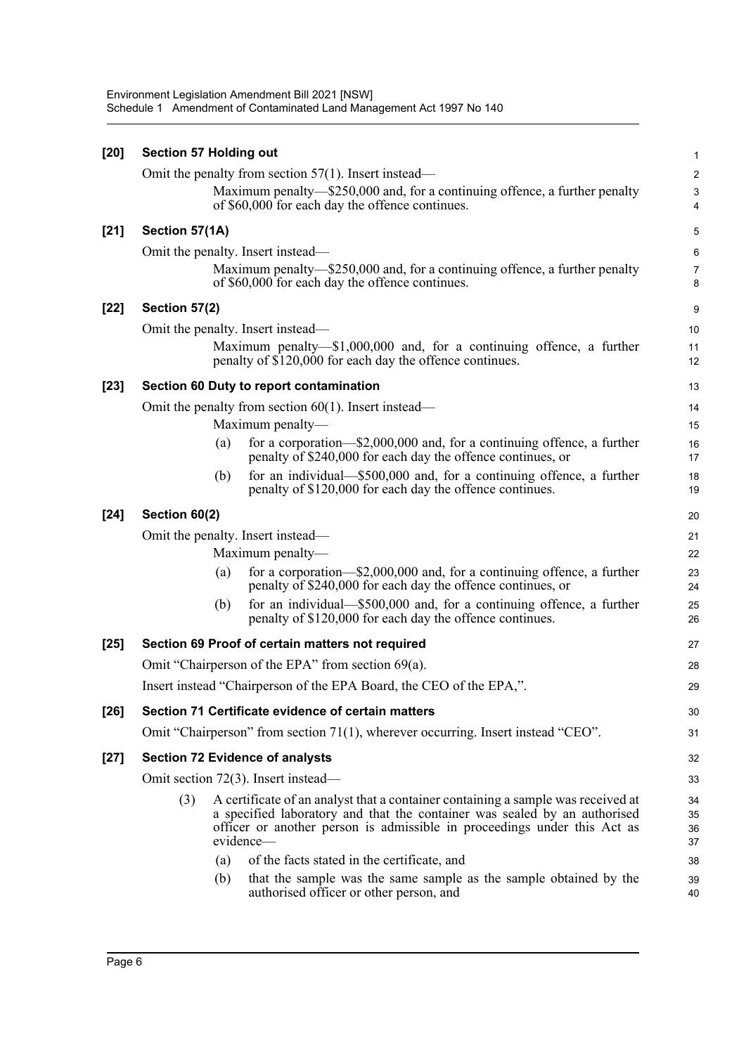**[20] Section 57 Holding out**

Omit the penalty from section 57(1). Insert instead—

> Maximum penalty—$250,000 and, for a continuing offence, a further penalty of $60,000 for each day the offence continues.

**[21] Section 57(1A)**

Omit the penalty. Insert instead—

> Maximum penalty—$250,000 and, for a continuing offence, a further penalty of $60,000 for each day the offence continues.

**[22] Section 57(2)**

Omit the penalty. Insert instead—

> Maximum penalty—$1,000,000 and, for a continuing offence, a further penalty of $120,000 for each day the offence continues.

**[23] Section 60 Duty to report contamination**

Omit the penalty from section 60(1). Insert instead—

> Maximum penalty—
>
> (a) for a corporation—$2,000,000 and, for a continuing offence, a further penalty of $240,000 for each day the offence continues, or
>
> (b) for an individual—$500,000 and, for a continuing offence, a further penalty of $120,000 for each day the offence continues.

**[24] Section 60(2)**

Omit the penalty. Insert instead—

> Maximum penalty—
>
> (a) for a corporation—$2,000,000 and, for a continuing offence, a further penalty of $240,000 for each day the offence continues, or
>
> (b) for an individual—$500,000 and, for a continuing offence, a further penalty of $120,000 for each day the offence continues.

**[25] Section 69 Proof of certain matters not required**

Omit "Chairperson of the EPA" from section 69(a).

Insert instead "Chairperson of the EPA Board, the CEO of the EPA,".

**[26] Section 71 Certificate evidence of certain matters**

Omit "Chairperson" from section 71(1), wherever occurring. Insert instead "CEO".

**[27] Section 72 Evidence of analysts**

Omit section 72(3). Insert instead—

> (3) A certificate of an analyst that a container containing a sample was received at a specified laboratory and that the container was sealed by an authorised officer or another person is admissible in proceedings under this Act as evidence—
>
> (a) of the facts stated in the certificate, and
>
> (b) that the sample was the same sample as the sample obtained by the authorised officer or other person, and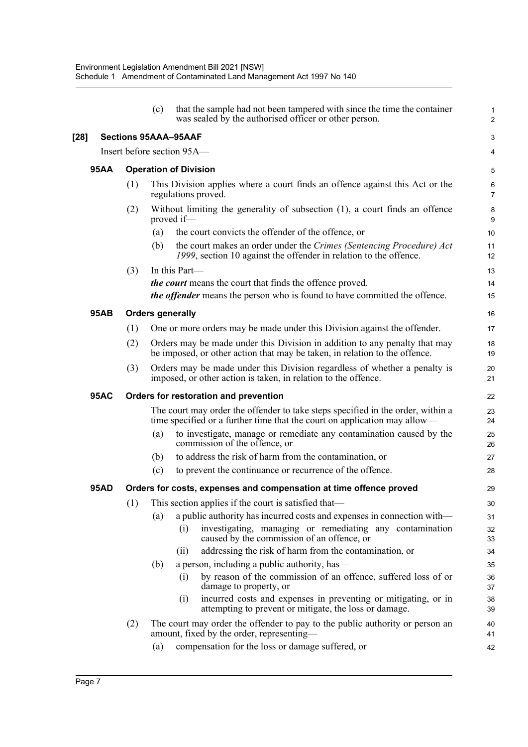(c) that the sample had not been tampered with since the time the container was sealed by the authorised officer or other person.

**[28] Sections 95AAA–95AAF**

Insert before section 95A—

**95AA Operation of Division**

(1) This Division applies where a court finds an offence against this Act or the regulations proved.

(2) Without limiting the generality of subsection (1), a court finds an offence proved if—

(a) the court convicts the offender of the offence, or

(b) the court makes an order under the *Crimes (Sentencing Procedure) Act 1999*, section 10 against the offender in relation to the offence.

(3) In this Part—

***the court*** means the court that finds the offence proved.

***the offender*** means the person who is found to have committed the offence.

**95AB Orders generally**

(1) One or more orders may be made under this Division against the offender.

(2) Orders may be made under this Division in addition to any penalty that may be imposed, or other action that may be taken, in relation to the offence.

(3) Orders may be made under this Division regardless of whether a penalty is imposed, or other action is taken, in relation to the offence.

**95AC Orders for restoration and prevention**

The court may order the offender to take steps specified in the order, within a time specified or a further time that the court on application may allow—

(a) to investigate, manage or remediate any contamination caused by the commission of the offence, or

(b) to address the risk of harm from the contamination, or

(c) to prevent the continuance or recurrence of the offence.

**95AD Orders for costs, expenses and compensation at time offence proved**

(1) This section applies if the court is satisfied that—

(a) a public authority has incurred costs and expenses in connection with—

(i) investigating, managing or remediating any contamination caused by the commission of an offence, or

(ii) addressing the risk of harm from the contamination, or

(b) a person, including a public authority, has—

(i) by reason of the commission of an offence, suffered loss of or damage to property, or

(i) incurred costs and expenses in preventing or mitigating, or in attempting to prevent or mitigate, the loss or damage.

(2) The court may order the offender to pay to the public authority or person an amount, fixed by the order, representing—

(a) compensation for the loss or damage suffered, or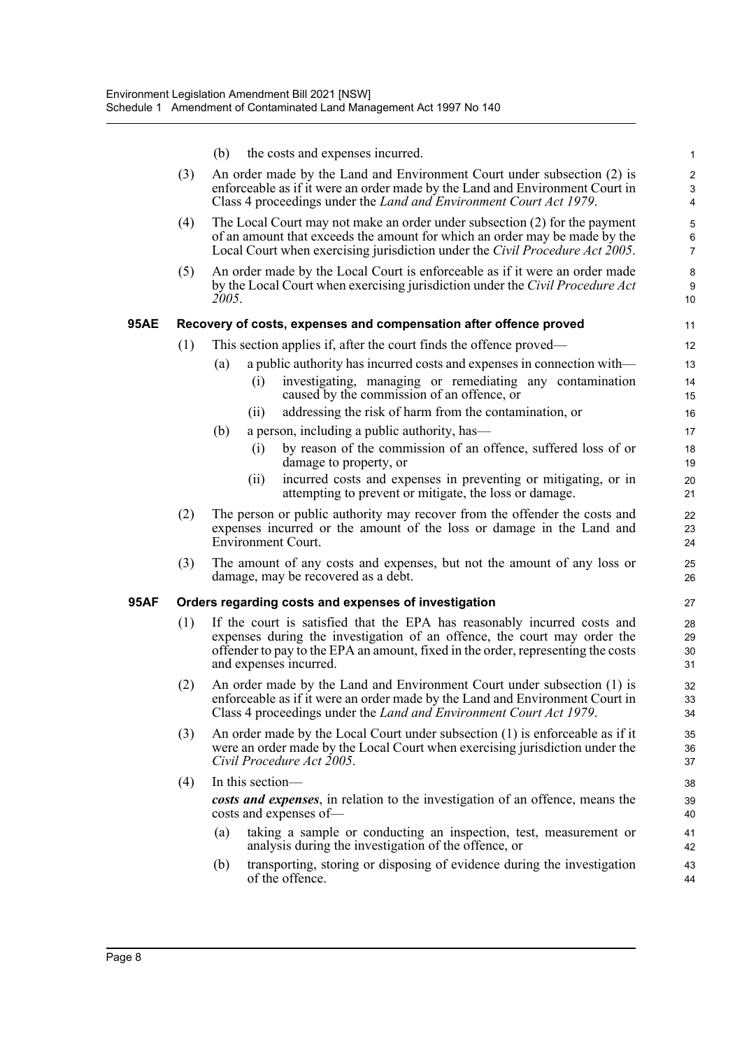(b) the costs and expenses incurred.

(3) An order made by the Land and Environment Court under subsection (2) is enforceable as if it were an order made by the Land and Environment Court in Class 4 proceedings under the *Land and Environment Court Act 1979*.

(4) The Local Court may not make an order under subsection (2) for the payment of an amount that exceeds the amount for which an order may be made by the Local Court when exercising jurisdiction under the *Civil Procedure Act 2005*.

(5) An order made by the Local Court is enforceable as if it were an order made by the Local Court when exercising jurisdiction under the *Civil Procedure Act 2005*.

### 95AE Recovery of costs, expenses and compensation after offence proved

(1) This section applies if, after the court finds the offence proved—

- (a) a public authority has incurred costs and expenses in connection with—
  - (i) investigating, managing or remediating any contamination caused by the commission of an offence, or
  - (ii) addressing the risk of harm from the contamination, or
- (b) a person, including a public authority, has—
  - (i) by reason of the commission of an offence, suffered loss of or damage to property, or
  - (ii) incurred costs and expenses in preventing or mitigating, or in attempting to prevent or mitigate, the loss or damage.

(2) The person or public authority may recover from the offender the costs and expenses incurred or the amount of the loss or damage in the Land and Environment Court.

(3) The amount of any costs and expenses, but not the amount of any loss or damage, may be recovered as a debt.

### 95AF Orders regarding costs and expenses of investigation

(1) If the court is satisfied that the EPA has reasonably incurred costs and expenses during the investigation of an offence, the court may order the offender to pay to the EPA an amount, fixed in the order, representing the costs and expenses incurred.

(2) An order made by the Land and Environment Court under subsection (1) is enforceable as if it were an order made by the Land and Environment Court in Class 4 proceedings under the *Land and Environment Court Act 1979*.

(3) An order made by the Local Court under subsection (1) is enforceable as if it were an order made by the Local Court when exercising jurisdiction under the *Civil Procedure Act 2005*.

(4) In this section—

***costs and expenses***, in relation to the investigation of an offence, means the costs and expenses of—

- (a) taking a sample or conducting an inspection, test, measurement or analysis during the investigation of the offence, or
- (b) transporting, storing or disposing of evidence during the investigation of the offence.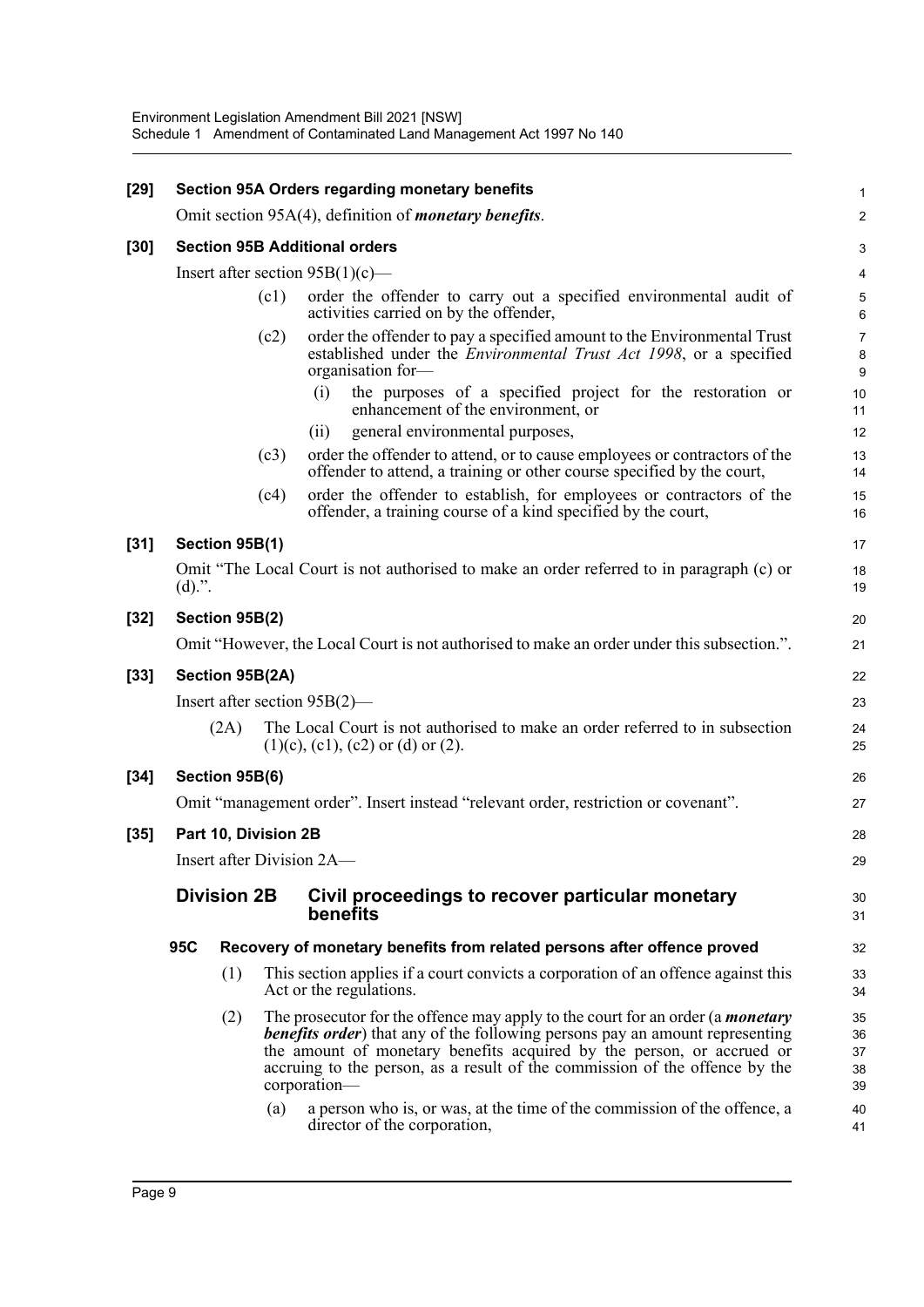**[29] Section 95A Orders regarding monetary benefits**

Omit section 95A(4), definition of ***monetary benefits***.

**[30] Section 95B Additional orders**

Insert after section 95B(1)(c)—

(c1) order the offender to carry out a specified environmental audit of activities carried on by the offender,

(c2) order the offender to pay a specified amount to the Environmental Trust established under the *Environmental Trust Act 1998*, or a specified organisation for—

(i) the purposes of a specified project for the restoration or enhancement of the environment, or

(ii) general environmental purposes,

(c3) order the offender to attend, or to cause employees or contractors of the offender to attend, a training or other course specified by the court,

(c4) order the offender to establish, for employees or contractors of the offender, a training course of a kind specified by the court,

**[31] Section 95B(1)**

Omit "The Local Court is not authorised to make an order referred to in paragraph (c) or (d).".

**[32] Section 95B(2)**

Omit "However, the Local Court is not authorised to make an order under this subsection.".

**[33] Section 95B(2A)**

Insert after section 95B(2)—

(2A) The Local Court is not authorised to make an order referred to in subsection (1)(c), (c1), (c2) or (d) or (2).

**[34] Section 95B(6)**

Omit "management order". Insert instead "relevant order, restriction or covenant".

**[35] Part 10, Division 2B**

Insert after Division 2A—

## Division 2B Civil proceedings to recover particular monetary benefits

### 95C Recovery of monetary benefits from related persons after offence proved

(1) This section applies if a court convicts a corporation of an offence against this Act or the regulations.

(2) The prosecutor for the offence may apply to the court for an order (a ***monetary benefits order***) that any of the following persons pay an amount representing the amount of monetary benefits acquired by the person, or accrued or accruing to the person, as a result of the commission of the offence by the corporation—

(a) a person who is, or was, at the time of the commission of the offence, a director of the corporation,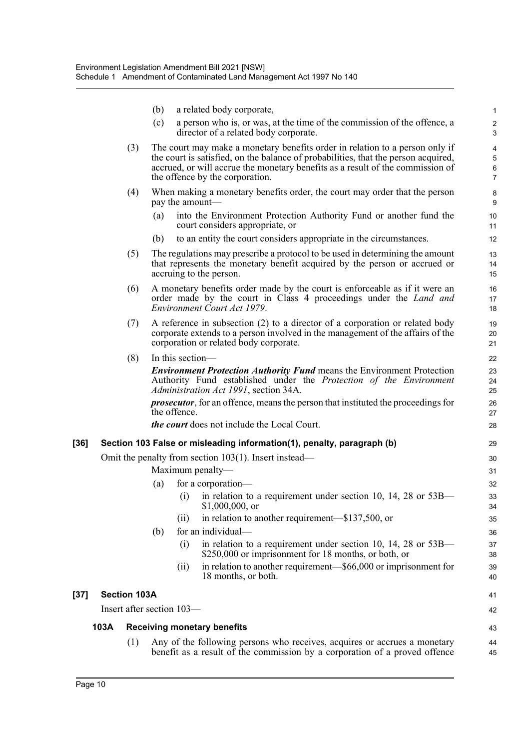(b) a related body corporate,

(c) a person who is, or was, at the time of the commission of the offence, a director of a related body corporate.

(3) The court may make a monetary benefits order in relation to a person only if the court is satisfied, on the balance of probabilities, that the person acquired, accrued, or will accrue the monetary benefits as a result of the commission of the offence by the corporation.

(4) When making a monetary benefits order, the court may order that the person pay the amount—

(a) into the Environment Protection Authority Fund or another fund the court considers appropriate, or

(b) to an entity the court considers appropriate in the circumstances.

(5) The regulations may prescribe a protocol to be used in determining the amount that represents the monetary benefit acquired by the person or accrued or accruing to the person.

(6) A monetary benefits order made by the court is enforceable as if it were an order made by the court in Class 4 proceedings under the *Land and Environment Court Act 1979*.

(7) A reference in subsection (2) to a director of a corporation or related body corporate extends to a person involved in the management of the affairs of the corporation or related body corporate.

(8) In this section—

***Environment Protection Authority Fund*** means the Environment Protection Authority Fund established under the *Protection of the Environment Administration Act 1991*, section 34A.

***prosecutor***, for an offence, means the person that instituted the proceedings for the offence.

***the court*** does not include the Local Court.

### [36] Section 103 False or misleading information(1), penalty, paragraph (b)

Omit the penalty from section 103(1). Insert instead—

Maximum penalty—

(a) for a corporation—

(i) in relation to a requirement under section 10, 14, 28 or 53B—$1,000,000, or

(ii) in relation to another requirement—$137,500, or

(b) for an individual—

(i) in relation to a requirement under section 10, 14, 28 or 53B—$250,000 or imprisonment for 18 months, or both, or

(ii) in relation to another requirement—$66,000 or imprisonment for 18 months, or both.

### [37] Section 103A

Insert after section 103—

#### 103A Receiving monetary benefits

(1) Any of the following persons who receives, acquires or accrues a monetary benefit as a result of the commission by a corporation of a proved offence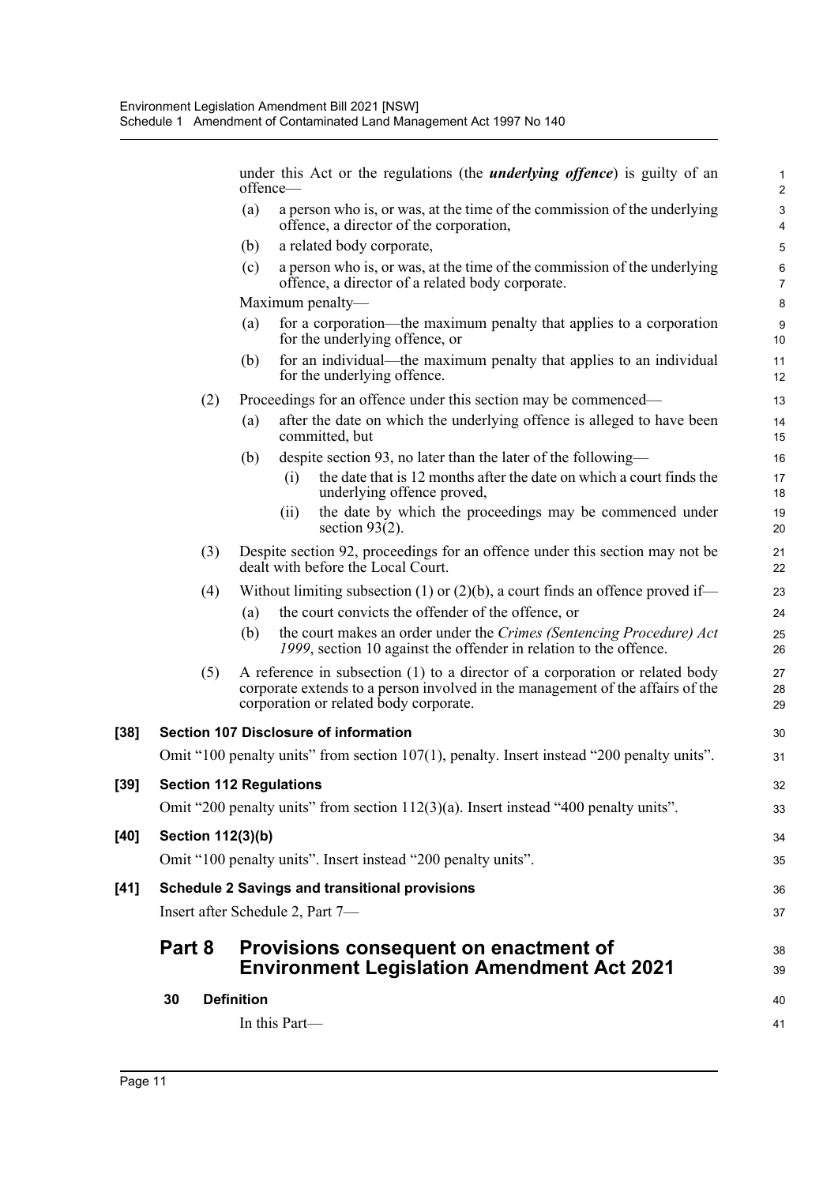under this Act or the regulations (the ***underlying offence***) is guilty of an offence—

(a) a person who is, or was, at the time of the commission of the underlying offence, a director of the corporation,

(b) a related body corporate,

(c) a person who is, or was, at the time of the commission of the underlying offence, a director of a related body corporate.

Maximum penalty—

(a) for a corporation—the maximum penalty that applies to a corporation for the underlying offence, or

(b) for an individual—the maximum penalty that applies to an individual for the underlying offence.

(2) Proceedings for an offence under this section may be commenced—

(a) after the date on which the underlying offence is alleged to have been committed, but

(b) despite section 93, no later than the later of the following—

(i) the date that is 12 months after the date on which a court finds the underlying offence proved,

(ii) the date by which the proceedings may be commenced under section 93(2).

(3) Despite section 92, proceedings for an offence under this section may not be dealt with before the Local Court.

(4) Without limiting subsection (1) or (2)(b), a court finds an offence proved if—

(a) the court convicts the offender of the offence, or

(b) the court makes an order under the *Crimes (Sentencing Procedure) Act 1999*, section 10 against the offender in relation to the offence.

(5) A reference in subsection (1) to a director of a corporation or related body corporate extends to a person involved in the management of the affairs of the corporation or related body corporate.

**[38] Section 107 Disclosure of information**

Omit "100 penalty units" from section 107(1), penalty. Insert instead "200 penalty units".

**[39] Section 112 Regulations**

Omit "200 penalty units" from section 112(3)(a). Insert instead "400 penalty units".

**[40] Section 112(3)(b)**

Omit "100 penalty units". Insert instead "200 penalty units".

**[41] Schedule 2 Savings and transitional provisions**

Insert after Schedule 2, Part 7—

## Part 8 Provisions consequent on enactment of Environment Legislation Amendment Act 2021

**30 Definition**

In this Part—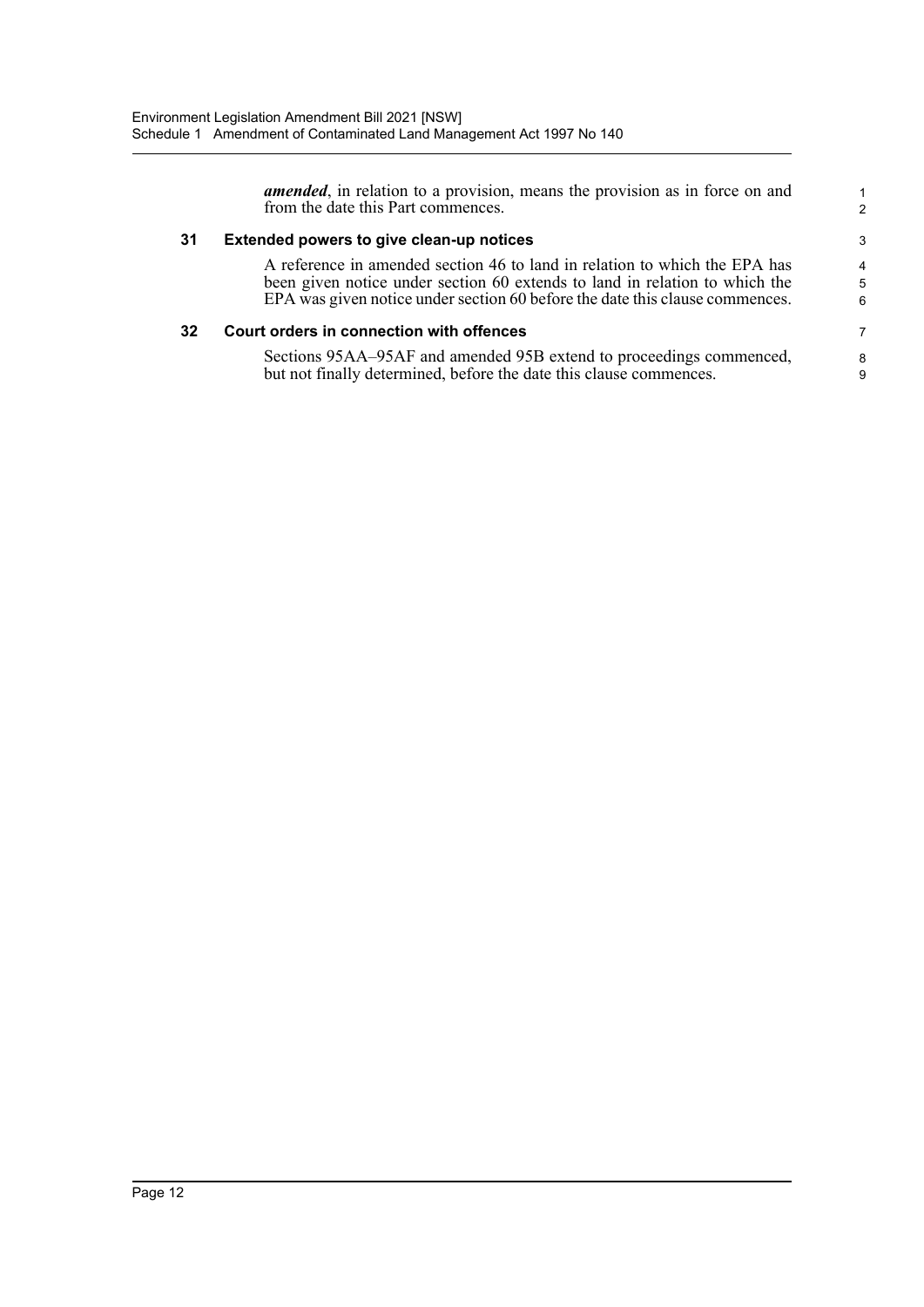***amended***, in relation to a provision, means the provision as in force on and from the date this Part commences.

### 31 Extended powers to give clean-up notices

A reference in amended section 46 to land in relation to which the EPA has been given notice under section 60 extends to land in relation to which the EPA was given notice under section 60 before the date this clause commences.

### 32 Court orders in connection with offences

Sections 95AA–95AF and amended 95B extend to proceedings commenced, but not finally determined, before the date this clause commences.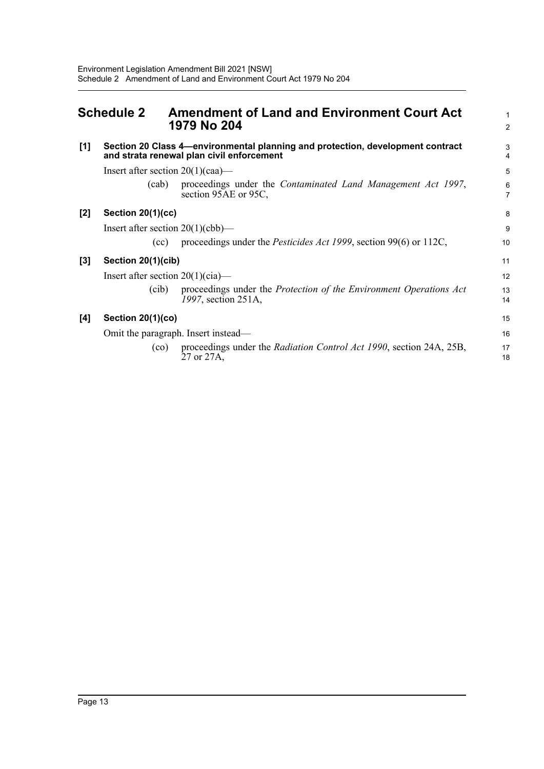# Schedule 2 Amendment of Land and Environment Court Act 1979 No 204

**[1] Section 20 Class 4—environmental planning and protection, development contract and strata renewal plan civil enforcement**

Insert after section 20(1)(caa)—

(cab) proceedings under the *Contaminated Land Management Act 1997*, section 95AE or 95C,

**[2] Section 20(1)(cc)**

Insert after section 20(1)(cbb)—

(cc) proceedings under the *Pesticides Act 1999*, section 99(6) or 112C,

**[3] Section 20(1)(cib)**

Insert after section 20(1)(cia)—

(cib) proceedings under the *Protection of the Environment Operations Act 1997*, section 251A,

**[4] Section 20(1)(co)**

Omit the paragraph. Insert instead—

(co) proceedings under the *Radiation Control Act 1990*, section 24A, 25B, 27 or 27A,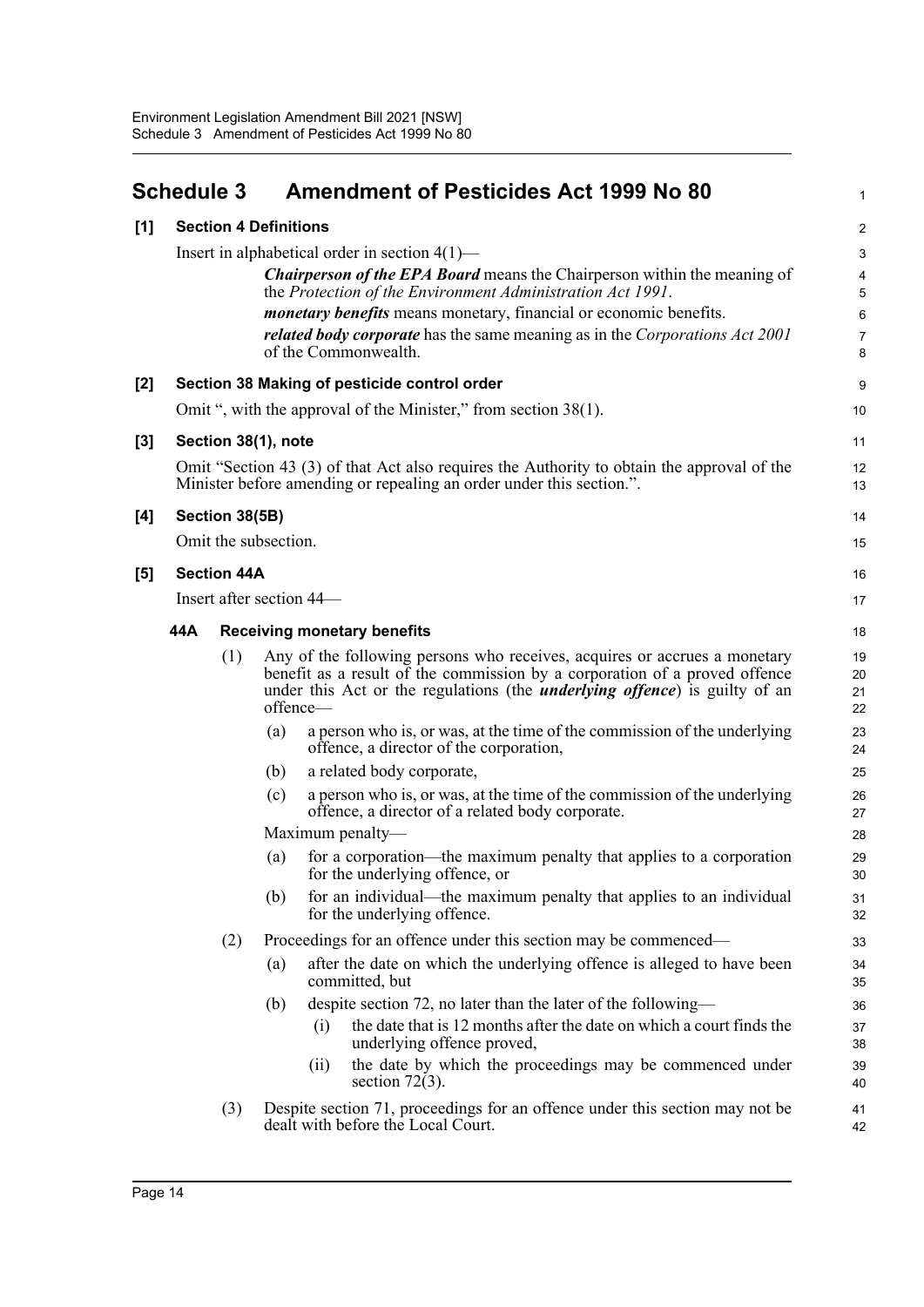# Schedule 3 Amendment of Pesticides Act 1999 No 80

**[1] Section 4 Definitions**

Insert in alphabetical order in section 4(1)—

> ***Chairperson of the EPA Board*** means the Chairperson within the meaning of the *Protection of the Environment Administration Act 1991*.
>
> ***monetary benefits*** means monetary, financial or economic benefits.
>
> ***related body corporate*** has the same meaning as in the *Corporations Act 2001* of the Commonwealth.

**[2] Section 38 Making of pesticide control order**

Omit ", with the approval of the Minister," from section 38(1).

**[3] Section 38(1), note**

Omit "Section 43 (3) of that Act also requires the Authority to obtain the approval of the Minister before amending or repealing an order under this section.".

**[4] Section 38(5B)**

Omit the subsection.

**[5] Section 44A**

Insert after section 44—

**44A Receiving monetary benefits**

(1) Any of the following persons who receives, acquires or accrues a monetary benefit as a result of the commission by a corporation of a proved offence under this Act or the regulations (the ***underlying offence***) is guilty of an offence—

- (a) a person who is, or was, at the time of the commission of the underlying offence, a director of the corporation,
- (b) a related body corporate,
- (c) a person who is, or was, at the time of the commission of the underlying offence, a director of a related body corporate.

Maximum penalty—

- (a) for a corporation—the maximum penalty that applies to a corporation for the underlying offence, or
- (b) for an individual—the maximum penalty that applies to an individual for the underlying offence.

(2) Proceedings for an offence under this section may be commenced—

- (a) after the date on which the underlying offence is alleged to have been committed, but
- (b) despite section 72, no later than the later of the following—
  - (i) the date that is 12 months after the date on which a court finds the underlying offence proved,
  - (ii) the date by which the proceedings may be commenced under section 72(3).

(3) Despite section 71, proceedings for an offence under this section may not be dealt with before the Local Court.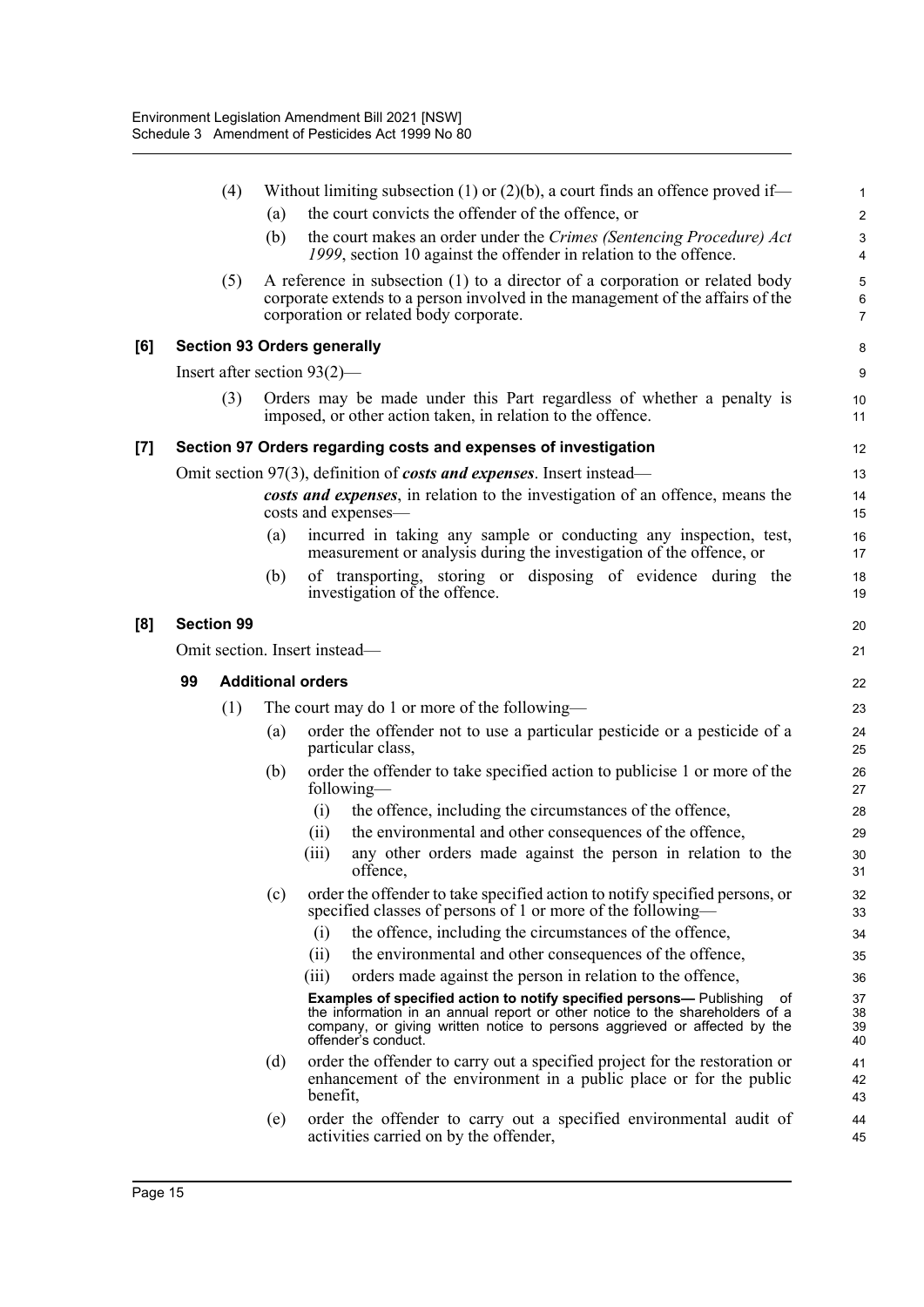(4) Without limiting subsection (1) or (2)(b), a court finds an offence proved if—

(a) the court convicts the offender of the offence, or

(b) the court makes an order under the *Crimes (Sentencing Procedure) Act 1999*, section 10 against the offender in relation to the offence.

(5) A reference in subsection (1) to a director of a corporation or related body corporate extends to a person involved in the management of the affairs of the corporation or related body corporate.

### [6] Section 93 Orders generally

Insert after section 93(2)—

(3) Orders may be made under this Part regardless of whether a penalty is imposed, or other action taken, in relation to the offence.

### [7] Section 97 Orders regarding costs and expenses of investigation

Omit section 97(3), definition of ***costs and expenses***. Insert instead—

***costs and expenses***, in relation to the investigation of an offence, means the costs and expenses—

(a) incurred in taking any sample or conducting any inspection, test, measurement or analysis during the investigation of the offence, or

(b) of transporting, storing or disposing of evidence during the investigation of the offence.

### [8] Section 99

Omit section. Insert instead—

#### 99 Additional orders

(1) The court may do 1 or more of the following—

(a) order the offender not to use a particular pesticide or a pesticide of a particular class,

(b) order the offender to take specified action to publicise 1 or more of the following—

(i) the offence, including the circumstances of the offence,

(ii) the environmental and other consequences of the offence,

(iii) any other orders made against the person in relation to the offence,

(c) order the offender to take specified action to notify specified persons, or specified classes of persons of 1 or more of the following—

(i) the offence, including the circumstances of the offence,

(ii) the environmental and other consequences of the offence,

(iii) orders made against the person in relation to the offence,

**Examples of specified action to notify specified persons—** Publishing of the information in an annual report or other notice to the shareholders of a company, or giving written notice to persons aggrieved or affected by the offender's conduct.

(d) order the offender to carry out a specified project for the restoration or enhancement of the environment in a public place or for the public benefit,

(e) order the offender to carry out a specified environmental audit of activities carried on by the offender,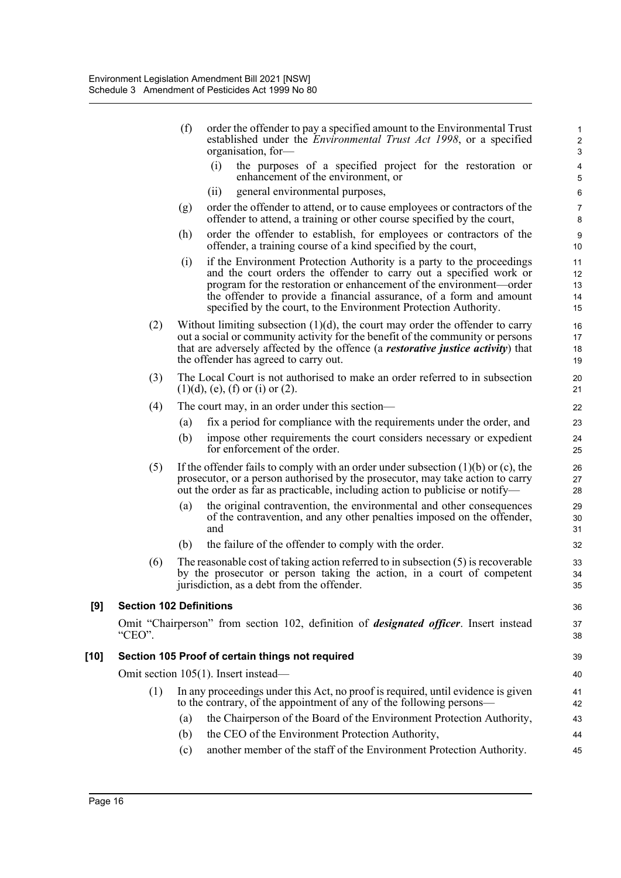(f) order the offender to pay a specified amount to the Environmental Trust established under the *Environmental Trust Act 1998*, or a specified organisation, for—

(i) the purposes of a specified project for the restoration or enhancement of the environment, or

(ii) general environmental purposes,

(g) order the offender to attend, or to cause employees or contractors of the offender to attend, a training or other course specified by the court,

(h) order the offender to establish, for employees or contractors of the offender, a training course of a kind specified by the court,

(i) if the Environment Protection Authority is a party to the proceedings and the court orders the offender to carry out a specified work or program for the restoration or enhancement of the environment—order the offender to provide a financial assurance, of a form and amount specified by the court, to the Environment Protection Authority.

(2) Without limiting subsection (1)(d), the court may order the offender to carry out a social or community activity for the benefit of the community or persons that are adversely affected by the offence (a ***restorative justice activity***) that the offender has agreed to carry out.

(3) The Local Court is not authorised to make an order referred to in subsection (1)(d), (e), (f) or (i) or (2).

(4) The court may, in an order under this section—

(a) fix a period for compliance with the requirements under the order, and

(b) impose other requirements the court considers necessary or expedient for enforcement of the order.

(5) If the offender fails to comply with an order under subsection (1)(b) or (c), the prosecutor, or a person authorised by the prosecutor, may take action to carry out the order as far as practicable, including action to publicise or notify—

(a) the original contravention, the environmental and other consequences of the contravention, and any other penalties imposed on the offender, and

(b) the failure of the offender to comply with the order.

(6) The reasonable cost of taking action referred to in subsection (5) is recoverable by the prosecutor or person taking the action, in a court of competent jurisdiction, as a debt from the offender.

**[9] Section 102 Definitions**

Omit "Chairperson" from section 102, definition of ***designated officer***. Insert instead "CEO".

**[10] Section 105 Proof of certain things not required**

Omit section 105(1). Insert instead—

(1) In any proceedings under this Act, no proof is required, until evidence is given to the contrary, of the appointment of any of the following persons—

(a) the Chairperson of the Board of the Environment Protection Authority,

(b) the CEO of the Environment Protection Authority,

(c) another member of the staff of the Environment Protection Authority.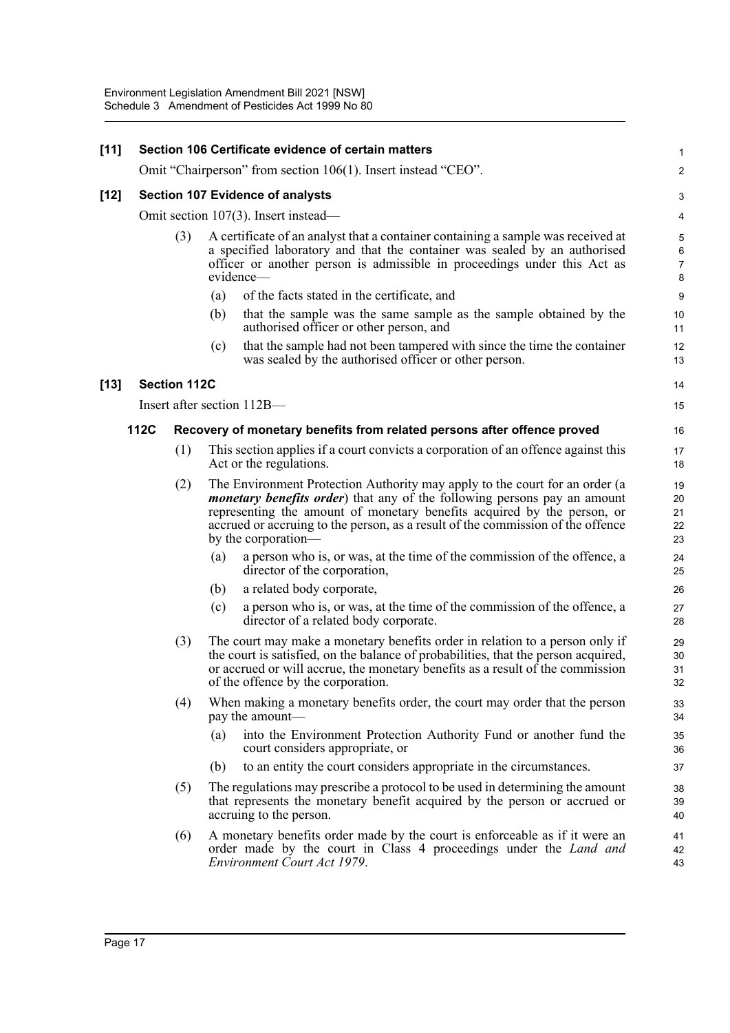**[11] Section 106 Certificate evidence of certain matters**

Omit "Chairperson" from section 106(1). Insert instead "CEO".

**[12] Section 107 Evidence of analysts**

Omit section 107(3). Insert instead—

(3) A certificate of an analyst that a container containing a sample was received at a specified laboratory and that the container was sealed by an authorised officer or another person is admissible in proceedings under this Act as evidence—

(a) of the facts stated in the certificate, and

(b) that the sample was the same sample as the sample obtained by the authorised officer or other person, and

(c) that the sample had not been tampered with since the time the container was sealed by the authorised officer or other person.

**[13] Section 112C**

Insert after section 112B—

**112C Recovery of monetary benefits from related persons after offence proved**

(1) This section applies if a court convicts a corporation of an offence against this Act or the regulations.

(2) The Environment Protection Authority may apply to the court for an order (a ***monetary benefits order***) that any of the following persons pay an amount representing the amount of monetary benefits acquired by the person, or accrued or accruing to the person, as a result of the commission of the offence by the corporation—

(a) a person who is, or was, at the time of the commission of the offence, a director of the corporation,

(b) a related body corporate,

(c) a person who is, or was, at the time of the commission of the offence, a director of a related body corporate.

(3) The court may make a monetary benefits order in relation to a person only if the court is satisfied, on the balance of probabilities, that the person acquired, or accrued or will accrue, the monetary benefits as a result of the commission of the offence by the corporation.

(4) When making a monetary benefits order, the court may order that the person pay the amount—

(a) into the Environment Protection Authority Fund or another fund the court considers appropriate, or

(b) to an entity the court considers appropriate in the circumstances.

(5) The regulations may prescribe a protocol to be used in determining the amount that represents the monetary benefit acquired by the person or accrued or accruing to the person.

(6) A monetary benefits order made by the court is enforceable as if it were an order made by the court in Class 4 proceedings under the *Land and Environment Court Act 1979*.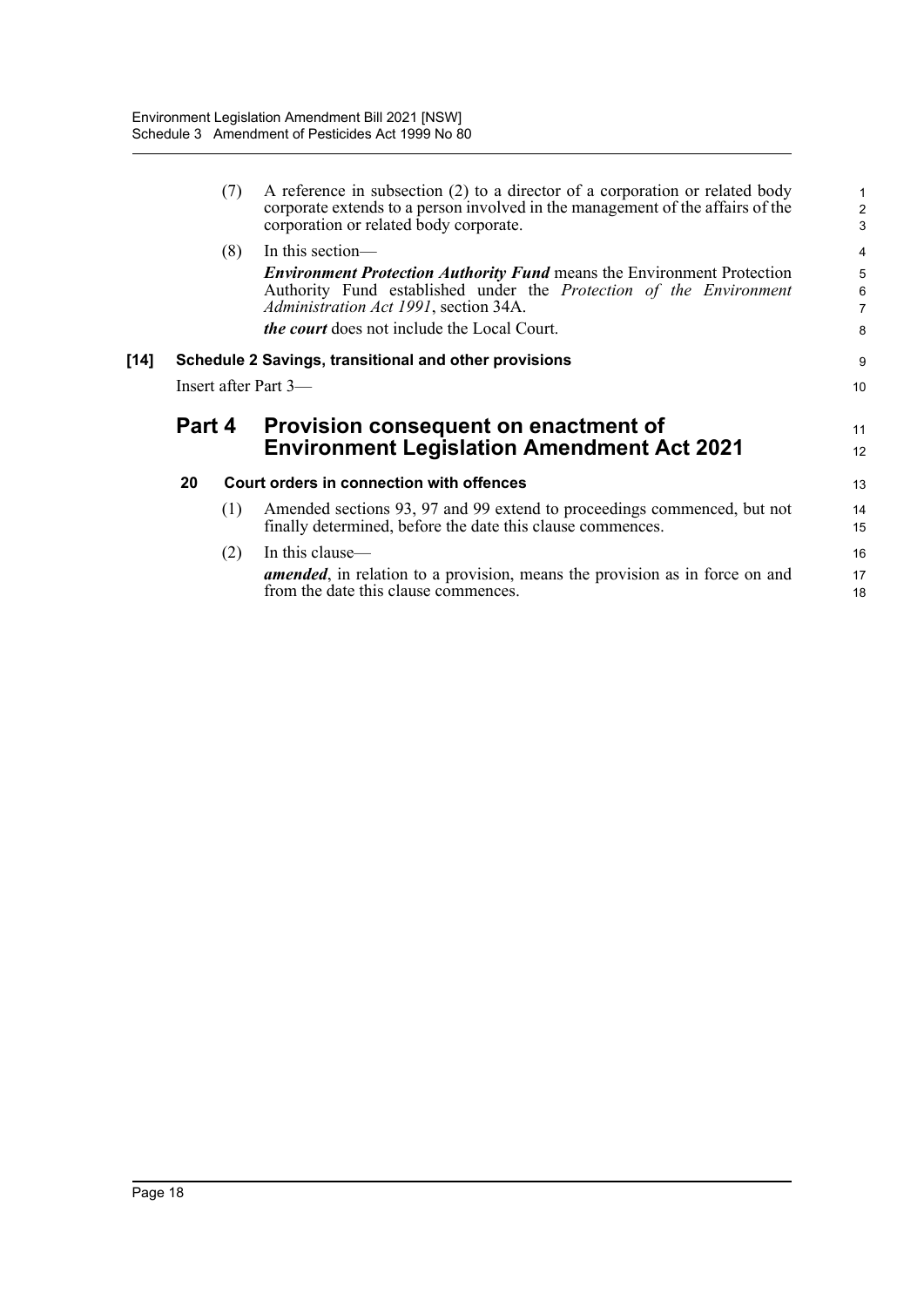(7) A reference in subsection (2) to a director of a corporation or related body corporate extends to a person involved in the management of the affairs of the corporation or related body corporate.

(8) In this section—

***Environment Protection Authority Fund*** means the Environment Protection Authority Fund established under the *Protection of the Environment Administration Act 1991*, section 34A.

***the court*** does not include the Local Court.

**[14] Schedule 2 Savings, transitional and other provisions**

Insert after Part 3—

## Part 4 Provision consequent on enactment of Environment Legislation Amendment Act 2021

### 20 Court orders in connection with offences

(1) Amended sections 93, 97 and 99 extend to proceedings commenced, but not finally determined, before the date this clause commences.

(2) In this clause—

***amended***, in relation to a provision, means the provision as in force on and from the date this clause commences.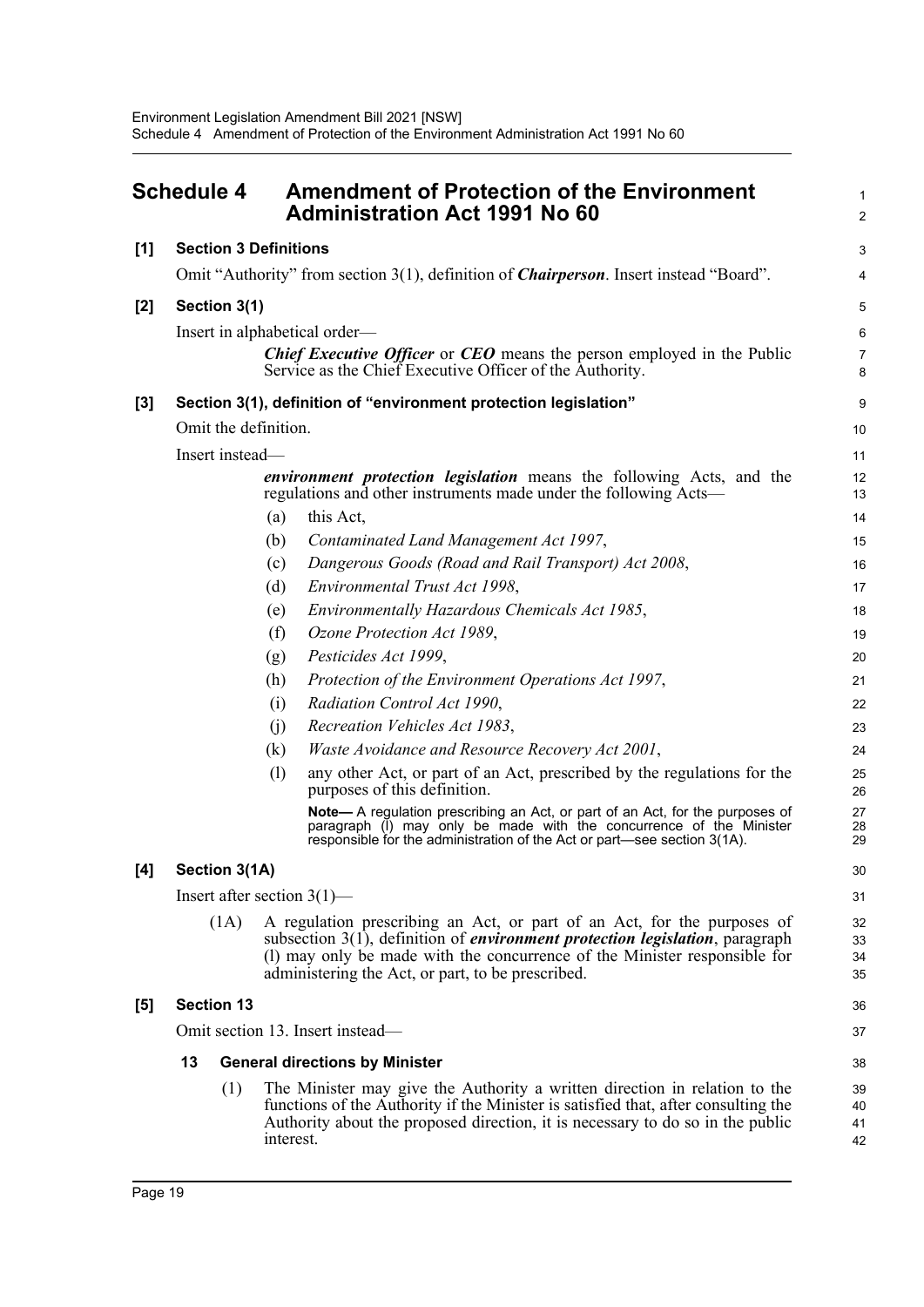# Schedule 4 Amendment of Protection of the Environment Administration Act 1991 No 60

**[1] Section 3 Definitions**

Omit "Authority" from section 3(1), definition of ***Chairperson***. Insert instead "Board".

**[2] Section 3(1)**

Insert in alphabetical order—

> ***Chief Executive Officer*** or ***CEO*** means the person employed in the Public Service as the Chief Executive Officer of the Authority.

**[3] Section 3(1), definition of "environment protection legislation"**

Omit the definition.

Insert instead—

> ***environment protection legislation*** means the following Acts, and the regulations and other instruments made under the following Acts—
>
> (a) this Act,
>
> (b) *Contaminated Land Management Act 1997*,
>
> (c) *Dangerous Goods (Road and Rail Transport) Act 2008*,
>
> (d) *Environmental Trust Act 1998*,
>
> (e) *Environmentally Hazardous Chemicals Act 1985*,
>
> (f) *Ozone Protection Act 1989*,
>
> (g) *Pesticides Act 1999*,
>
> (h) *Protection of the Environment Operations Act 1997*,
>
> (i) *Radiation Control Act 1990*,
>
> (j) *Recreation Vehicles Act 1983*,
>
> (k) *Waste Avoidance and Resource Recovery Act 2001*,
>
> (l) any other Act, or part of an Act, prescribed by the regulations for the purposes of this definition.
>
> **Note—** A regulation prescribing an Act, or part of an Act, for the purposes of paragraph (l) may only be made with the concurrence of the Minister responsible for the administration of the Act or part—see section 3(1A).

**[4] Section 3(1A)**

Insert after section 3(1)—

> (1A) A regulation prescribing an Act, or part of an Act, for the purposes of subsection 3(1), definition of ***environment protection legislation***, paragraph (l) may only be made with the concurrence of the Minister responsible for administering the Act, or part, to be prescribed.

**[5] Section 13**

Omit section 13. Insert instead—

> **13 General directions by Minister**
>
> (1) The Minister may give the Authority a written direction in relation to the functions of the Authority if the Minister is satisfied that, after consulting the Authority about the proposed direction, it is necessary to do so in the public interest.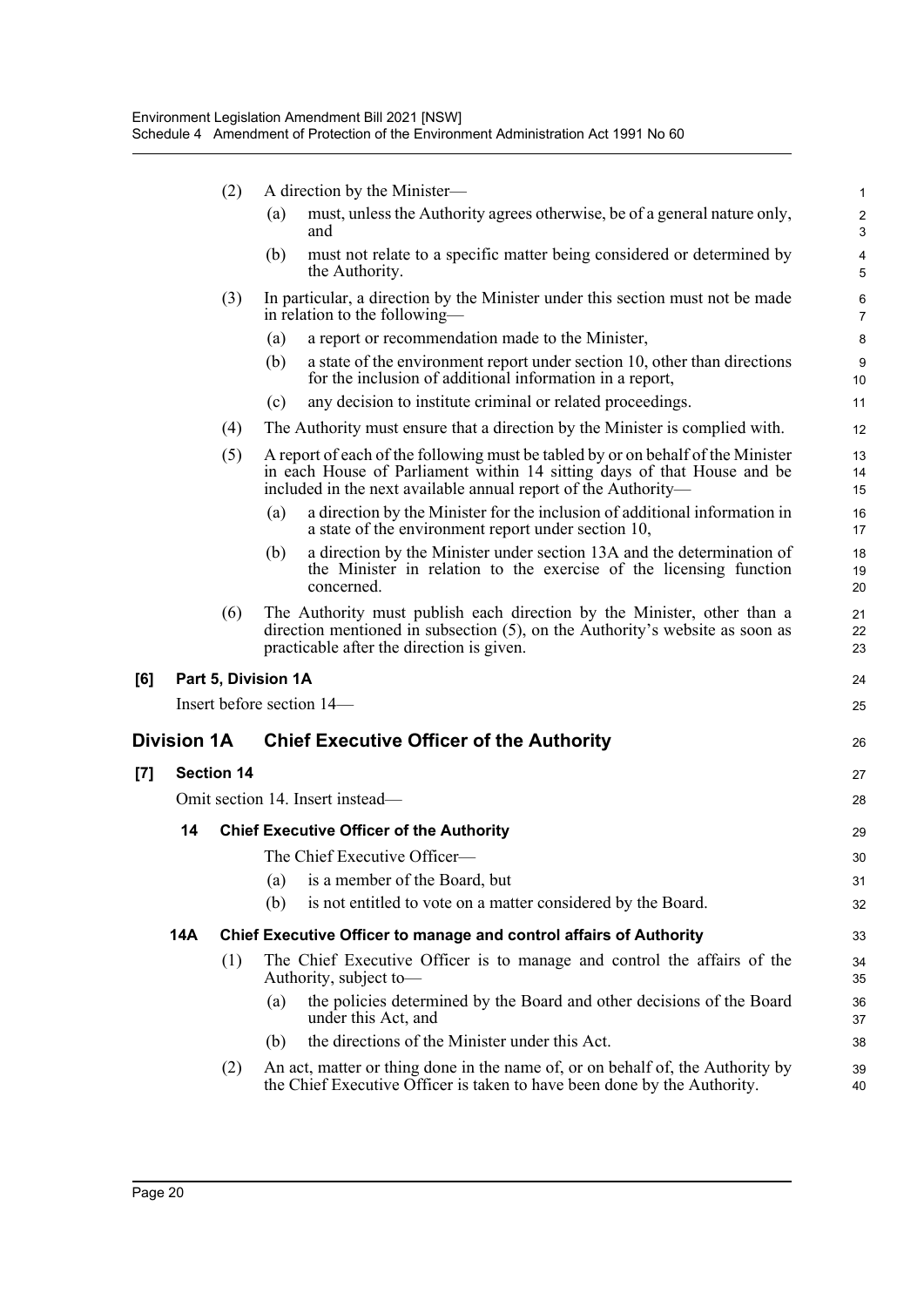(2) A direction by the Minister—

(a) must, unless the Authority agrees otherwise, be of a general nature only, and

(b) must not relate to a specific matter being considered or determined by the Authority.

(3) In particular, a direction by the Minister under this section must not be made in relation to the following—

(a) a report or recommendation made to the Minister,

(b) a state of the environment report under section 10, other than directions for the inclusion of additional information in a report,

(c) any decision to institute criminal or related proceedings.

(4) The Authority must ensure that a direction by the Minister is complied with.

(5) A report of each of the following must be tabled by or on behalf of the Minister in each House of Parliament within 14 sitting days of that House and be included in the next available annual report of the Authority—

(a) a direction by the Minister for the inclusion of additional information in a state of the environment report under section 10,

(b) a direction by the Minister under section 13A and the determination of the Minister in relation to the exercise of the licensing function concerned.

(6) The Authority must publish each direction by the Minister, other than a direction mentioned in subsection (5), on the Authority's website as soon as practicable after the direction is given.

**[6] Part 5, Division 1A**

Insert before section 14—

## Division 1A Chief Executive Officer of the Authority

**[7] Section 14**

Omit section 14. Insert instead—

### 14 Chief Executive Officer of the Authority

The Chief Executive Officer—

(a) is a member of the Board, but

(b) is not entitled to vote on a matter considered by the Board.

### 14A Chief Executive Officer to manage and control affairs of Authority

(1) The Chief Executive Officer is to manage and control the affairs of the Authority, subject to—

(a) the policies determined by the Board and other decisions of the Board under this Act, and

(b) the directions of the Minister under this Act.

(2) An act, matter or thing done in the name of, or on behalf of, the Authority by the Chief Executive Officer is taken to have been done by the Authority.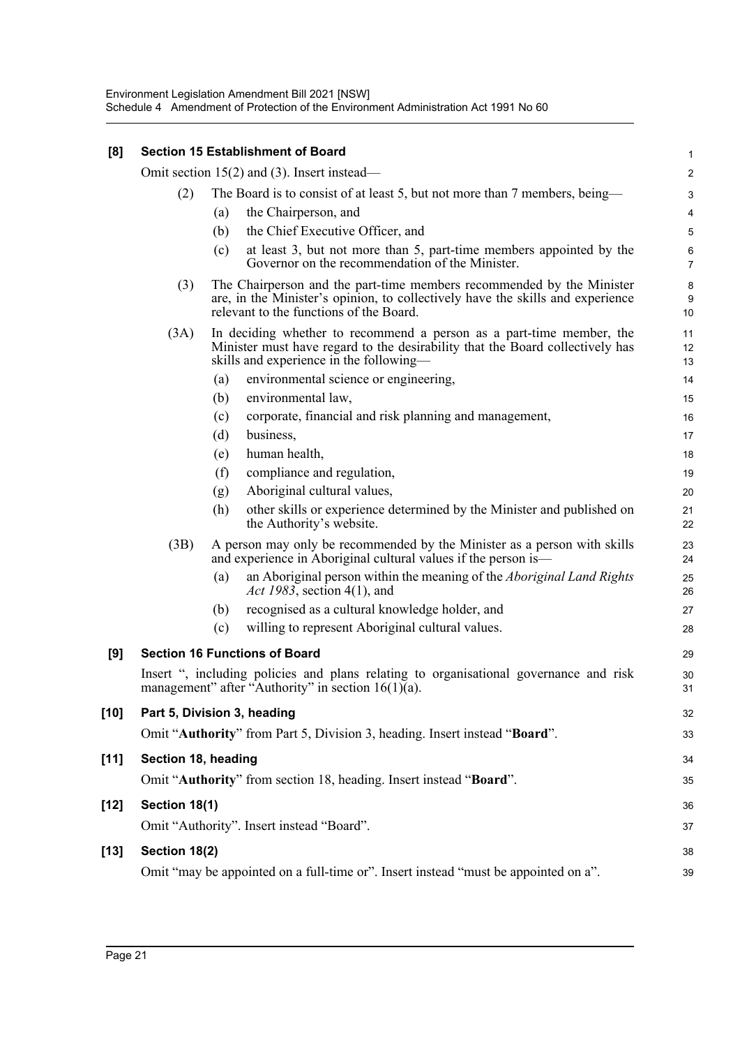**[8] Section 15 Establishment of Board**

Omit section 15(2) and (3). Insert instead—

(2) The Board is to consist of at least 5, but not more than 7 members, being—

(a) the Chairperson, and

(b) the Chief Executive Officer, and

(c) at least 3, but not more than 5, part-time members appointed by the Governor on the recommendation of the Minister.

(3) The Chairperson and the part-time members recommended by the Minister are, in the Minister's opinion, to collectively have the skills and experience relevant to the functions of the Board.

(3A) In deciding whether to recommend a person as a part-time member, the Minister must have regard to the desirability that the Board collectively has skills and experience in the following—

(a) environmental science or engineering,

(b) environmental law,

(c) corporate, financial and risk planning and management,

(d) business,

(e) human health,

(f) compliance and regulation,

(g) Aboriginal cultural values,

(h) other skills or experience determined by the Minister and published on the Authority's website.

(3B) A person may only be recommended by the Minister as a person with skills and experience in Aboriginal cultural values if the person is—

(a) an Aboriginal person within the meaning of the *Aboriginal Land Rights Act 1983*, section 4(1), and

(b) recognised as a cultural knowledge holder, and

(c) willing to represent Aboriginal cultural values.

**[9] Section 16 Functions of Board**

Insert ", including policies and plans relating to organisational governance and risk management" after "Authority" in section 16(1)(a).

**[10] Part 5, Division 3, heading**

Omit "**Authority**" from Part 5, Division 3, heading. Insert instead "**Board**".

**[11] Section 18, heading**

Omit "**Authority**" from section 18, heading. Insert instead "**Board**".

**[12] Section 18(1)**

Omit "Authority". Insert instead "Board".

**[13] Section 18(2)**

Omit "may be appointed on a full-time or". Insert instead "must be appointed on a".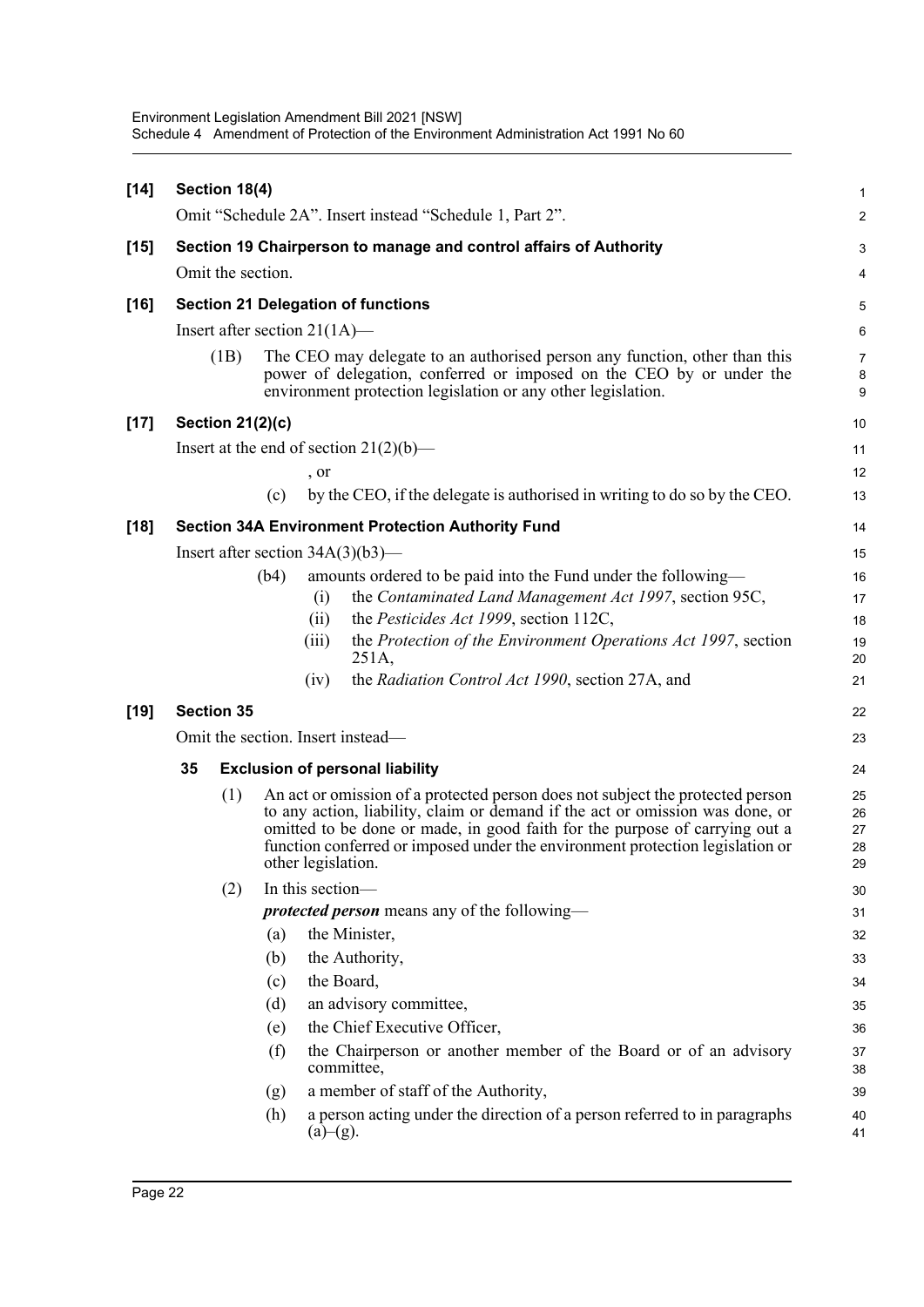**[14] Section 18(4)**

Omit “Schedule 2A”. Insert instead “Schedule 1, Part 2”.

**[15] Section 19 Chairperson to manage and control affairs of Authority**

Omit the section.

**[16] Section 21 Delegation of functions**

Insert after section 21(1A)—

(1B) The CEO may delegate to an authorised person any function, other than this power of delegation, conferred or imposed on the CEO by or under the environment protection legislation or any other legislation.

**[17] Section 21(2)(c)**

Insert at the end of section 21(2)(b)—

, or

(c) by the CEO, if the delegate is authorised in writing to do so by the CEO.

**[18] Section 34A Environment Protection Authority Fund**

Insert after section 34A(3)(b3)—

(b4) amounts ordered to be paid into the Fund under the following—

(i) the *Contaminated Land Management Act 1997*, section 95C,

(ii) the *Pesticides Act 1999*, section 112C,

(iii) the *Protection of the Environment Operations Act 1997*, section 251A,

(iv) the *Radiation Control Act 1990*, section 27A, and

**[19] Section 35**

Omit the section. Insert instead—

**35 Exclusion of personal liability**

(1) An act or omission of a protected person does not subject the protected person to any action, liability, claim or demand if the act or omission was done, or omitted to be done or made, in good faith for the purpose of carrying out a function conferred or imposed under the environment protection legislation or other legislation.

(2) In this section—

***protected person*** means any of the following—

(a) the Minister,

(b) the Authority,

(c) the Board,

(d) an advisory committee,

(e) the Chief Executive Officer,

(f) the Chairperson or another member of the Board or of an advisory committee,

(g) a member of staff of the Authority,

(h) a person acting under the direction of a person referred to in paragraphs (a)–(g).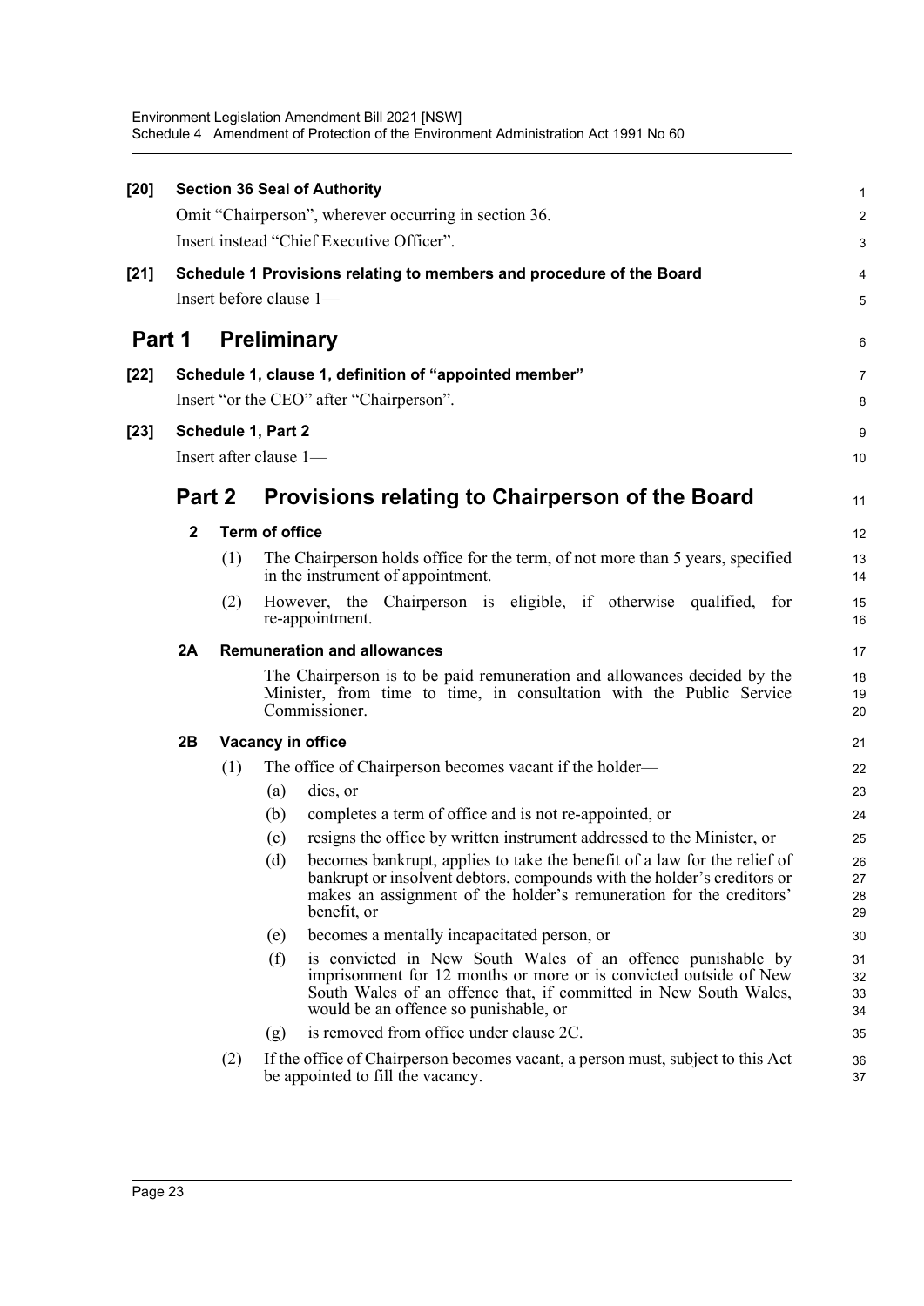**[20] Section 36 Seal of Authority**

Omit "Chairperson", wherever occurring in section 36.

Insert instead "Chief Executive Officer".

**[21] Schedule 1 Provisions relating to members and procedure of the Board**

Insert before clause 1—

# Part 1 Preliminary

**[22] Schedule 1, clause 1, definition of "appointed member"**

Insert "or the CEO" after "Chairperson".

**[23] Schedule 1, Part 2**

Insert after clause 1—

## Part 2 Provisions relating to Chairperson of the Board

### 2 Term of office

(1) The Chairperson holds office for the term, of not more than 5 years, specified in the instrument of appointment.

(2) However, the Chairperson is eligible, if otherwise qualified, for re-appointment.

### 2A Remuneration and allowances

The Chairperson is to be paid remuneration and allowances decided by the Minister, from time to time, in consultation with the Public Service Commissioner.

### 2B Vacancy in office

(1) The office of Chairperson becomes vacant if the holder—

- (a) dies, or
- (b) completes a term of office and is not re-appointed, or
- (c) resigns the office by written instrument addressed to the Minister, or
- (d) becomes bankrupt, applies to take the benefit of a law for the relief of bankrupt or insolvent debtors, compounds with the holder's creditors or makes an assignment of the holder's remuneration for the creditors' benefit, or
- (e) becomes a mentally incapacitated person, or
- (f) is convicted in New South Wales of an offence punishable by imprisonment for 12 months or more or is convicted outside of New South Wales of an offence that, if committed in New South Wales, would be an offence so punishable, or
- (g) is removed from office under clause 2C.

(2) If the office of Chairperson becomes vacant, a person must, subject to this Act be appointed to fill the vacancy.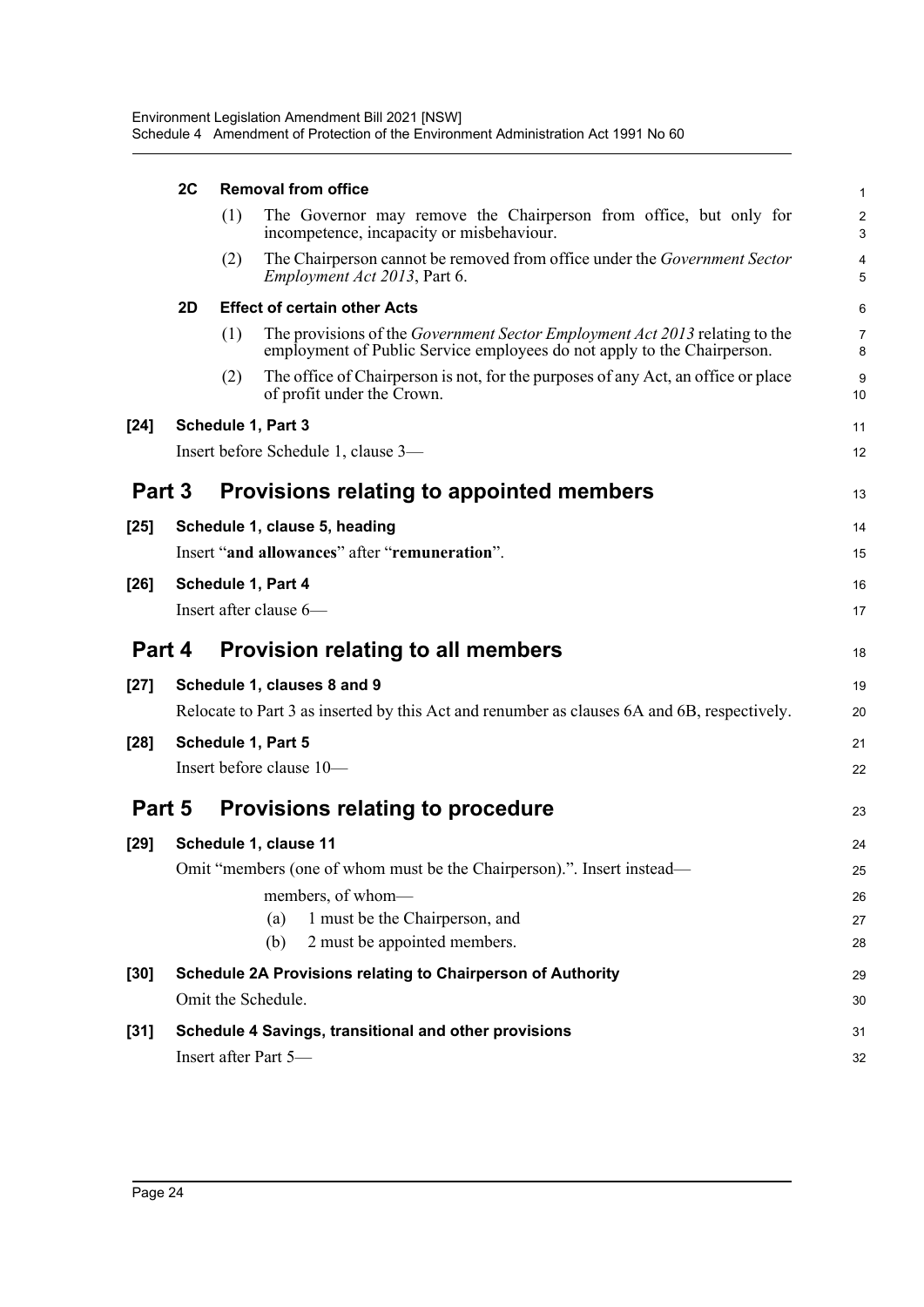**2C Removal from office**

(1) The Governor may remove the Chairperson from office, but only for incompetence, incapacity or misbehaviour.

(2) The Chairperson cannot be removed from office under the *Government Sector Employment Act 2013*, Part 6.

**2D Effect of certain other Acts**

(1) The provisions of the *Government Sector Employment Act 2013* relating to the employment of Public Service employees do not apply to the Chairperson.

(2) The office of Chairperson is not, for the purposes of any Act, an office or place of profit under the Crown.

**[24] Schedule 1, Part 3**

Insert before Schedule 1, clause 3—

## Part 3 Provisions relating to appointed members

**[25] Schedule 1, clause 5, heading**

Insert "**and allowances**" after "**remuneration**".

**[26] Schedule 1, Part 4**

Insert after clause 6—

## Part 4 Provision relating to all members

**[27] Schedule 1, clauses 8 and 9**

Relocate to Part 3 as inserted by this Act and renumber as clauses 6A and 6B, respectively.

**[28] Schedule 1, Part 5**

Insert before clause 10—

## Part 5 Provisions relating to procedure

**[29] Schedule 1, clause 11**

Omit "members (one of whom must be the Chairperson).". Insert instead—

members, of whom—

(a) 1 must be the Chairperson, and

(b) 2 must be appointed members.

**[30] Schedule 2A Provisions relating to Chairperson of Authority**

Omit the Schedule.

**[31] Schedule 4 Savings, transitional and other provisions**

Insert after Part 5—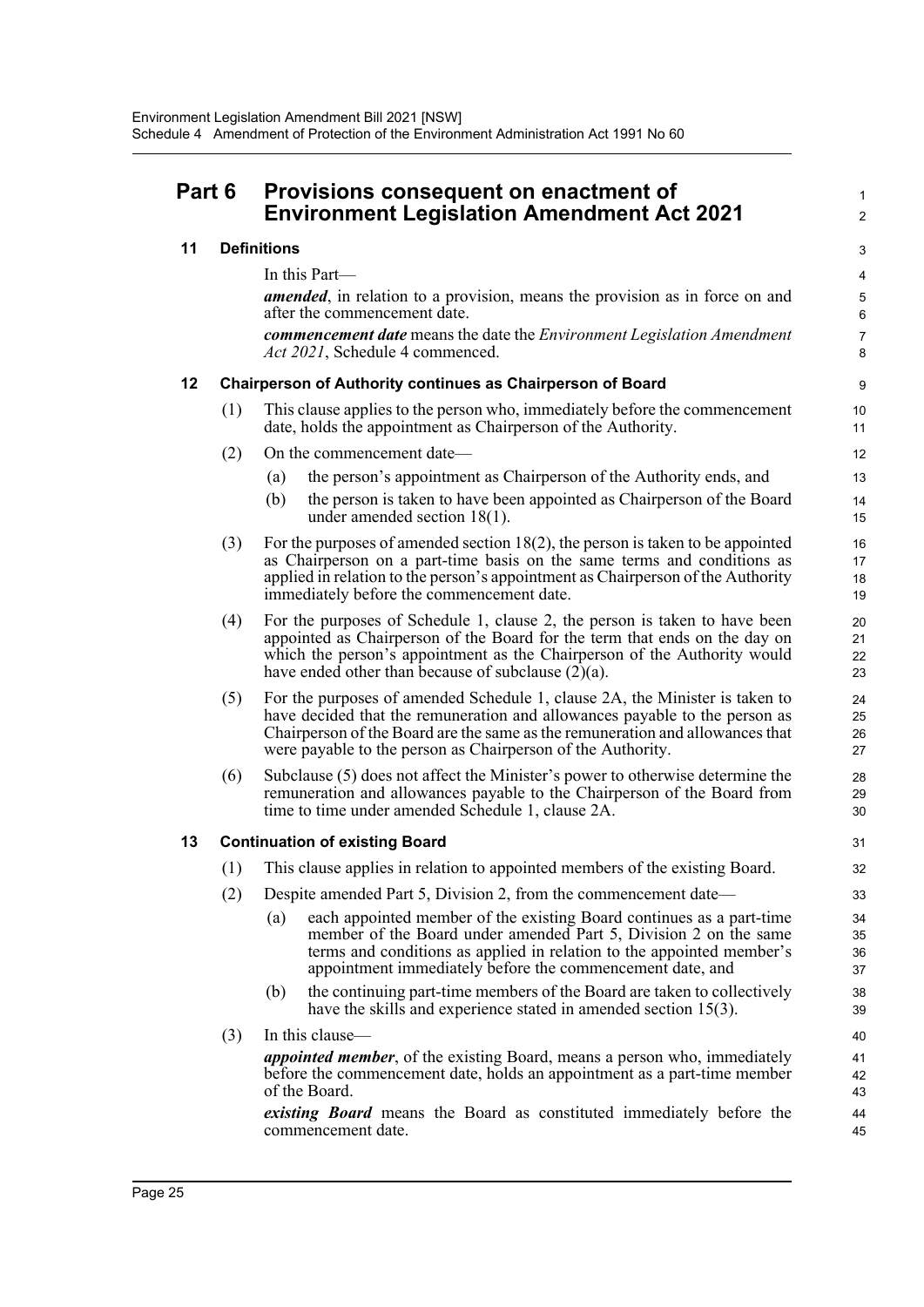## Part 6 Provisions consequent on enactment of Environment Legislation Amendment Act 2021

### 11 Definitions

In this Part—

***amended***, in relation to a provision, means the provision as in force on and after the commencement date.

***commencement date*** means the date the *Environment Legislation Amendment Act 2021*, Schedule 4 commenced.

### 12 Chairperson of Authority continues as Chairperson of Board

(1) This clause applies to the person who, immediately before the commencement date, holds the appointment as Chairperson of the Authority.

(2) On the commencement date—

(a) the person's appointment as Chairperson of the Authority ends, and

(b) the person is taken to have been appointed as Chairperson of the Board under amended section 18(1).

(3) For the purposes of amended section 18(2), the person is taken to be appointed as Chairperson on a part-time basis on the same terms and conditions as applied in relation to the person's appointment as Chairperson of the Authority immediately before the commencement date.

(4) For the purposes of Schedule 1, clause 2, the person is taken to have been appointed as Chairperson of the Board for the term that ends on the day on which the person's appointment as the Chairperson of the Authority would have ended other than because of subclause (2)(a).

(5) For the purposes of amended Schedule 1, clause 2A, the Minister is taken to have decided that the remuneration and allowances payable to the person as Chairperson of the Board are the same as the remuneration and allowances that were payable to the person as Chairperson of the Authority.

(6) Subclause (5) does not affect the Minister's power to otherwise determine the remuneration and allowances payable to the Chairperson of the Board from time to time under amended Schedule 1, clause 2A.

### 13 Continuation of existing Board

(1) This clause applies in relation to appointed members of the existing Board.

(2) Despite amended Part 5, Division 2, from the commencement date—

(a) each appointed member of the existing Board continues as a part-time member of the Board under amended Part 5, Division 2 on the same terms and conditions as applied in relation to the appointed member's appointment immediately before the commencement date, and

(b) the continuing part-time members of the Board are taken to collectively have the skills and experience stated in amended section 15(3).

(3) In this clause—

***appointed member***, of the existing Board, means a person who, immediately before the commencement date, holds an appointment as a part-time member of the Board.

***existing Board*** means the Board as constituted immediately before the commencement date.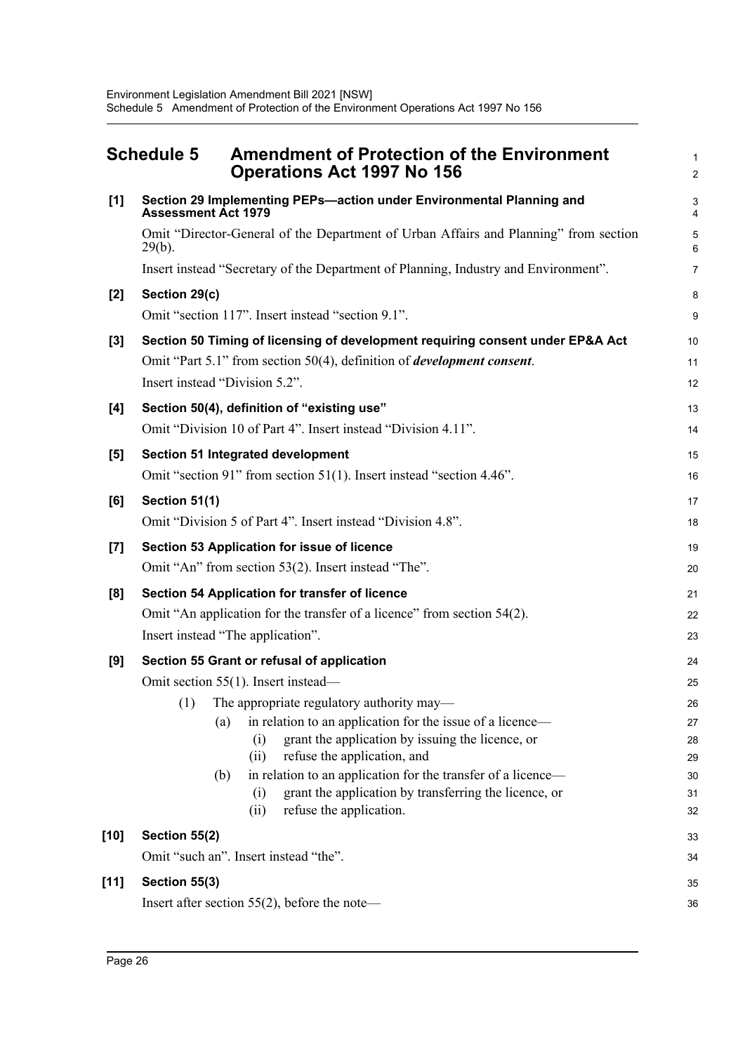## Schedule 5 Amendment of Protection of the Environment Operations Act 1997 No 156

**[1] Section 29 Implementing PEPs—action under Environmental Planning and Assessment Act 1979**

Omit "Director-General of the Department of Urban Affairs and Planning" from section 29(b).

Insert instead "Secretary of the Department of Planning, Industry and Environment".

**[2] Section 29(c)**

Omit "section 117". Insert instead "section 9.1".

**[3] Section 50 Timing of licensing of development requiring consent under EP&A Act**

Omit "Part 5.1" from section 50(4), definition of ***development consent***.

Insert instead "Division 5.2".

**[4] Section 50(4), definition of "existing use"**

Omit "Division 10 of Part 4". Insert instead "Division 4.11".

**[5] Section 51 Integrated development**

Omit "section 91" from section 51(1). Insert instead "section 4.46".

**[6] Section 51(1)**

Omit "Division 5 of Part 4". Insert instead "Division 4.8".

**[7] Section 53 Application for issue of licence**

Omit "An" from section 53(2). Insert instead "The".

**[8] Section 54 Application for transfer of licence**

Omit "An application for the transfer of a licence" from section 54(2).

Insert instead "The application".

**[9] Section 55 Grant or refusal of application**

Omit section 55(1). Insert instead—

(1) The appropriate regulatory authority may—

(a) in relation to an application for the issue of a licence—

(i) grant the application by issuing the licence, or

(ii) refuse the application, and

(b) in relation to an application for the transfer of a licence—

(i) grant the application by transferring the licence, or

(ii) refuse the application.

**[10] Section 55(2)**

Omit "such an". Insert instead "the".

**[11] Section 55(3)**

Insert after section 55(2), before the note—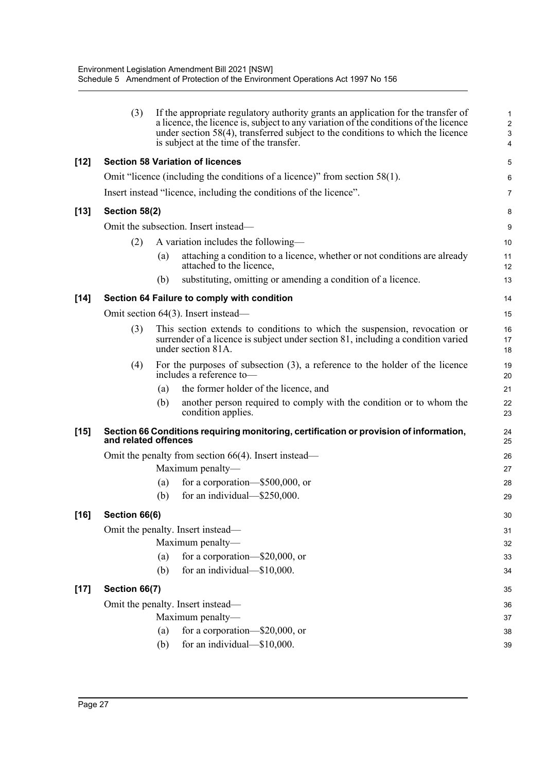(3) If the appropriate regulatory authority grants an application for the transfer of a licence, the licence is, subject to any variation of the conditions of the licence under section 58(4), transferred subject to the conditions to which the licence is subject at the time of the transfer.

**[12] Section 58 Variation of licences**

Omit "licence (including the conditions of a licence)" from section 58(1).

Insert instead "licence, including the conditions of the licence".

**[13] Section 58(2)**

Omit the subsection. Insert instead—

(2) A variation includes the following—

(a) attaching a condition to a licence, whether or not conditions are already attached to the licence,

(b) substituting, omitting or amending a condition of a licence.

**[14] Section 64 Failure to comply with condition**

Omit section 64(3). Insert instead—

(3) This section extends to conditions to which the suspension, revocation or surrender of a licence is subject under section 81, including a condition varied under section 81A.

(4) For the purposes of subsection (3), a reference to the holder of the licence includes a reference to—

(a) the former holder of the licence, and

(b) another person required to comply with the condition or to whom the condition applies.

**[15] Section 66 Conditions requiring monitoring, certification or provision of information, and related offences**

Omit the penalty from section 66(4). Insert instead—

Maximum penalty—

(a) for a corporation—$500,000, or

(b) for an individual—$250,000.

**[16] Section 66(6)**

Omit the penalty. Insert instead—

Maximum penalty—

(a) for a corporation—$20,000, or

(b) for an individual—$10,000.

**[17] Section 66(7)**

Omit the penalty. Insert instead—

Maximum penalty—

(a) for a corporation—$20,000, or

(b) for an individual—$10,000.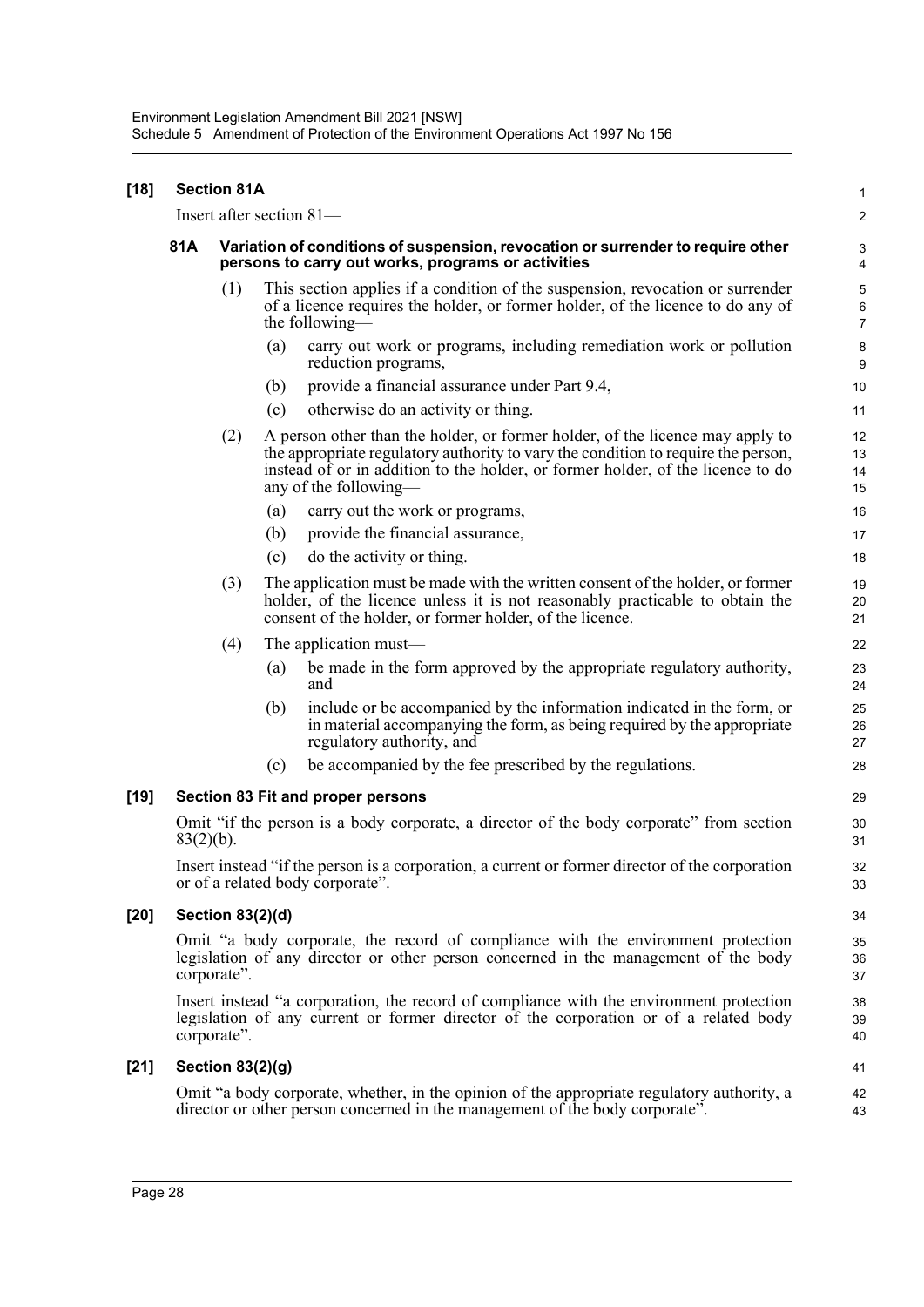**[18] Section 81A**

Insert after section 81—

**81A Variation of conditions of suspension, revocation or surrender to require other persons to carry out works, programs or activities**

(1) This section applies if a condition of the suspension, revocation or surrender of a licence requires the holder, or former holder, of the licence to do any of the following—

(a) carry out work or programs, including remediation work or pollution reduction programs,

(b) provide a financial assurance under Part 9.4,

(c) otherwise do an activity or thing.

(2) A person other than the holder, or former holder, of the licence may apply to the appropriate regulatory authority to vary the condition to require the person, instead of or in addition to the holder, or former holder, of the licence to do any of the following—

(a) carry out the work or programs,

(b) provide the financial assurance,

(c) do the activity or thing.

(3) The application must be made with the written consent of the holder, or former holder, of the licence unless it is not reasonably practicable to obtain the consent of the holder, or former holder, of the licence.

(4) The application must—

(a) be made in the form approved by the appropriate regulatory authority, and

(b) include or be accompanied by the information indicated in the form, or in material accompanying the form, as being required by the appropriate regulatory authority, and

(c) be accompanied by the fee prescribed by the regulations.

**[19] Section 83 Fit and proper persons**

Omit "if the person is a body corporate, a director of the body corporate" from section 83(2)(b).

Insert instead "if the person is a corporation, a current or former director of the corporation or of a related body corporate".

**[20] Section 83(2)(d)**

Omit "a body corporate, the record of compliance with the environment protection legislation of any director or other person concerned in the management of the body corporate".

Insert instead "a corporation, the record of compliance with the environment protection legislation of any current or former director of the corporation or of a related body corporate".

**[21] Section 83(2)(g)**

Omit "a body corporate, whether, in the opinion of the appropriate regulatory authority, a director or other person concerned in the management of the body corporate".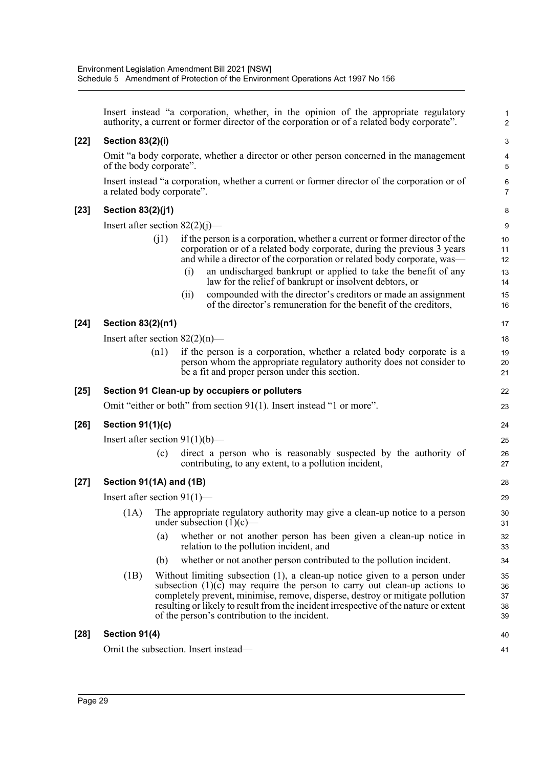Insert instead "a corporation, whether, in the opinion of the appropriate regulatory authority, a current or former director of the corporation or of a related body corporate".

**[22] Section 83(2)(i)**

Omit "a body corporate, whether a director or other person concerned in the management of the body corporate".

Insert instead "a corporation, whether a current or former director of the corporation or of a related body corporate".

**[23] Section 83(2)(j1)**

Insert after section 82(2)(j)—

(j1) if the person is a corporation, whether a current or former director of the corporation or of a related body corporate, during the previous 3 years and while a director of the corporation or related body corporate, was—

(i) an undischarged bankrupt or applied to take the benefit of any law for the relief of bankrupt or insolvent debtors, or

(ii) compounded with the director's creditors or made an assignment of the director's remuneration for the benefit of the creditors,

**[24] Section 83(2)(n1)**

Insert after section 82(2)(n)—

(n1) if the person is a corporation, whether a related body corporate is a person whom the appropriate regulatory authority does not consider to be a fit and proper person under this section.

**[25] Section 91 Clean-up by occupiers or polluters**

Omit "either or both" from section 91(1). Insert instead "1 or more".

**[26] Section 91(1)(c)**

Insert after section 91(1)(b)—

(c) direct a person who is reasonably suspected by the authority of contributing, to any extent, to a pollution incident,

**[27] Section 91(1A) and (1B)**

Insert after section 91(1)—

(1A) The appropriate regulatory authority may give a clean-up notice to a person under subsection (1)(c)—

(a) whether or not another person has been given a clean-up notice in relation to the pollution incident, and

(b) whether or not another person contributed to the pollution incident.

(1B) Without limiting subsection (1), a clean-up notice given to a person under subsection (1)(c) may require the person to carry out clean-up actions to completely prevent, minimise, remove, disperse, destroy or mitigate pollution resulting or likely to result from the incident irrespective of the nature or extent of the person's contribution to the incident.

**[28] Section 91(4)**

Omit the subsection. Insert instead—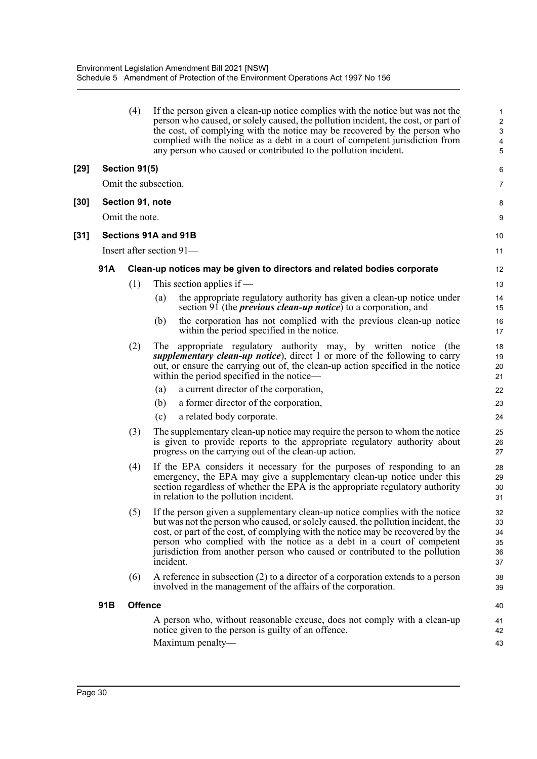(4) If the person given a clean-up notice complies with the notice but was not the person who caused, or solely caused, the pollution incident, the cost, or part of the cost, of complying with the notice may be recovered by the person who complied with the notice as a debt in a court of competent jurisdiction from any person who caused or contributed to the pollution incident.

**[29] Section 91(5)**

Omit the subsection.

**[30] Section 91, note**

Omit the note.

**[31] Sections 91A and 91B**

Insert after section 91—

**91A Clean-up notices may be given to directors and related bodies corporate**

(1) This section applies if —

(a) the appropriate regulatory authority has given a clean-up notice under section 91 (the ***previous clean-up notice***) to a corporation, and

(b) the corporation has not complied with the previous clean-up notice within the period specified in the notice.

(2) The appropriate regulatory authority may, by written notice (the ***supplementary clean-up notice***), direct 1 or more of the following to carry out, or ensure the carrying out of, the clean-up action specified in the notice within the period specified in the notice—

(a) a current director of the corporation,

(b) a former director of the corporation,

(c) a related body corporate.

(3) The supplementary clean-up notice may require the person to whom the notice is given to provide reports to the appropriate regulatory authority about progress on the carrying out of the clean-up action.

(4) If the EPA considers it necessary for the purposes of responding to an emergency, the EPA may give a supplementary clean-up notice under this section regardless of whether the EPA is the appropriate regulatory authority in relation to the pollution incident.

(5) If the person given a supplementary clean-up notice complies with the notice but was not the person who caused, or solely caused, the pollution incident, the cost, or part of the cost, of complying with the notice may be recovered by the person who complied with the notice as a debt in a court of competent jurisdiction from another person who caused or contributed to the pollution incident.

(6) A reference in subsection (2) to a director of a corporation extends to a person involved in the management of the affairs of the corporation.

**91B Offence**

A person who, without reasonable excuse, does not comply with a clean-up notice given to the person is guilty of an offence.

Maximum penalty—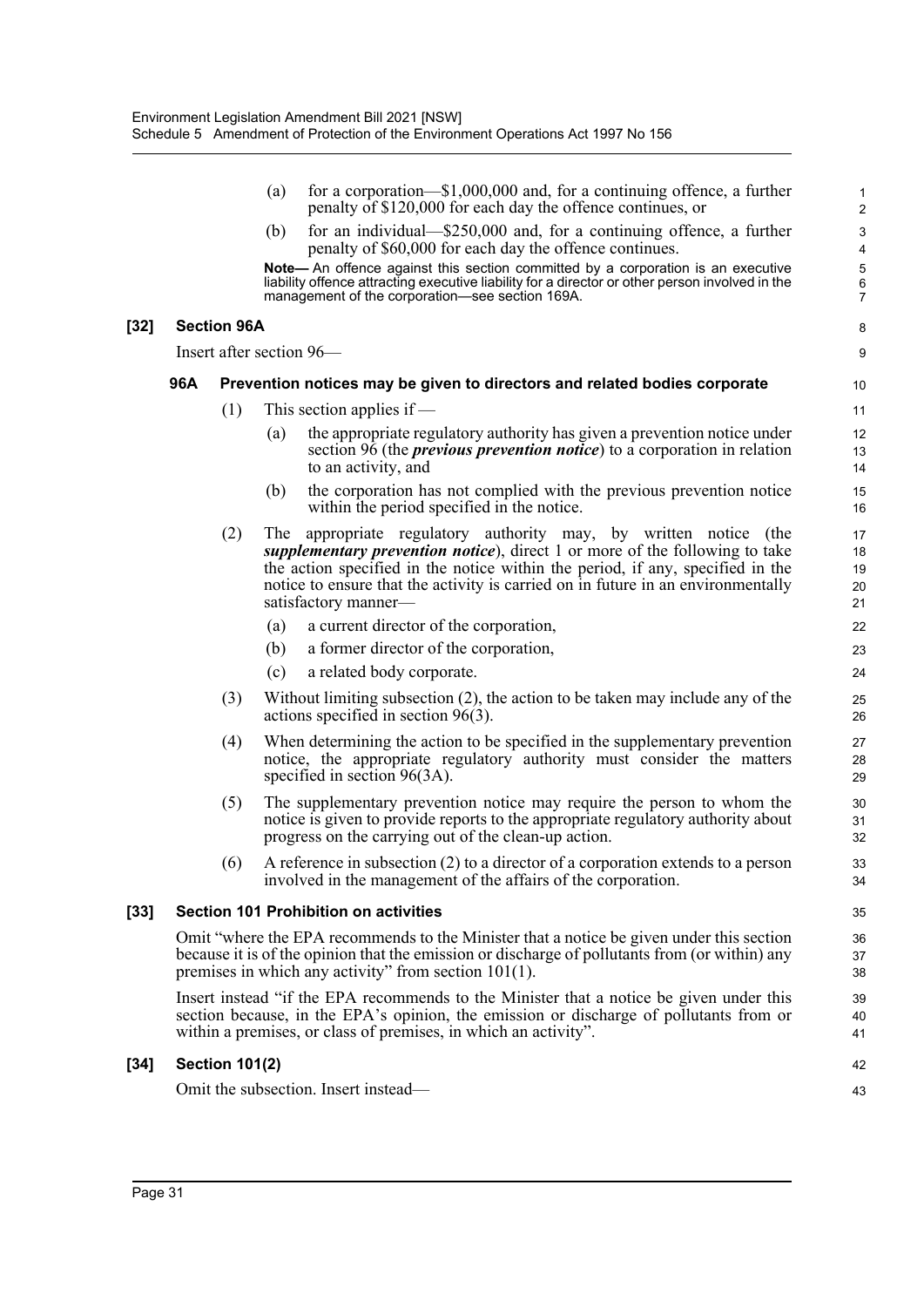(a) for a corporation—$1,000,000 and, for a continuing offence, a further penalty of $120,000 for each day the offence continues, or

(b) for an individual—$250,000 and, for a continuing offence, a further penalty of $60,000 for each day the offence continues.

**Note—** An offence against this section committed by a corporation is an executive liability offence attracting executive liability for a director or other person involved in the management of the corporation—see section 169A.

## [32] Section 96A

Insert after section 96—

### 96A Prevention notices may be given to directors and related bodies corporate

(1) This section applies if —

(a) the appropriate regulatory authority has given a prevention notice under section 96 (the ***previous prevention notice***) to a corporation in relation to an activity, and

(b) the corporation has not complied with the previous prevention notice within the period specified in the notice.

(2) The appropriate regulatory authority may, by written notice (the ***supplementary prevention notice***), direct 1 or more of the following to take the action specified in the notice within the period, if any, specified in the notice to ensure that the activity is carried on in future in an environmentally satisfactory manner—

(a) a current director of the corporation,

(b) a former director of the corporation,

(c) a related body corporate.

(3) Without limiting subsection (2), the action to be taken may include any of the actions specified in section 96(3).

(4) When determining the action to be specified in the supplementary prevention notice, the appropriate regulatory authority must consider the matters specified in section 96(3A).

(5) The supplementary prevention notice may require the person to whom the notice is given to provide reports to the appropriate regulatory authority about progress on the carrying out of the clean-up action.

(6) A reference in subsection (2) to a director of a corporation extends to a person involved in the management of the affairs of the corporation.

## [33] Section 101 Prohibition on activities

Omit "where the EPA recommends to the Minister that a notice be given under this section because it is of the opinion that the emission or discharge of pollutants from (or within) any premises in which any activity" from section 101(1).

Insert instead "if the EPA recommends to the Minister that a notice be given under this section because, in the EPA's opinion, the emission or discharge of pollutants from or within a premises, or class of premises, in which an activity".

## [34] Section 101(2)

Omit the subsection. Insert instead—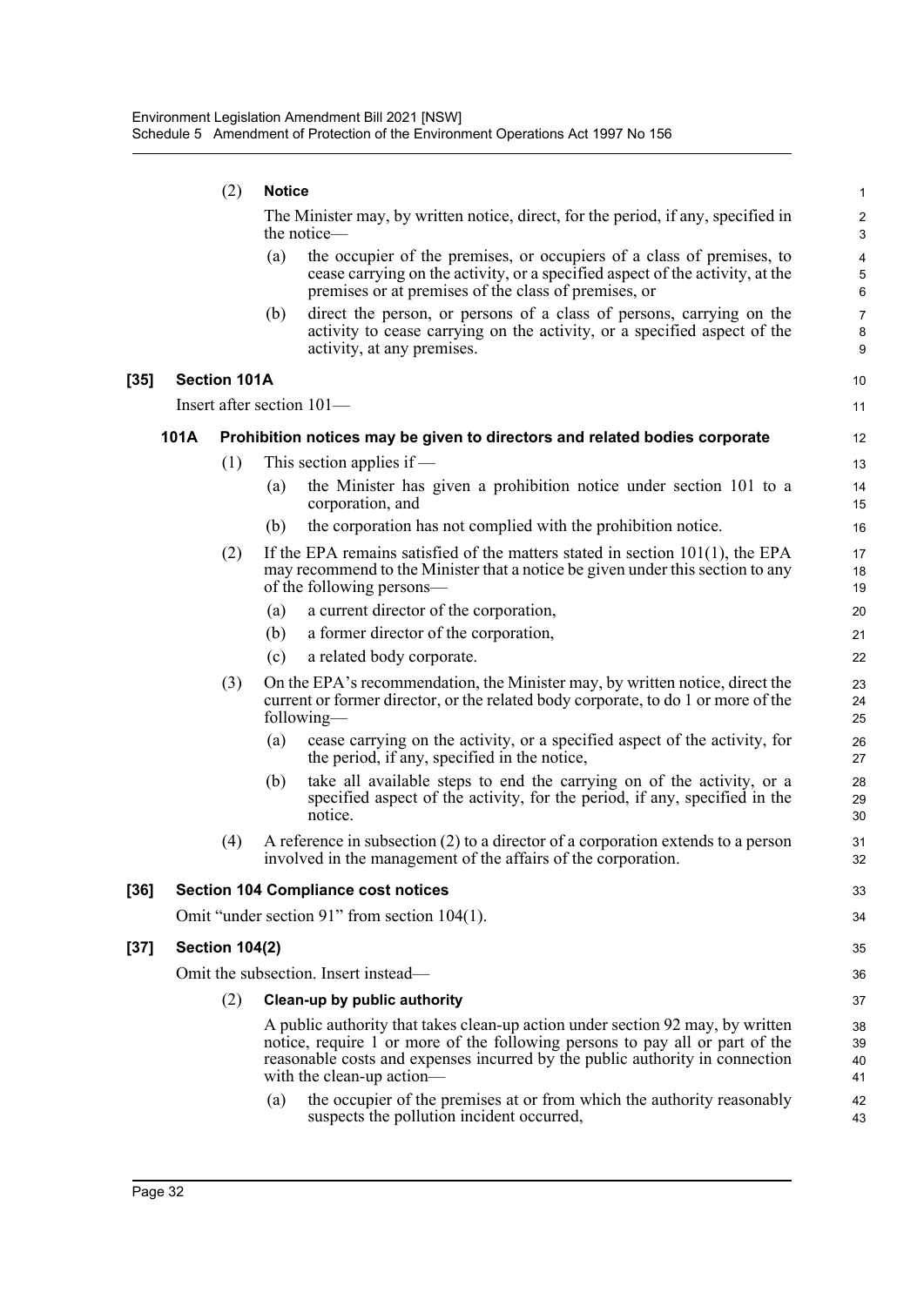(2) **Notice**

The Minister may, by written notice, direct, for the period, if any, specified in the notice—

(a) the occupier of the premises, or occupiers of a class of premises, to cease carrying on the activity, or a specified aspect of the activity, at the premises or at premises of the class of premises, or

(b) direct the person, or persons of a class of persons, carrying on the activity to cease carrying on the activity, or a specified aspect of the activity, at any premises.

**[35] Section 101A**

Insert after section 101—

**101A Prohibition notices may be given to directors and related bodies corporate**

(1) This section applies if —

(a) the Minister has given a prohibition notice under section 101 to a corporation, and

(b) the corporation has not complied with the prohibition notice.

(2) If the EPA remains satisfied of the matters stated in section 101(1), the EPA may recommend to the Minister that a notice be given under this section to any of the following persons—

(a) a current director of the corporation,

(b) a former director of the corporation,

(c) a related body corporate.

(3) On the EPA's recommendation, the Minister may, by written notice, direct the current or former director, or the related body corporate, to do 1 or more of the following—

(a) cease carrying on the activity, or a specified aspect of the activity, for the period, if any, specified in the notice,

(b) take all available steps to end the carrying on of the activity, or a specified aspect of the activity, for the period, if any, specified in the notice.

(4) A reference in subsection (2) to a director of a corporation extends to a person involved in the management of the affairs of the corporation.

**[36] Section 104 Compliance cost notices**

Omit "under section 91" from section 104(1).

**[37] Section 104(2)**

Omit the subsection. Insert instead—

(2) **Clean-up by public authority**

A public authority that takes clean-up action under section 92 may, by written notice, require 1 or more of the following persons to pay all or part of the reasonable costs and expenses incurred by the public authority in connection with the clean-up action—

(a) the occupier of the premises at or from which the authority reasonably suspects the pollution incident occurred,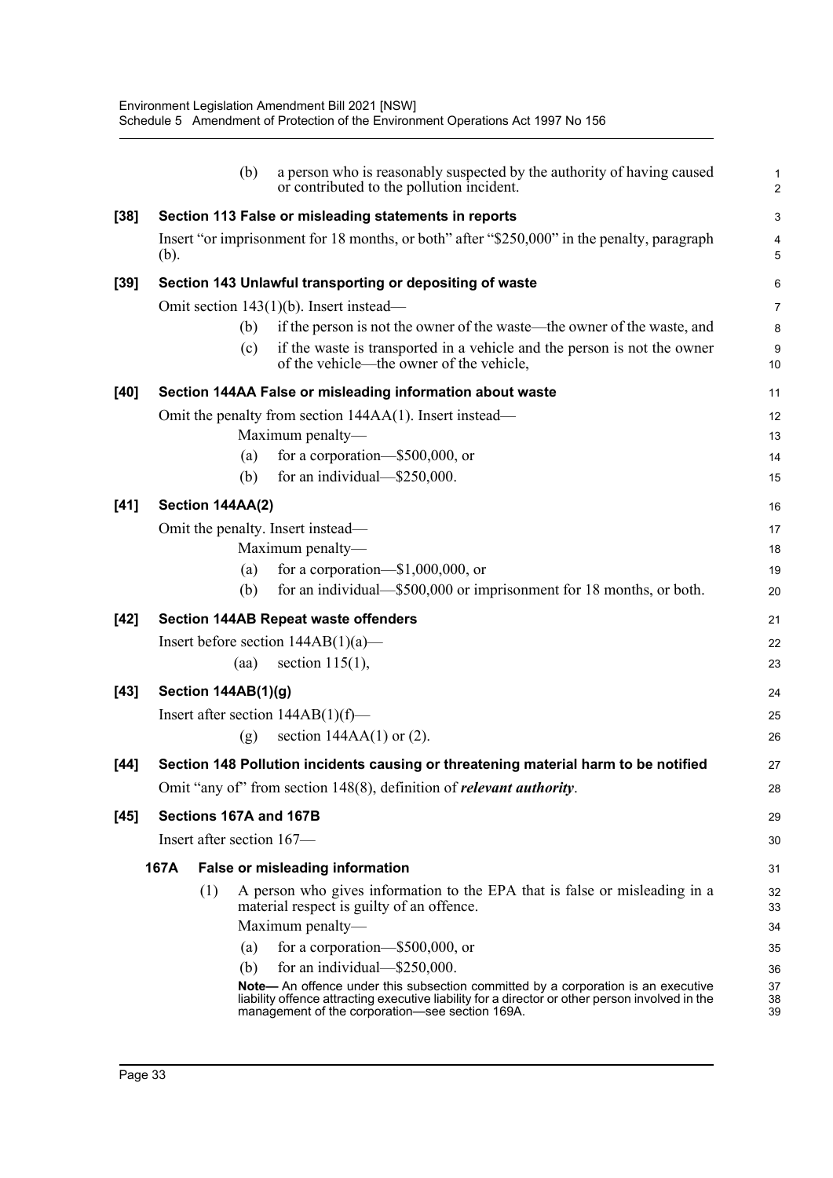(b) a person who is reasonably suspected by the authority of having caused or contributed to the pollution incident.

**[38] Section 113 False or misleading statements in reports**

Insert "or imprisonment for 18 months, or both" after "$250,000" in the penalty, paragraph (b).

**[39] Section 143 Unlawful transporting or depositing of waste**

Omit section 143(1)(b). Insert instead—

(b) if the person is not the owner of the waste—the owner of the waste, and

(c) if the waste is transported in a vehicle and the person is not the owner of the vehicle—the owner of the vehicle,

**[40] Section 144AA False or misleading information about waste**

Omit the penalty from section 144AA(1). Insert instead—

Maximum penalty—

(a) for a corporation—$500,000, or

(b) for an individual—$250,000.

**[41] Section 144AA(2)**

Omit the penalty. Insert instead—

Maximum penalty—

(a) for a corporation—$1,000,000, or

(b) for an individual—$500,000 or imprisonment for 18 months, or both.

**[42] Section 144AB Repeat waste offenders**

Insert before section 144AB(1)(a)—

(aa) section 115(1),

**[43] Section 144AB(1)(g)**

Insert after section 144AB(1)(f)—

(g) section 144AA(1) or (2).

**[44] Section 148 Pollution incidents causing or threatening material harm to be notified**

Omit "any of" from section 148(8), definition of ***relevant authority***.

**[45] Sections 167A and 167B**

Insert after section 167—

**167A False or misleading information**

(1) A person who gives information to the EPA that is false or misleading in a material respect is guilty of an offence.

Maximum penalty—

(a) for a corporation—$500,000, or

(b) for an individual—$250,000.

**Note—** An offence under this subsection committed by a corporation is an executive liability offence attracting executive liability for a director or other person involved in the management of the corporation—see section 169A.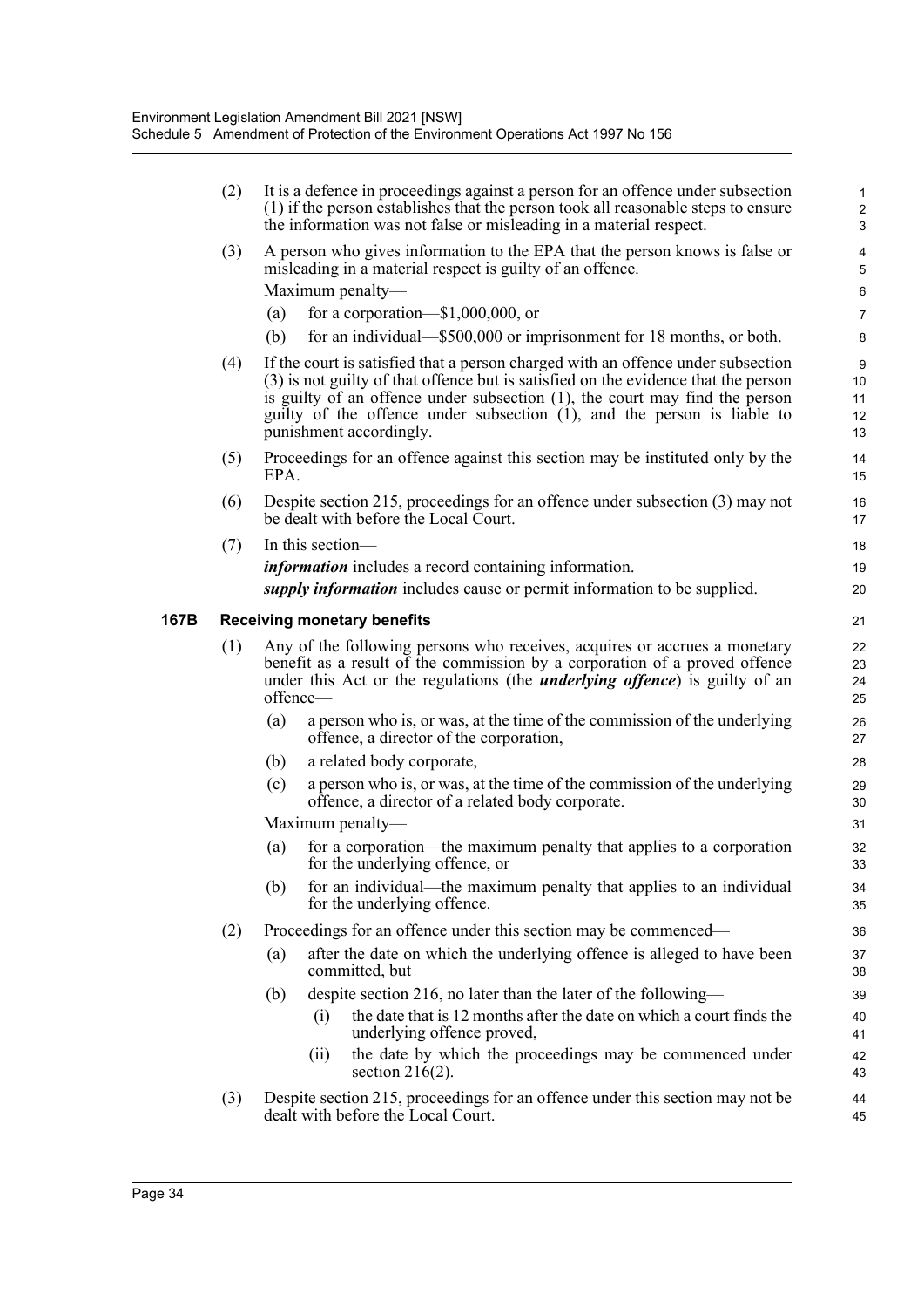(2) It is a defence in proceedings against a person for an offence under subsection (1) if the person establishes that the person took all reasonable steps to ensure the information was not false or misleading in a material respect.

(3) A person who gives information to the EPA that the person knows is false or misleading in a material respect is guilty of an offence.

Maximum penalty—

(a) for a corporation—$1,000,000, or

(b) for an individual—$500,000 or imprisonment for 18 months, or both.

(4) If the court is satisfied that a person charged with an offence under subsection (3) is not guilty of that offence but is satisfied on the evidence that the person is guilty of an offence under subsection (1), the court may find the person guilty of the offence under subsection (1), and the person is liable to punishment accordingly.

(5) Proceedings for an offence against this section may be instituted only by the EPA.

(6) Despite section 215, proceedings for an offence under subsection (3) may not be dealt with before the Local Court.

(7) In this section—

***information*** includes a record containing information.

***supply information*** includes cause or permit information to be supplied.

### 167B Receiving monetary benefits

(1) Any of the following persons who receives, acquires or accrues a monetary benefit as a result of the commission by a corporation of a proved offence under this Act or the regulations (the ***underlying offence***) is guilty of an offence—

(a) a person who is, or was, at the time of the commission of the underlying offence, a director of the corporation,

(b) a related body corporate,

(c) a person who is, or was, at the time of the commission of the underlying offence, a director of a related body corporate.

Maximum penalty—

(a) for a corporation—the maximum penalty that applies to a corporation for the underlying offence, or

(b) for an individual—the maximum penalty that applies to an individual for the underlying offence.

(2) Proceedings for an offence under this section may be commenced—

(a) after the date on which the underlying offence is alleged to have been committed, but

(b) despite section 216, no later than the later of the following—

(i) the date that is 12 months after the date on which a court finds the underlying offence proved,

(ii) the date by which the proceedings may be commenced under section 216(2).

(3) Despite section 215, proceedings for an offence under this section may not be dealt with before the Local Court.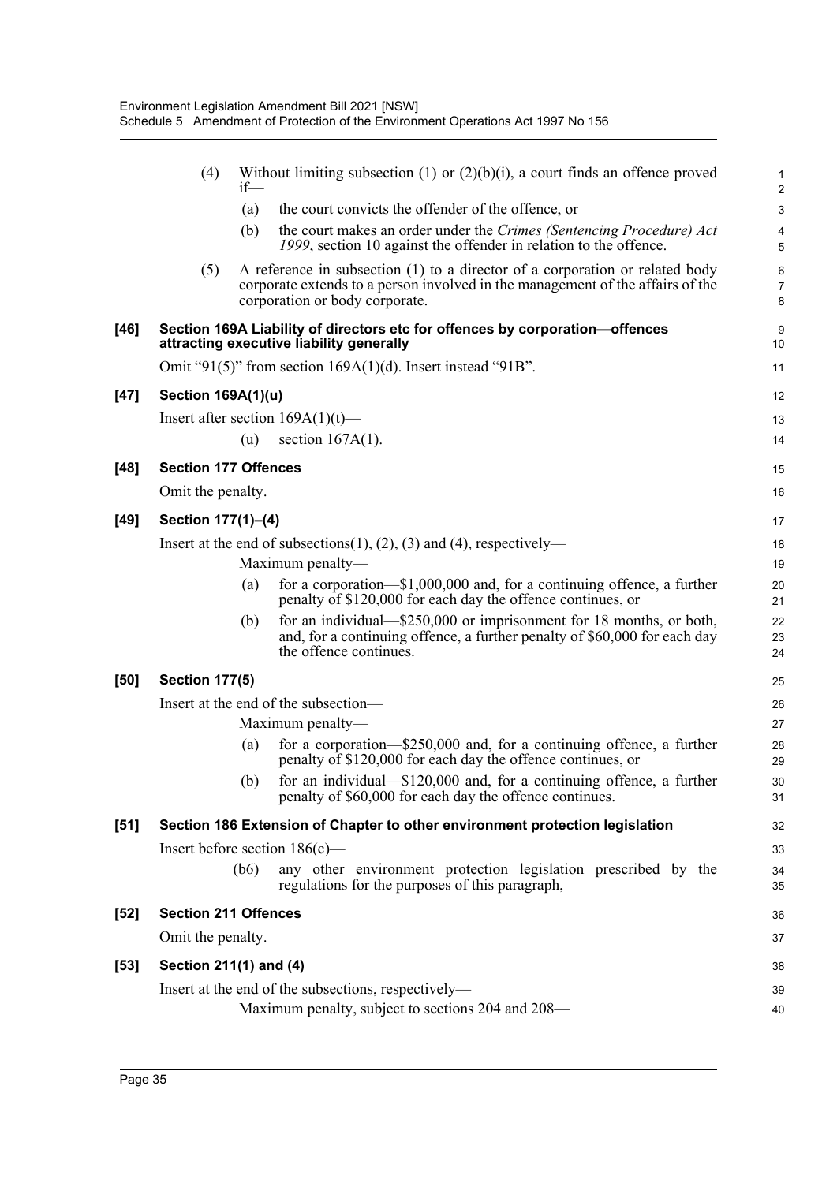(4) Without limiting subsection (1) or (2)(b)(i), a court finds an offence proved if—

(a) the court convicts the offender of the offence, or

(b) the court makes an order under the *Crimes (Sentencing Procedure) Act 1999*, section 10 against the offender in relation to the offence.

(5) A reference in subsection (1) to a director of a corporation or related body corporate extends to a person involved in the management of the affairs of the corporation or body corporate.

**[46] Section 169A Liability of directors etc for offences by corporation—offences attracting executive liability generally**

Omit "91(5)" from section 169A(1)(d). Insert instead "91B".

**[47] Section 169A(1)(u)**

Insert after section 169A(1)(t)—

(u) section 167A(1).

**[48] Section 177 Offences**

Omit the penalty.

**[49] Section 177(1)–(4)**

Insert at the end of subsections(1), (2), (3) and (4), respectively—

Maximum penalty—

(a) for a corporation—$1,000,000 and, for a continuing offence, a further penalty of $120,000 for each day the offence continues, or

(b) for an individual—$250,000 or imprisonment for 18 months, or both, and, for a continuing offence, a further penalty of $60,000 for each day the offence continues.

**[50] Section 177(5)**

Insert at the end of the subsection—

Maximum penalty—

(a) for a corporation—$250,000 and, for a continuing offence, a further penalty of $120,000 for each day the offence continues, or

(b) for an individual—$120,000 and, for a continuing offence, a further penalty of $60,000 for each day the offence continues.

**[51] Section 186 Extension of Chapter to other environment protection legislation**

Insert before section 186(c)—

(b6) any other environment protection legislation prescribed by the regulations for the purposes of this paragraph,

**[52] Section 211 Offences**

Omit the penalty.

**[53] Section 211(1) and (4)**

Insert at the end of the subsections, respectively—

Maximum penalty, subject to sections 204 and 208—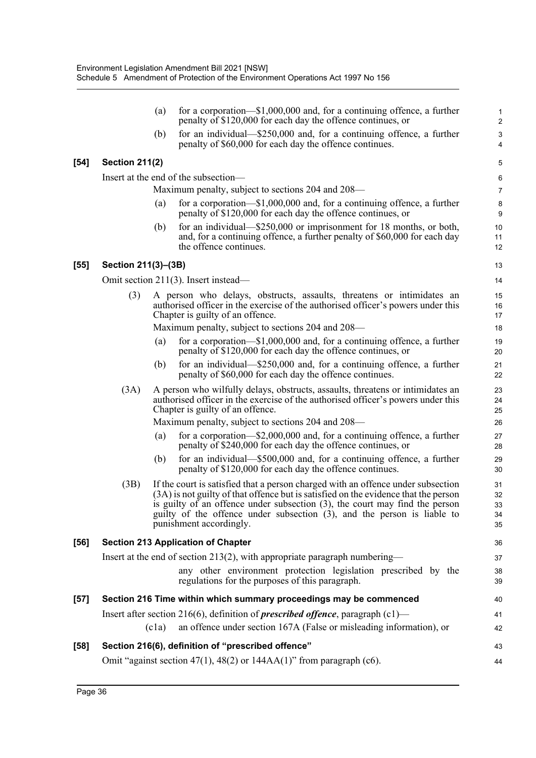(a) for a corporation—$1,000,000 and, for a continuing offence, a further penalty of $120,000 for each day the offence continues, or

(b) for an individual—$250,000 and, for a continuing offence, a further penalty of $60,000 for each day the offence continues.

**[54] Section 211(2)**

Insert at the end of the subsection—

Maximum penalty, subject to sections 204 and 208—

(a) for a corporation—$1,000,000 and, for a continuing offence, a further penalty of $120,000 for each day the offence continues, or

(b) for an individual—$250,000 or imprisonment for 18 months, or both, and, for a continuing offence, a further penalty of $60,000 for each day the offence continues.

**[55] Section 211(3)–(3B)**

Omit section 211(3). Insert instead—

(3) A person who delays, obstructs, assaults, threatens or intimidates an authorised officer in the exercise of the authorised officer's powers under this Chapter is guilty of an offence.

Maximum penalty, subject to sections 204 and 208—

(a) for a corporation—$1,000,000 and, for a continuing offence, a further penalty of $120,000 for each day the offence continues, or

(b) for an individual—$250,000 and, for a continuing offence, a further penalty of $60,000 for each day the offence continues.

(3A) A person who wilfully delays, obstructs, assaults, threatens or intimidates an authorised officer in the exercise of the authorised officer's powers under this Chapter is guilty of an offence.

Maximum penalty, subject to sections 204 and 208—

(a) for a corporation—$2,000,000 and, for a continuing offence, a further penalty of $240,000 for each day the offence continues, or

(b) for an individual—$500,000 and, for a continuing offence, a further penalty of $120,000 for each day the offence continues.

(3B) If the court is satisfied that a person charged with an offence under subsection (3A) is not guilty of that offence but is satisfied on the evidence that the person is guilty of an offence under subsection (3), the court may find the person guilty of the offence under subsection (3), and the person is liable to punishment accordingly.

**[56] Section 213 Application of Chapter**

Insert at the end of section 213(2), with appropriate paragraph numbering—

any other environment protection legislation prescribed by the regulations for the purposes of this paragraph.

**[57] Section 216 Time within which summary proceedings may be commenced**

Insert after section 216(6), definition of ***prescribed offence***, paragraph (c1)—

(c1a) an offence under section 167A (False or misleading information), or

**[58] Section 216(6), definition of "prescribed offence"**

Omit "against section 47(1), 48(2) or 144AA(1)" from paragraph (c6).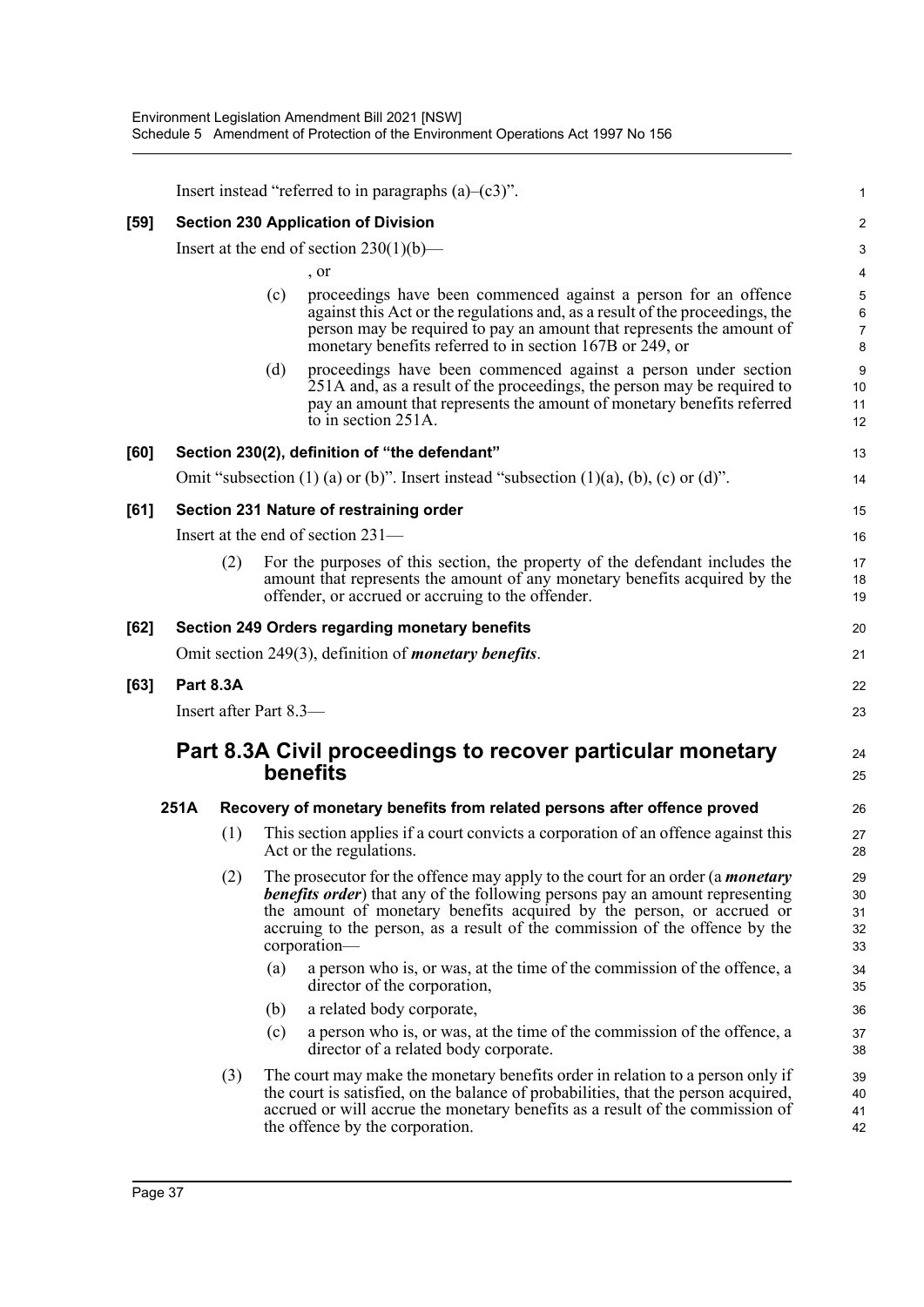Insert instead "referred to in paragraphs (a)–(c3)".

**[59] Section 230 Application of Division**

Insert at the end of section 230(1)(b)—

, or

(c) proceedings have been commenced against a person for an offence against this Act or the regulations and, as a result of the proceedings, the person may be required to pay an amount that represents the amount of monetary benefits referred to in section 167B or 249, or

(d) proceedings have been commenced against a person under section 251A and, as a result of the proceedings, the person may be required to pay an amount that represents the amount of monetary benefits referred to in section 251A.

**[60] Section 230(2), definition of "the defendant"**

Omit "subsection (1) (a) or (b)". Insert instead "subsection (1)(a), (b), (c) or (d)".

**[61] Section 231 Nature of restraining order**

Insert at the end of section 231—

(2) For the purposes of this section, the property of the defendant includes the amount that represents the amount of any monetary benefits acquired by the offender, or accrued or accruing to the offender.

**[62] Section 249 Orders regarding monetary benefits**

Omit section 249(3), definition of ***monetary benefits***.

**[63] Part 8.3A**

Insert after Part 8.3—

## Part 8.3A Civil proceedings to recover particular monetary benefits

**251A Recovery of monetary benefits from related persons after offence proved**

(1) This section applies if a court convicts a corporation of an offence against this Act or the regulations.

(2) The prosecutor for the offence may apply to the court for an order (a ***monetary benefits order***) that any of the following persons pay an amount representing the amount of monetary benefits acquired by the person, or accrued or accruing to the person, as a result of the commission of the offence by the corporation—

(a) a person who is, or was, at the time of the commission of the offence, a director of the corporation,

(b) a related body corporate,

(c) a person who is, or was, at the time of the commission of the offence, a director of a related body corporate.

(3) The court may make the monetary benefits order in relation to a person only if the court is satisfied, on the balance of probabilities, that the person acquired, accrued or will accrue the monetary benefits as a result of the commission of the offence by the corporation.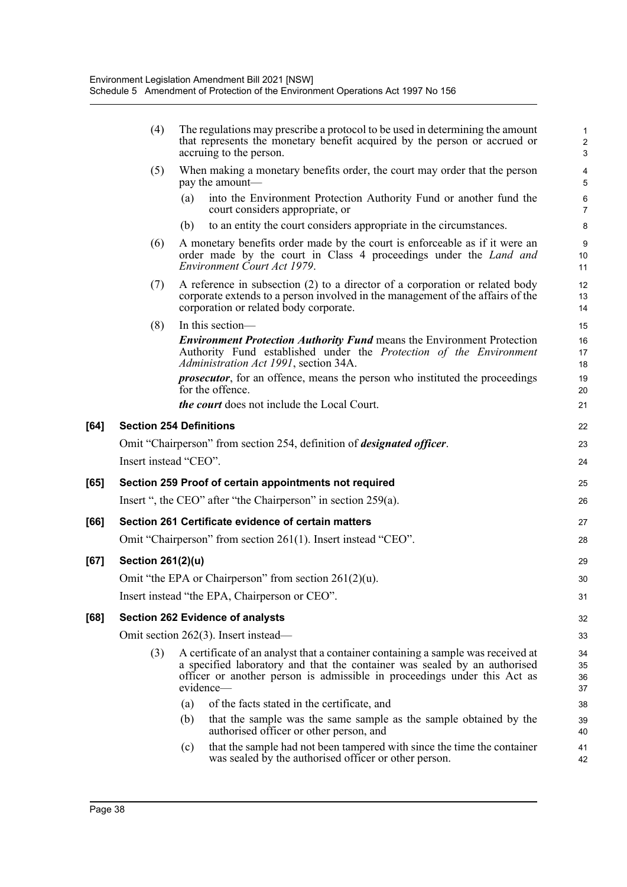(4) The regulations may prescribe a protocol to be used in determining the amount that represents the monetary benefit acquired by the person or accrued or accruing to the person.

(5) When making a monetary benefits order, the court may order that the person pay the amount—

(a) into the Environment Protection Authority Fund or another fund the court considers appropriate, or

(b) to an entity the court considers appropriate in the circumstances.

(6) A monetary benefits order made by the court is enforceable as if it were an order made by the court in Class 4 proceedings under the *Land and Environment Court Act 1979*.

(7) A reference in subsection (2) to a director of a corporation or related body corporate extends to a person involved in the management of the affairs of the corporation or related body corporate.

(8) In this section—

***Environment Protection Authority Fund*** means the Environment Protection Authority Fund established under the *Protection of the Environment Administration Act 1991*, section 34A.

***prosecutor***, for an offence, means the person who instituted the proceedings for the offence.

***the court*** does not include the Local Court.

**[64] Section 254 Definitions**

Omit "Chairperson" from section 254, definition of ***designated officer***.

Insert instead "CEO".

**[65] Section 259 Proof of certain appointments not required**

Insert ", the CEO" after "the Chairperson" in section 259(a).

**[66] Section 261 Certificate evidence of certain matters**

Omit "Chairperson" from section 261(1). Insert instead "CEO".

**[67] Section 261(2)(u)**

Omit "the EPA or Chairperson" from section 261(2)(u).

Insert instead "the EPA, Chairperson or CEO".

**[68] Section 262 Evidence of analysts**

Omit section 262(3). Insert instead—

(3) A certificate of an analyst that a container containing a sample was received at a specified laboratory and that the container was sealed by an authorised officer or another person is admissible in proceedings under this Act as evidence—

(a) of the facts stated in the certificate, and

(b) that the sample was the same sample as the sample obtained by the authorised officer or other person, and

(c) that the sample had not been tampered with since the time the container was sealed by the authorised officer or other person.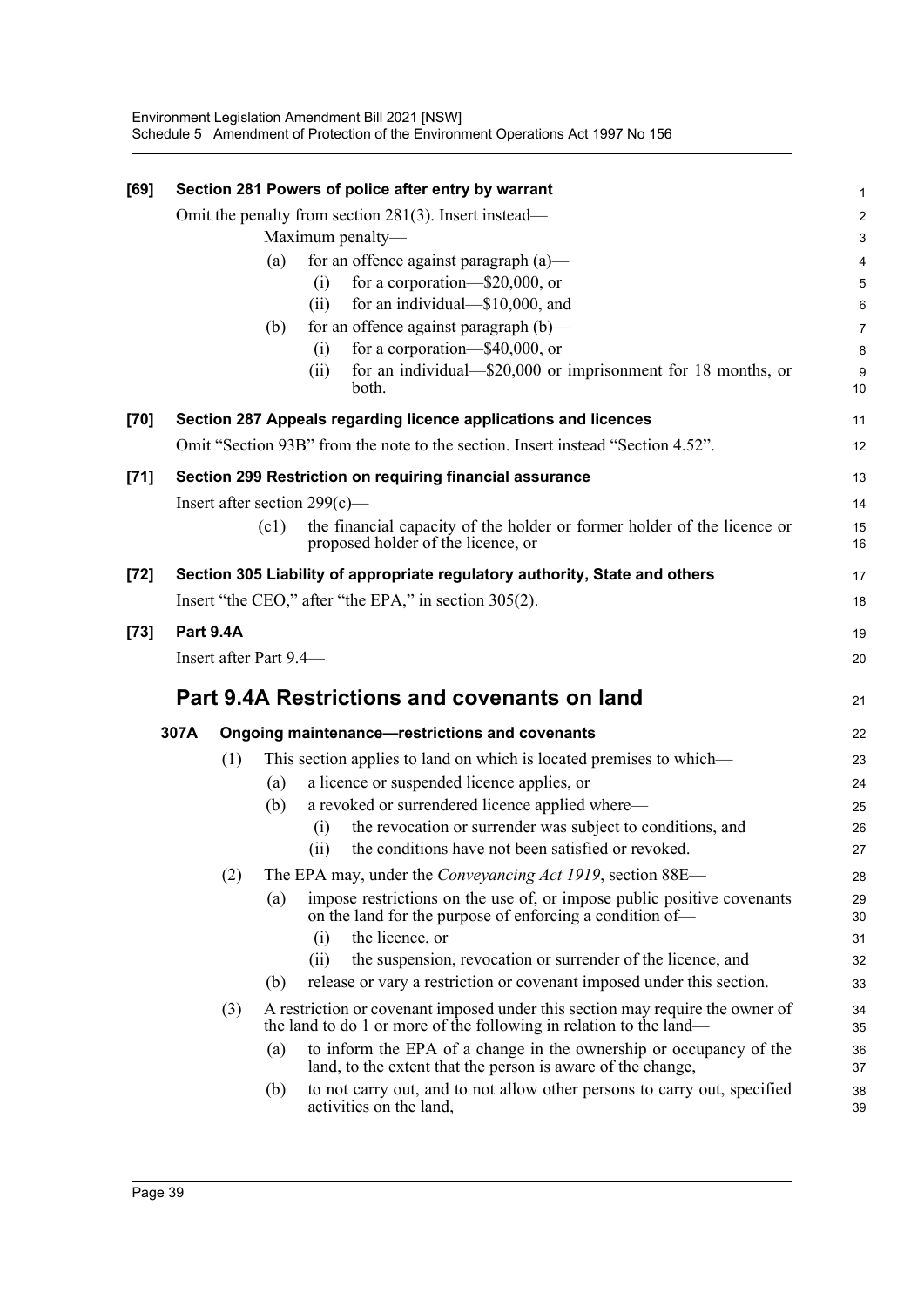**[69] Section 281 Powers of police after entry by warrant**

Omit the penalty from section 281(3). Insert instead—

Maximum penalty—

- (a) for an offence against paragraph (a)—
  - (i) for a corporation—$20,000, or
  - (ii) for an individual—$10,000, and
- (b) for an offence against paragraph (b)—
  - (i) for a corporation—$40,000, or
  - (ii) for an individual—$20,000 or imprisonment for 18 months, or both.

**[70] Section 287 Appeals regarding licence applications and licences**

Omit "Section 93B" from the note to the section. Insert instead "Section 4.52".

**[71] Section 299 Restriction on requiring financial assurance**

Insert after section 299(c)—

- (c1) the financial capacity of the holder or former holder of the licence or proposed holder of the licence, or

**[72] Section 305 Liability of appropriate regulatory authority, State and others**

Insert "the CEO," after "the EPA," in section 305(2).

**[73] Part 9.4A**

Insert after Part 9.4—

## Part 9.4A Restrictions and covenants on land

### 307A Ongoing maintenance—restrictions and covenants

(1) This section applies to land on which is located premises to which—

- (a) a licence or suspended licence applies, or
- (b) a revoked or surrendered licence applied where—
  - (i) the revocation or surrender was subject to conditions, and
  - (ii) the conditions have not been satisfied or revoked.

(2) The EPA may, under the *Conveyancing Act 1919*, section 88E—

- (a) impose restrictions on the use of, or impose public positive covenants on the land for the purpose of enforcing a condition of—
  - (i) the licence, or
  - (ii) the suspension, revocation or surrender of the licence, and
- (b) release or vary a restriction or covenant imposed under this section.

(3) A restriction or covenant imposed under this section may require the owner of the land to do 1 or more of the following in relation to the land—

- (a) to inform the EPA of a change in the ownership or occupancy of the land, to the extent that the person is aware of the change,
- (b) to not carry out, and to not allow other persons to carry out, specified activities on the land,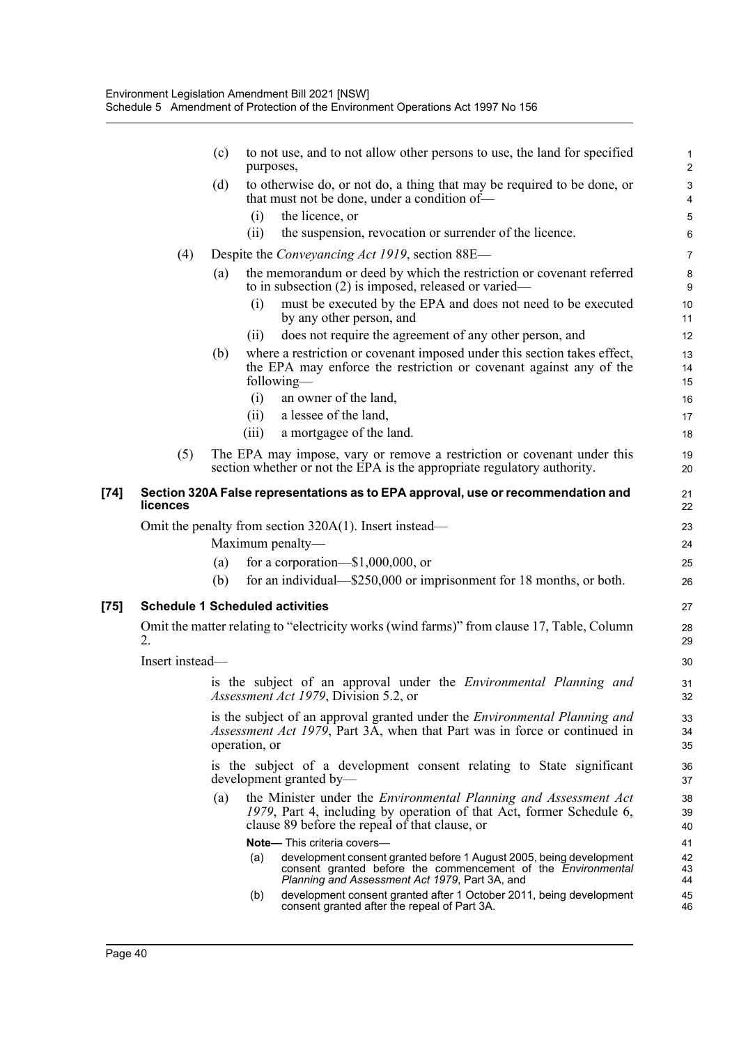(c) to not use, and to not allow other persons to use, the land for specified purposes,

(d) to otherwise do, or not do, a thing that may be required to be done, or that must not be done, under a condition of—

(i) the licence, or

(ii) the suspension, revocation or surrender of the licence.

(4) Despite the *Conveyancing Act 1919*, section 88E—

(a) the memorandum or deed by which the restriction or covenant referred to in subsection (2) is imposed, released or varied—

(i) must be executed by the EPA and does not need to be executed by any other person, and

(ii) does not require the agreement of any other person, and

(b) where a restriction or covenant imposed under this section takes effect, the EPA may enforce the restriction or covenant against any of the following—

(i) an owner of the land,

(ii) a lessee of the land,

(iii) a mortgagee of the land.

(5) The EPA may impose, vary or remove a restriction or covenant under this section whether or not the EPA is the appropriate regulatory authority.

**[74] Section 320A False representations as to EPA approval, use or recommendation and licences**

Omit the penalty from section 320A(1). Insert instead—

Maximum penalty—

(a) for a corporation—$1,000,000, or

(b) for an individual—$250,000 or imprisonment for 18 months, or both.

**[75] Schedule 1 Scheduled activities**

Omit the matter relating to "electricity works (wind farms)" from clause 17, Table, Column 2.

Insert instead—

is the subject of an approval under the *Environmental Planning and Assessment Act 1979*, Division 5.2, or

is the subject of an approval granted under the *Environmental Planning and Assessment Act 1979*, Part 3A, when that Part was in force or continued in operation, or

is the subject of a development consent relating to State significant development granted by—

(a) the Minister under the *Environmental Planning and Assessment Act 1979*, Part 4, including by operation of that Act, former Schedule 6, clause 89 before the repeal of that clause, or

**Note—** This criteria covers—

(a) development consent granted before 1 August 2005, being development consent granted before the commencement of the *Environmental Planning and Assessment Act 1979*, Part 3A, and

(b) development consent granted after 1 October 2011, being development consent granted after the repeal of Part 3A.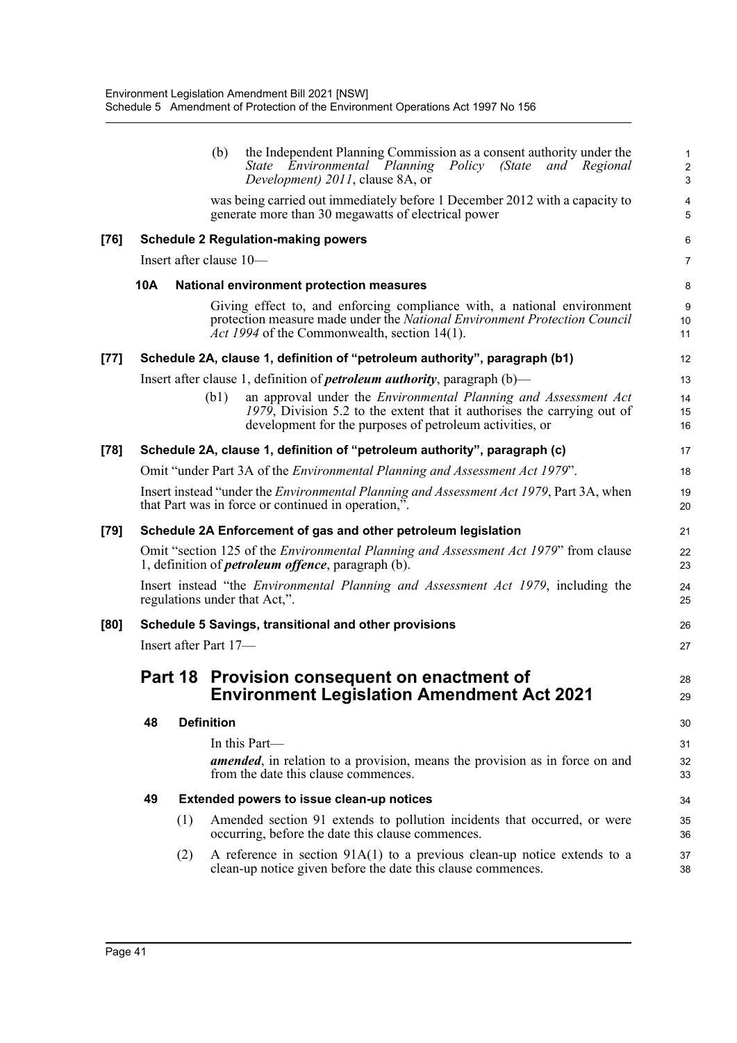(b) the Independent Planning Commission as a consent authority under the *State Environmental Planning Policy (State and Regional Development) 2011*, clause 8A, or

was being carried out immediately before 1 December 2012 with a capacity to generate more than 30 megawatts of electrical power

**[76] Schedule 2 Regulation-making powers**

Insert after clause 10—

**10A National environment protection measures**

Giving effect to, and enforcing compliance with, a national environment protection measure made under the *National Environment Protection Council Act 1994* of the Commonwealth, section 14(1).

**[77] Schedule 2A, clause 1, definition of "petroleum authority", paragraph (b1)**

Insert after clause 1, definition of ***petroleum authority***, paragraph (b)—

(b1) an approval under the *Environmental Planning and Assessment Act 1979*, Division 5.2 to the extent that it authorises the carrying out of development for the purposes of petroleum activities, or

**[78] Schedule 2A, clause 1, definition of "petroleum authority", paragraph (c)**

Omit "under Part 3A of the *Environmental Planning and Assessment Act 1979*".

Insert instead "under the *Environmental Planning and Assessment Act 1979*, Part 3A, when that Part was in force or continued in operation,".

**[79] Schedule 2A Enforcement of gas and other petroleum legislation**

Omit "section 125 of the *Environmental Planning and Assessment Act 1979*" from clause 1, definition of ***petroleum offence***, paragraph (b).

Insert instead "the *Environmental Planning and Assessment Act 1979*, including the regulations under that Act,".

**[80] Schedule 5 Savings, transitional and other provisions**

Insert after Part 17—

## Part 18 Provision consequent on enactment of Environment Legislation Amendment Act 2021

**48 Definition**

In this Part—

***amended***, in relation to a provision, means the provision as in force on and from the date this clause commences.

**49 Extended powers to issue clean-up notices**

(1) Amended section 91 extends to pollution incidents that occurred, or were occurring, before the date this clause commences.

(2) A reference in section 91A(1) to a previous clean-up notice extends to a clean-up notice given before the date this clause commences.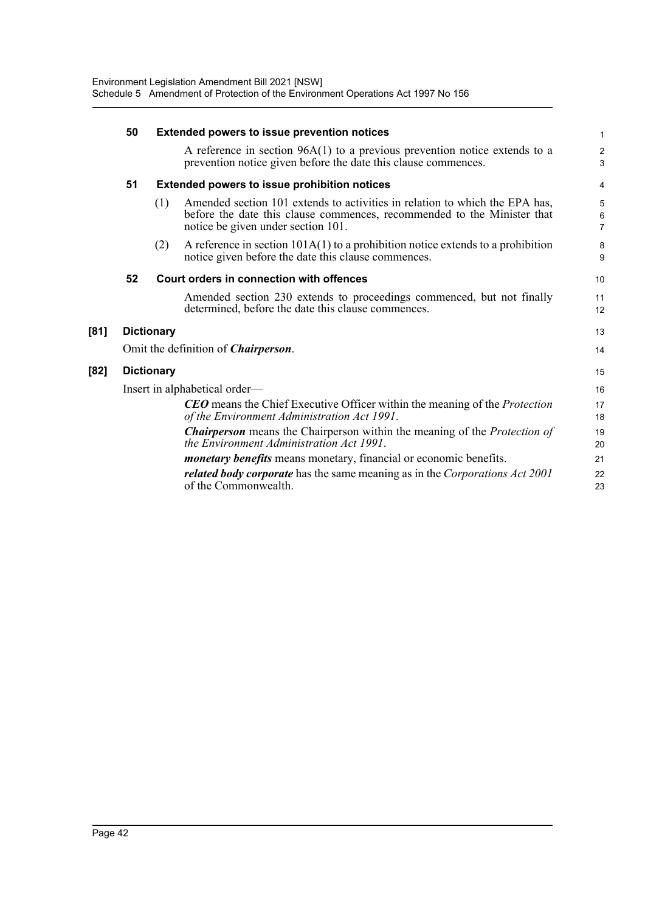**50 Extended powers to issue prevention notices**

A reference in section 96A(1) to a previous prevention notice extends to a prevention notice given before the date this clause commences.

**51 Extended powers to issue prohibition notices**

(1) Amended section 101 extends to activities in relation to which the EPA has, before the date this clause commences, recommended to the Minister that notice be given under section 101.

(2) A reference in section 101A(1) to a prohibition notice extends to a prohibition notice given before the date this clause commences.

**52 Court orders in connection with offences**

Amended section 230 extends to proceedings commenced, but not finally determined, before the date this clause commences.

**[81] Dictionary**

Omit the definition of ***Chairperson***.

**[82] Dictionary**

Insert in alphabetical order—

***CEO*** means the Chief Executive Officer within the meaning of the *Protection of the Environment Administration Act 1991*.

***Chairperson*** means the Chairperson within the meaning of the *Protection of the Environment Administration Act 1991*.

***monetary benefits*** means monetary, financial or economic benefits.

***related body corporate*** has the same meaning as in the *Corporations Act 2001* of the Commonwealth.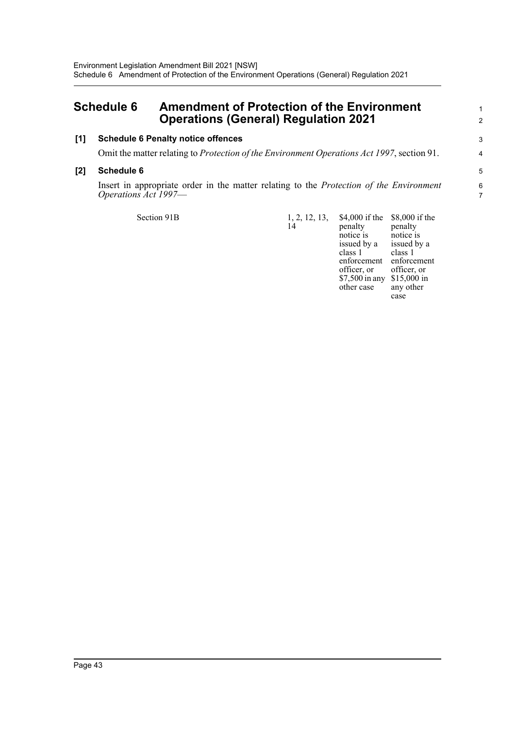# Schedule 6 Amendment of Protection of the Environment Operations (General) Regulation 2021

**[1] Schedule 6 Penalty notice offences**

Omit the matter relating to *Protection of the Environment Operations Act 1997*, section 91.

**[2] Schedule 6**

Insert in appropriate order in the matter relating to the *Protection of the Environment Operations Act 1997*—

| | | | |
|---|---|---|---|
| Section 91B | 1, 2, 12, 13, 14 | \$4,000 if the penalty notice is issued by a class 1 enforcement officer, or \$7,500 in any other case | \$8,000 if the penalty notice is issued by a class 1 enforcement officer, or \$15,000 in any other case |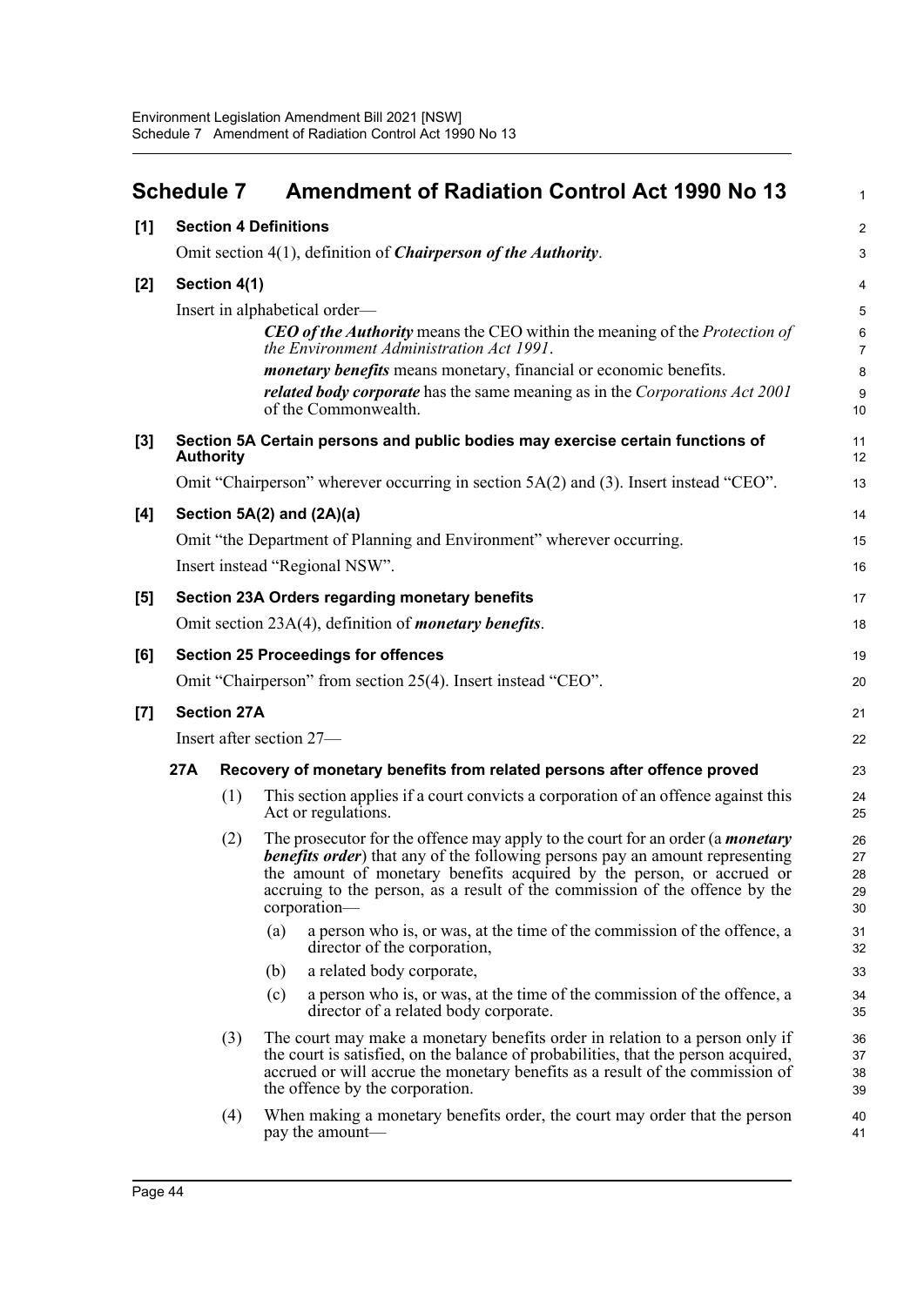# Schedule 7 Amendment of Radiation Control Act 1990 No 13

**[1] Section 4 Definitions**

Omit section 4(1), definition of ***Chairperson of the Authority***.

**[2] Section 4(1)**

Insert in alphabetical order—

> ***CEO of the Authority*** means the CEO within the meaning of the *Protection of the Environment Administration Act 1991*.
>
> ***monetary benefits*** means monetary, financial or economic benefits.
>
> ***related body corporate*** has the same meaning as in the *Corporations Act 2001* of the Commonwealth.

**[3] Section 5A Certain persons and public bodies may exercise certain functions of Authority**

Omit "Chairperson" wherever occurring in section 5A(2) and (3). Insert instead "CEO".

**[4] Section 5A(2) and (2A)(a)**

Omit "the Department of Planning and Environment" wherever occurring.

Insert instead "Regional NSW".

**[5] Section 23A Orders regarding monetary benefits**

Omit section 23A(4), definition of ***monetary benefits***.

**[6] Section 25 Proceedings for offences**

Omit "Chairperson" from section 25(4). Insert instead "CEO".

**[7] Section 27A**

Insert after section 27—

**27A Recovery of monetary benefits from related persons after offence proved**

(1) This section applies if a court convicts a corporation of an offence against this Act or regulations.

(2) The prosecutor for the offence may apply to the court for an order (a ***monetary benefits order***) that any of the following persons pay an amount representing the amount of monetary benefits acquired by the person, or accrued or accruing to the person, as a result of the commission of the offence by the corporation—

(a) a person who is, or was, at the time of the commission of the offence, a director of the corporation,

(b) a related body corporate,

(c) a person who is, or was, at the time of the commission of the offence, a director of a related body corporate.

(3) The court may make a monetary benefits order in relation to a person only if the court is satisfied, on the balance of probabilities, that the person acquired, accrued or will accrue the monetary benefits as a result of the commission of the offence by the corporation.

(4) When making a monetary benefits order, the court may order that the person pay the amount—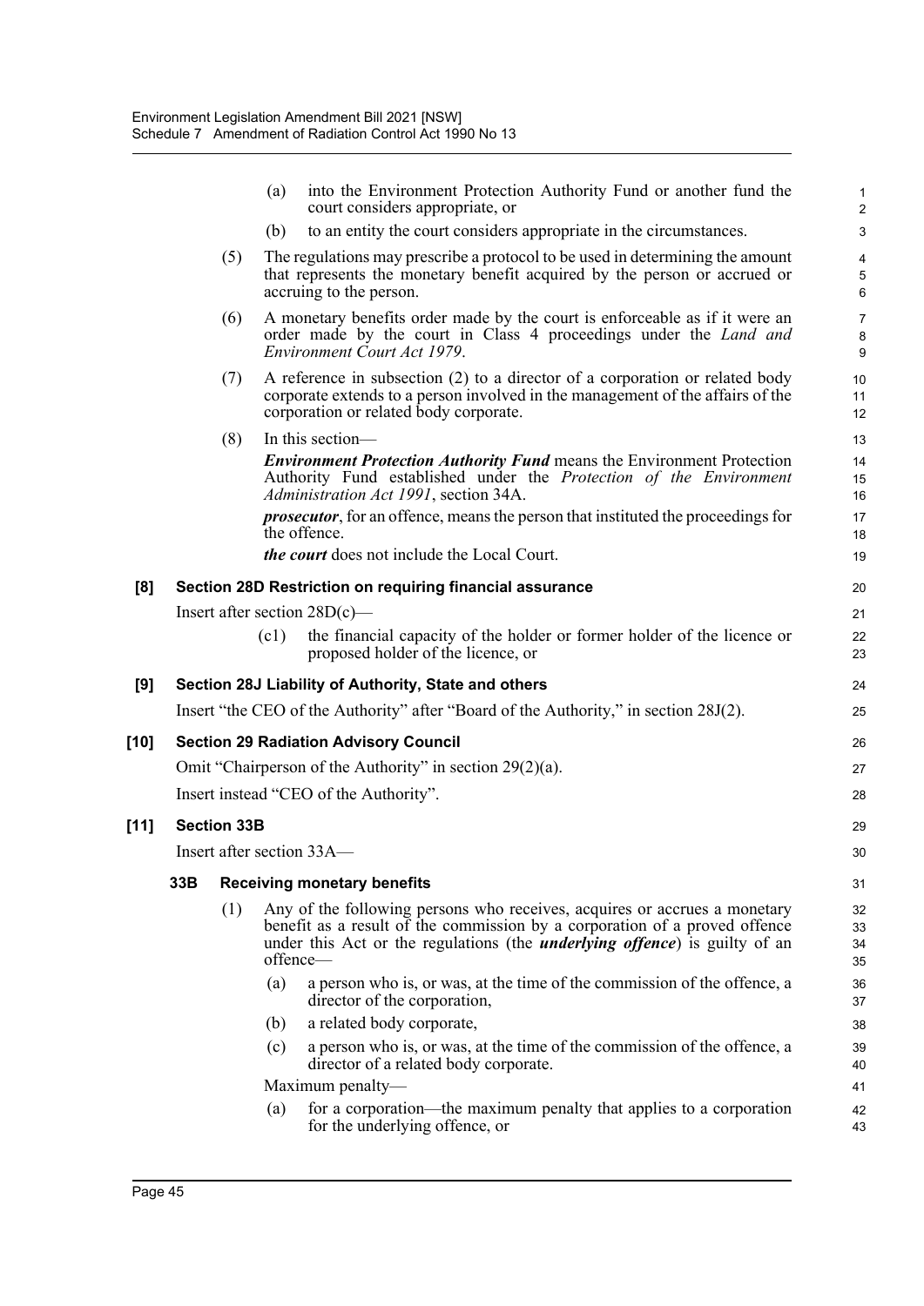(a) into the Environment Protection Authority Fund or another fund the court considers appropriate, or

(b) to an entity the court considers appropriate in the circumstances.

(5) The regulations may prescribe a protocol to be used in determining the amount that represents the monetary benefit acquired by the person or accrued or accruing to the person.

(6) A monetary benefits order made by the court is enforceable as if it were an order made by the court in Class 4 proceedings under the *Land and Environment Court Act 1979*.

(7) A reference in subsection (2) to a director of a corporation or related body corporate extends to a person involved in the management of the affairs of the corporation or related body corporate.

(8) In this section—

***Environment Protection Authority Fund*** means the Environment Protection Authority Fund established under the *Protection of the Environment Administration Act 1991*, section 34A.

***prosecutor***, for an offence, means the person that instituted the proceedings for the offence.

***the court*** does not include the Local Court.

## [8] Section 28D Restriction on requiring financial assurance

Insert after section 28D(c)—

(c1) the financial capacity of the holder or former holder of the licence or proposed holder of the licence, or

## [9] Section 28J Liability of Authority, State and others

Insert "the CEO of the Authority" after "Board of the Authority," in section 28J(2).

## [10] Section 29 Radiation Advisory Council

Omit "Chairperson of the Authority" in section 29(2)(a).

Insert instead "CEO of the Authority".

## [11] Section 33B

Insert after section 33A—

### 33B Receiving monetary benefits

(1) Any of the following persons who receives, acquires or accrues a monetary benefit as a result of the commission by a corporation of a proved offence under this Act or the regulations (the ***underlying offence***) is guilty of an offence—

(a) a person who is, or was, at the time of the commission of the offence, a director of the corporation,

(b) a related body corporate,

(c) a person who is, or was, at the time of the commission of the offence, a director of a related body corporate.

Maximum penalty—

(a) for a corporation—the maximum penalty that applies to a corporation for the underlying offence, or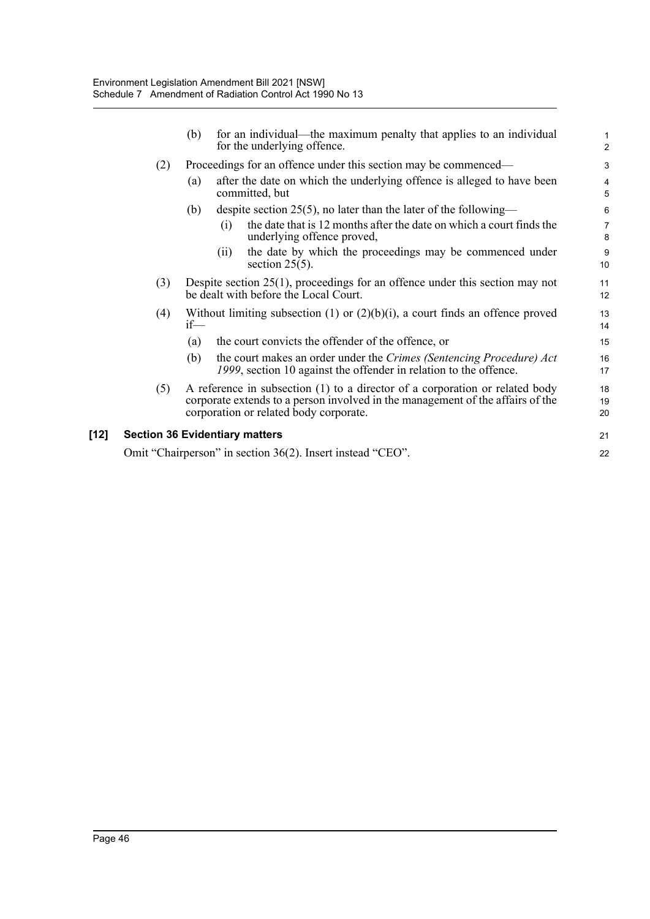(b) for an individual—the maximum penalty that applies to an individual for the underlying offence.

(2) Proceedings for an offence under this section may be commenced—

(a) after the date on which the underlying offence is alleged to have been committed, but

(b) despite section 25(5), no later than the later of the following—

(i) the date that is 12 months after the date on which a court finds the underlying offence proved,

(ii) the date by which the proceedings may be commenced under section 25(5).

(3) Despite section 25(1), proceedings for an offence under this section may not be dealt with before the Local Court.

(4) Without limiting subsection (1) or (2)(b)(i), a court finds an offence proved if—

(a) the court convicts the offender of the offence, or

(b) the court makes an order under the *Crimes (Sentencing Procedure) Act 1999*, section 10 against the offender in relation to the offence.

(5) A reference in subsection (1) to a director of a corporation or related body corporate extends to a person involved in the management of the affairs of the corporation or related body corporate.

**[12] Section 36 Evidentiary matters**

Omit "Chairperson" in section 36(2). Insert instead "CEO".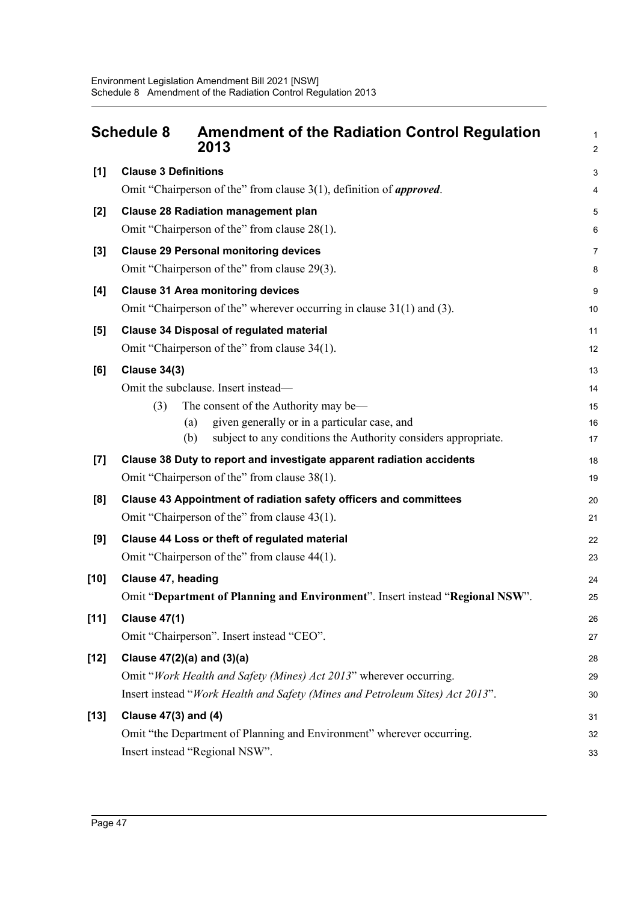## Schedule 8 Amendment of the Radiation Control Regulation 2013

**[1] Clause 3 Definitions**

Omit "Chairperson of the" from clause 3(1), definition of ***approved***.

**[2] Clause 28 Radiation management plan**

Omit "Chairperson of the" from clause 28(1).

**[3] Clause 29 Personal monitoring devices**

Omit "Chairperson of the" from clause 29(3).

**[4] Clause 31 Area monitoring devices**

Omit "Chairperson of the" wherever occurring in clause 31(1) and (3).

**[5] Clause 34 Disposal of regulated material**

Omit "Chairperson of the" from clause 34(1).

**[6] Clause 34(3)**

Omit the subclause. Insert instead—

(3) The consent of the Authority may be—

(a) given generally or in a particular case, and

(b) subject to any conditions the Authority considers appropriate.

**[7] Clause 38 Duty to report and investigate apparent radiation accidents**

Omit "Chairperson of the" from clause 38(1).

**[8] Clause 43 Appointment of radiation safety officers and committees**

Omit "Chairperson of the" from clause 43(1).

**[9] Clause 44 Loss or theft of regulated material**

Omit "Chairperson of the" from clause 44(1).

**[10] Clause 47, heading**

Omit "**Department of Planning and Environment**". Insert instead "**Regional NSW**".

**[11] Clause 47(1)**

Omit "Chairperson". Insert instead "CEO".

**[12] Clause 47(2)(a) and (3)(a)**

Omit "*Work Health and Safety (Mines) Act 2013*" wherever occurring.

Insert instead "*Work Health and Safety (Mines and Petroleum Sites) Act 2013*".

**[13] Clause 47(3) and (4)**

Omit "the Department of Planning and Environment" wherever occurring.

Insert instead "Regional NSW".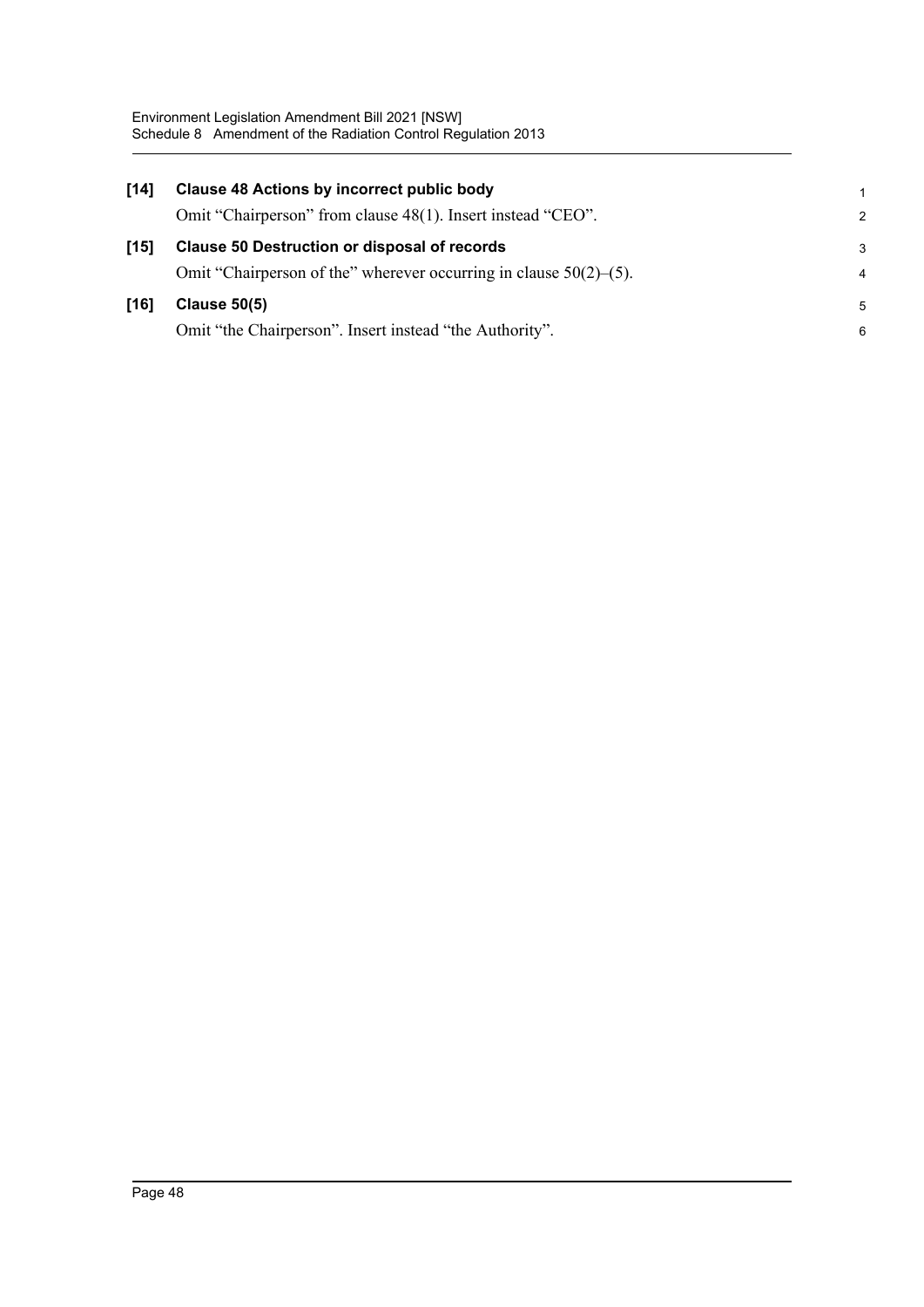**[14] Clause 48 Actions by incorrect public body**

Omit "Chairperson" from clause 48(1). Insert instead "CEO".

**[15] Clause 50 Destruction or disposal of records**

Omit "Chairperson of the" wherever occurring in clause 50(2)–(5).

**[16] Clause 50(5)**

Omit "the Chairperson". Insert instead "the Authority".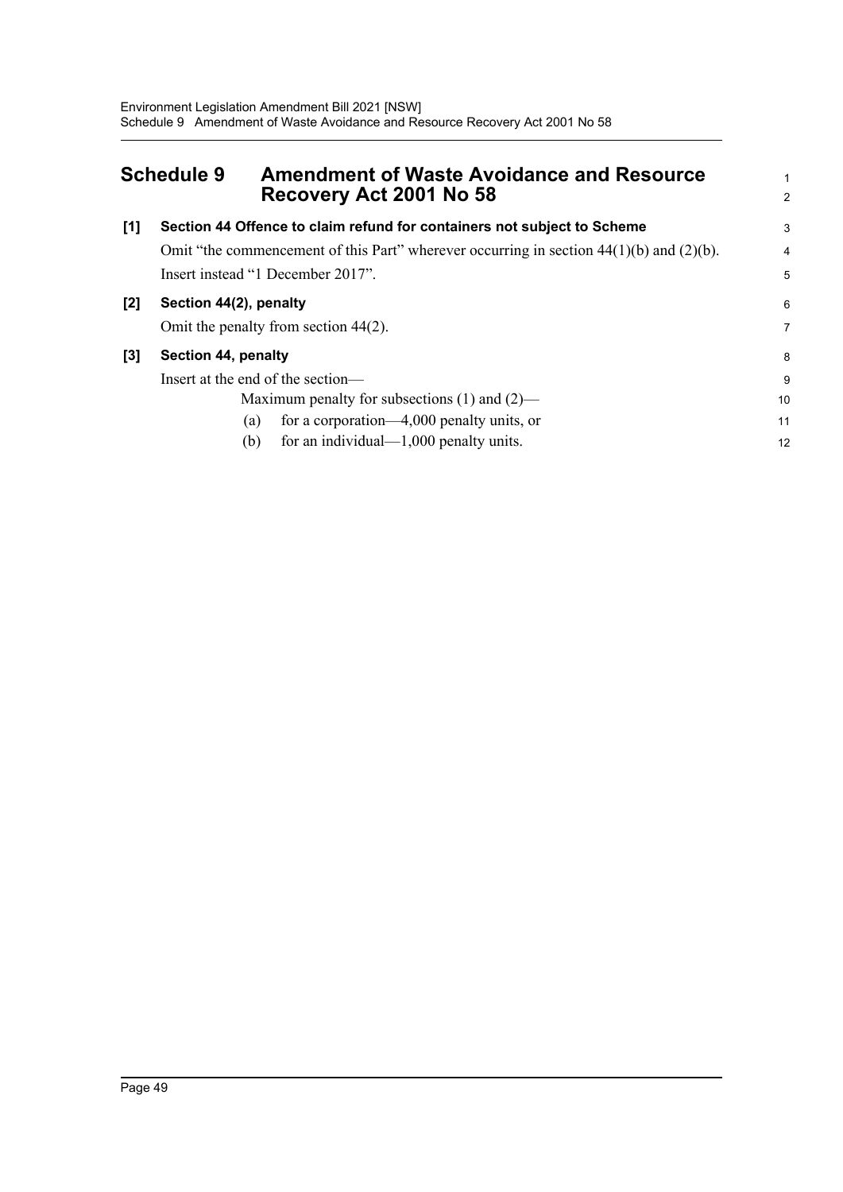# Schedule 9 Amendment of Waste Avoidance and Resource Recovery Act 2001 No 58

**[1] Section 44 Offence to claim refund for containers not subject to Scheme**

Omit "the commencement of this Part" wherever occurring in section 44(1)(b) and (2)(b). Insert instead "1 December 2017".

**[2] Section 44(2), penalty**

Omit the penalty from section 44(2).

**[3] Section 44, penalty**

Insert at the end of the section—

Maximum penalty for subsections (1) and (2)—

(a) for a corporation—4,000 penalty units, or

(b) for an individual—1,000 penalty units.